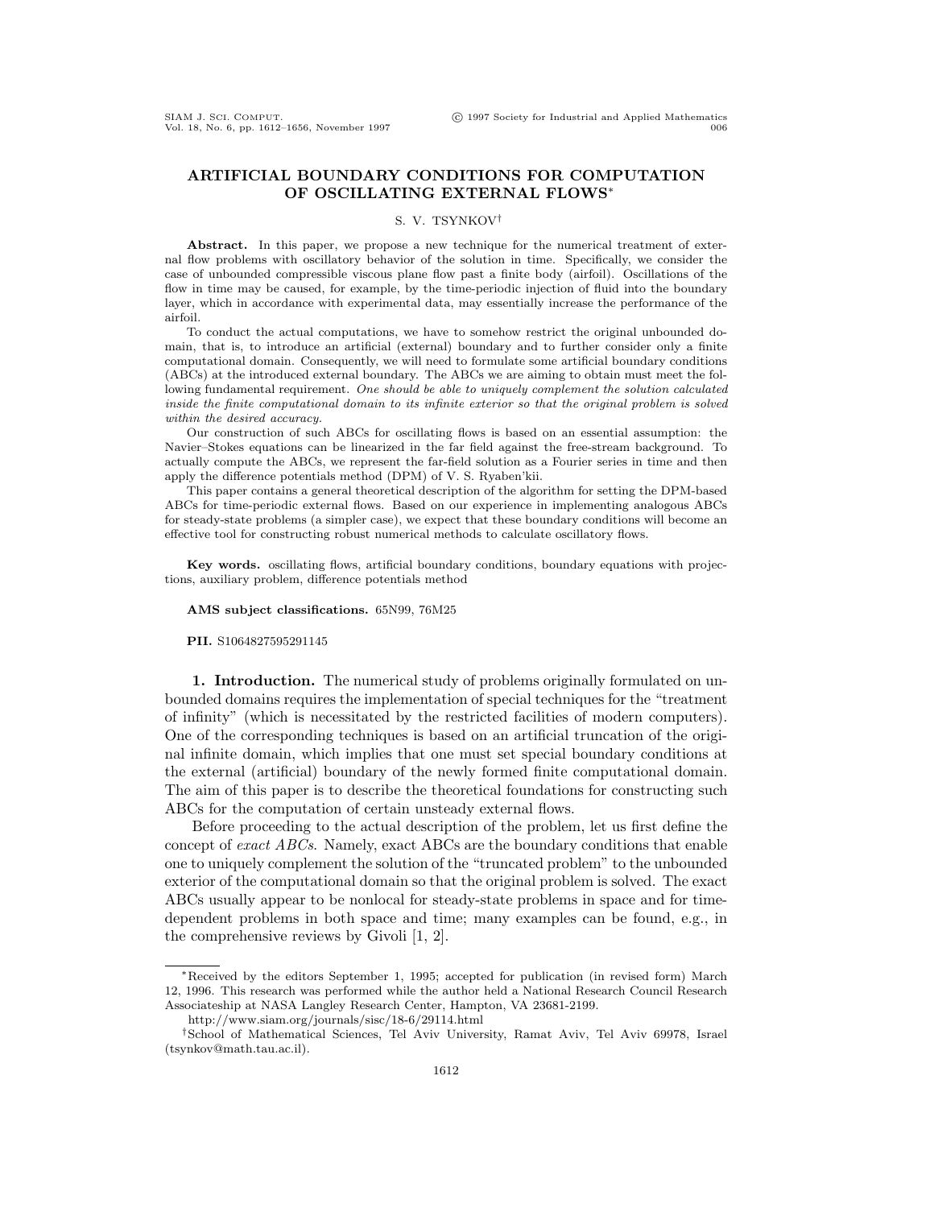# ARTIFICIAL BOUNDARY CONDITIONS FOR COMPUTATION OF OSCILLATING EXTERNAL FLOWS*

S. V. TSYNKOV†

**Abstract.** In this paper, we propose a new technique for the numerical treatment of external flow problems with oscillatory behavior of the solution in time. Specifically, we consider the case of unbounded compressible viscous plane flow past a finite body (airfoil). Oscillations of the flow in time may be caused, for example, by the time-periodic injection of fluid into the boundary layer, which in accordance with experimental data, may essentially increase the performance of the airfoil.

To conduct the actual computations, we have to somehow restrict the original unbounded domain, that is, to introduce an artificial (external) boundary and to further consider only a finite computational domain. Consequently, we will need to formulate some artificial boundary conditions (ABCs) at the introduced external boundary. The ABCs we are aiming to obtain must meet the following fundamental requirement. *One should be able to uniquely complement the solution calculated inside the finite computational domain to its infinite exterior so that the original problem is solved within the desired accuracy.*

Our construction of such ABCs for oscillating flows is based on an essential assumption: the Navier–Stokes equations can be linearized in the far field against the free-stream background. To actually compute the ABCs, we represent the far-field solution as a Fourier series in time and then apply the difference potentials method (DPM) of V. S. Ryaben'kii.

This paper contains a general theoretical description of the algorithm for setting the DPM-based ABCs for time-periodic external flows. Based on our experience in implementing analogous ABCs for steady-state problems (a simpler case), we expect that these boundary conditions will become an effective tool for constructing robust numerical methods to calculate oscillatory flows.

**Key words.** oscillating flows, artificial boundary conditions, boundary equations with projections, auxiliary problem, difference potentials method

**AMS subject classifications.** 65N99, 76M25

**PII.** S1064827595291145

## 1. Introduction.

The numerical study of problems originally formulated on unbounded domains requires the implementation of special techniques for the "treatment of infinity" (which is necessitated by the restricted facilities of modern computers). One of the corresponding techniques is based on an artificial truncation of the original infinite domain, which implies that one must set special boundary conditions at the external (artificial) boundary of the newly formed finite computational domain. The aim of this paper is to describe the theoretical foundations for constructing such ABCs for the computation of certain unsteady external flows.

Before proceeding to the actual description of the problem, let us first define the concept of *exact ABCs*. Namely, exact ABCs are the boundary conditions that enable one to uniquely complement the solution of the "truncated problem" to the unbounded exterior of the computational domain so that the original problem is solved. The exact ABCs usually appear to be nonlocal for steady-state problems in space and for time-dependent problems in both space and time; many examples can be found, e.g., in the comprehensive reviews by Givoli [1, 2].

---

*Received by the editors September 1, 1995; accepted for publication (in revised form) March 12, 1996. This research was performed while the author held a National Research Council Research Associateship at NASA Langley Research Center, Hampton, VA 23681-2199.

http://www.siam.org/journals/sisc/18-6/29114.html

†School of Mathematical Sciences, Tel Aviv University, Ramat Aviv, Tel Aviv 69978, Israel (tsynkov@math.tau.ac.il).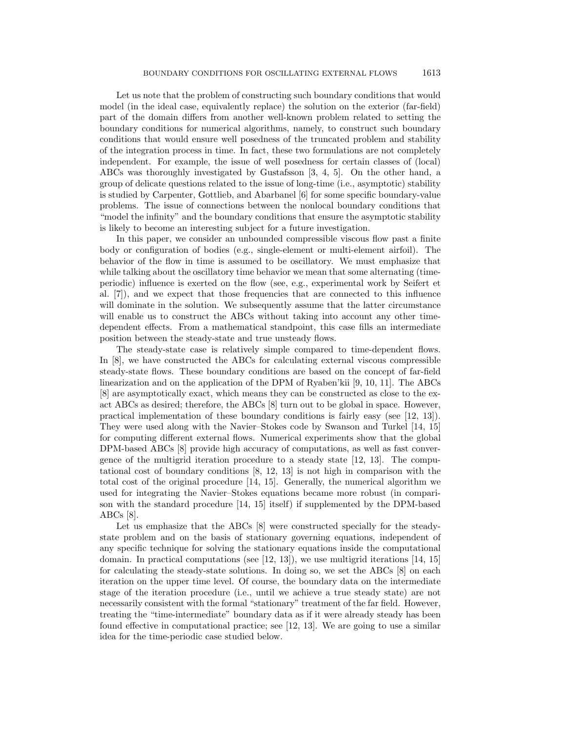Let us note that the problem of constructing such boundary conditions that would model (in the ideal case, equivalently replace) the solution on the exterior (far-field) part of the domain differs from another well-known problem related to setting the boundary conditions for numerical algorithms, namely, to construct such boundary conditions that would ensure well posedness of the truncated problem and stability of the integration process in time. In fact, these two formulations are not completely independent. For example, the issue of well posedness for certain classes of (local) ABCs was thoroughly investigated by Gustafsson [3, 4, 5]. On the other hand, a group of delicate questions related to the issue of long-time (i.e., asymptotic) stability is studied by Carpenter, Gottlieb, and Abarbanel [6] for some specific boundary-value problems. The issue of connections between the nonlocal boundary conditions that "model the infinity" and the boundary conditions that ensure the asymptotic stability is likely to become an interesting subject for a future investigation.

In this paper, we consider an unbounded compressible viscous flow past a finite body or configuration of bodies (e.g., single-element or multi-element airfoil). The behavior of the flow in time is assumed to be oscillatory. We must emphasize that while talking about the oscillatory time behavior we mean that some alternating (time-periodic) influence is exerted on the flow (see, e.g., experimental work by Seifert et al. [7]), and we expect that those frequencies that are connected to this influence will dominate in the solution. We subsequently assume that the latter circumstance will enable us to construct the ABCs without taking into account any other time-dependent effects. From a mathematical standpoint, this case fills an intermediate position between the steady-state and true unsteady flows.

The steady-state case is relatively simple compared to time-dependent flows. In [8], we have constructed the ABCs for calculating external viscous compressible steady-state flows. These boundary conditions are based on the concept of far-field linearization and on the application of the DPM of Ryaben'kii [9, 10, 11]. The ABCs [8] are asymptotically exact, which means they can be constructed as close to the exact ABCs as desired; therefore, the ABCs [8] turn out to be global in space. However, practical implementation of these boundary conditions is fairly easy (see [12, 13]). They were used along with the Navier–Stokes code by Swanson and Turkel [14, 15] for computing different external flows. Numerical experiments show that the global DPM-based ABCs [8] provide high accuracy of computations, as well as fast convergence of the multigrid iteration procedure to a steady state [12, 13]. The computational cost of boundary conditions [8, 12, 13] is not high in comparison with the total cost of the original procedure [14, 15]. Generally, the numerical algorithm we used for integrating the Navier–Stokes equations became more robust (in comparison with the standard procedure [14, 15] itself) if supplemented by the DPM-based ABCs [8].

Let us emphasize that the ABCs [8] were constructed specially for the steady-state problem and on the basis of stationary governing equations, independent of any specific technique for solving the stationary equations inside the computational domain. In practical computations (see [12, 13]), we use multigrid iterations [14, 15] for calculating the steady-state solutions. In doing so, we set the ABCs [8] on each iteration on the upper time level. Of course, the boundary data on the intermediate stage of the iteration procedure (i.e., until we achieve a true steady state) are not necessarily consistent with the formal "stationary" treatment of the far field. However, treating the "time-intermediate" boundary data as if it were already steady has been found effective in computational practice; see [12, 13]. We are going to use a similar idea for the time-periodic case studied below.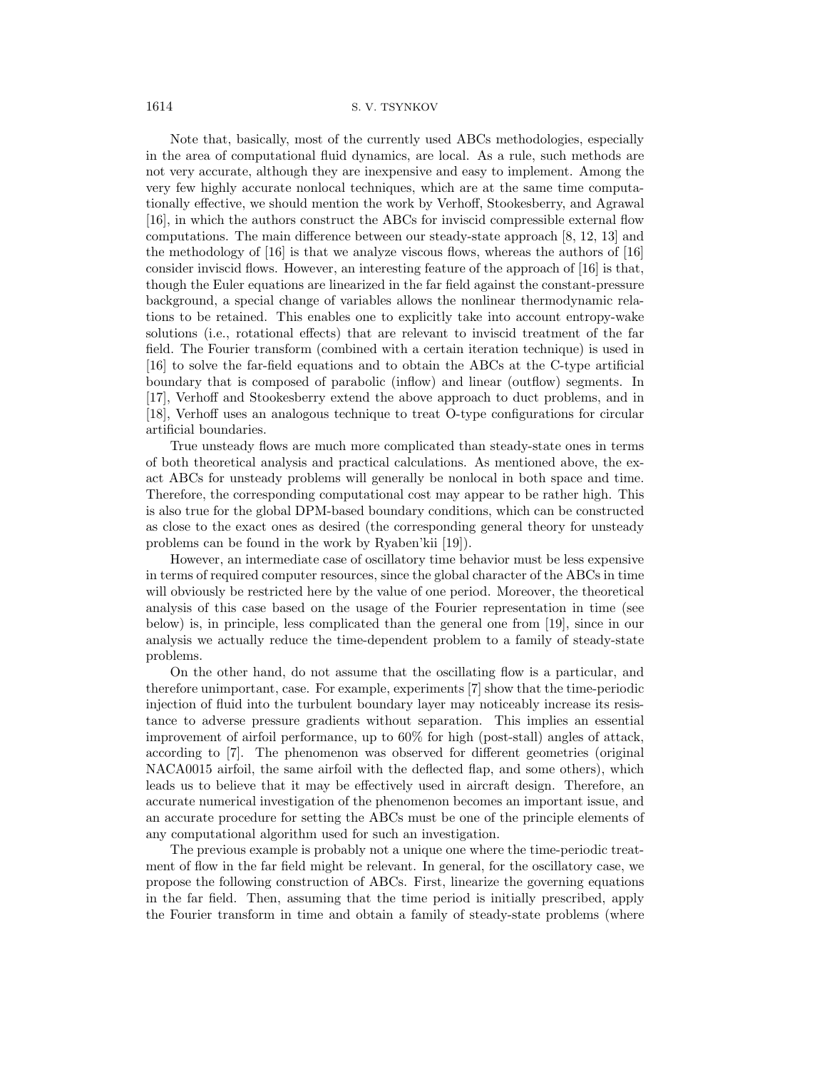Note that, basically, most of the currently used ABCs methodologies, especially in the area of computational fluid dynamics, are local. As a rule, such methods are not very accurate, although they are inexpensive and easy to implement. Among the very few highly accurate nonlocal techniques, which are at the same time computationally effective, we should mention the work by Verhoff, Stookesberry, and Agrawal [16], in which the authors construct the ABCs for inviscid compressible external flow computations. The main difference between our steady-state approach [8, 12, 13] and the methodology of [16] is that we analyze viscous flows, whereas the authors of [16] consider inviscid flows. However, an interesting feature of the approach of [16] is that, though the Euler equations are linearized in the far field against the constant-pressure background, a special change of variables allows the nonlinear thermodynamic relations to be retained. This enables one to explicitly take into account entropy-wake solutions (i.e., rotational effects) that are relevant to inviscid treatment of the far field. The Fourier transform (combined with a certain iteration technique) is used in [16] to solve the far-field equations and to obtain the ABCs at the C-type artificial boundary that is composed of parabolic (inflow) and linear (outflow) segments. In [17], Verhoff and Stookesberry extend the above approach to duct problems, and in [18], Verhoff uses an analogous technique to treat O-type configurations for circular artificial boundaries.

True unsteady flows are much more complicated than steady-state ones in terms of both theoretical analysis and practical calculations. As mentioned above, the exact ABCs for unsteady problems will generally be nonlocal in both space and time. Therefore, the corresponding computational cost may appear to be rather high. This is also true for the global DPM-based boundary conditions, which can be constructed as close to the exact ones as desired (the corresponding general theory for unsteady problems can be found in the work by Ryaben'kii [19]).

However, an intermediate case of oscillatory time behavior must be less expensive in terms of required computer resources, since the global character of the ABCs in time will obviously be restricted here by the value of one period. Moreover, the theoretical analysis of this case based on the usage of the Fourier representation in time (see below) is, in principle, less complicated than the general one from [19], since in our analysis we actually reduce the time-dependent problem to a family of steady-state problems.

On the other hand, do not assume that the oscillating flow is a particular, and therefore unimportant, case. For example, experiments [7] show that the time-periodic injection of fluid into the turbulent boundary layer may noticeably increase its resistance to adverse pressure gradients without separation. This implies an essential improvement of airfoil performance, up to 60% for high (post-stall) angles of attack, according to [7]. The phenomenon was observed for different geometries (original NACA0015 airfoil, the same airfoil with the deflected flap, and some others), which leads us to believe that it may be effectively used in aircraft design. Therefore, an accurate numerical investigation of the phenomenon becomes an important issue, and an accurate procedure for setting the ABCs must be one of the principle elements of any computational algorithm used for such an investigation.

The previous example is probably not a unique one where the time-periodic treatment of flow in the far field might be relevant. In general, for the oscillatory case, we propose the following construction of ABCs. First, linearize the governing equations in the far field. Then, assuming that the time period is initially prescribed, apply the Fourier transform in time and obtain a family of steady-state problems (where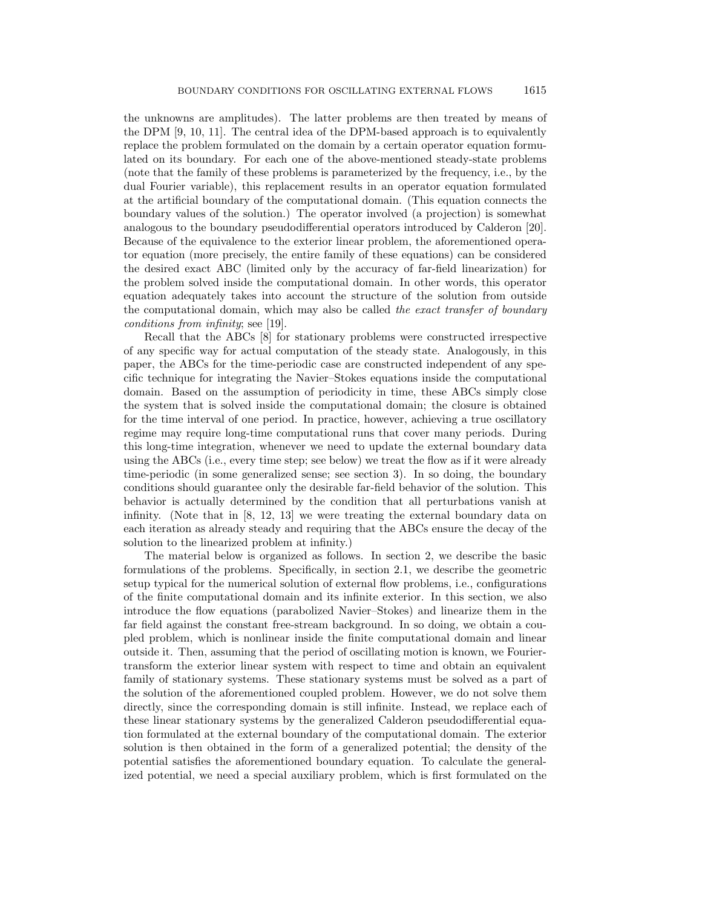the unknowns are amplitudes). The latter problems are then treated by means of the DPM [9, 10, 11]. The central idea of the DPM-based approach is to equivalently replace the problem formulated on the domain by a certain operator equation formulated on its boundary. For each one of the above-mentioned steady-state problems (note that the family of these problems is parameterized by the frequency, i.e., by the dual Fourier variable), this replacement results in an operator equation formulated at the artificial boundary of the computational domain. (This equation connects the boundary values of the solution.) The operator involved (a projection) is somewhat analogous to the boundary pseudodifferential operators introduced by Calderon [20]. Because of the equivalence to the exterior linear problem, the aforementioned operator equation (more precisely, the entire family of these equations) can be considered the desired exact ABC (limited only by the accuracy of far-field linearization) for the problem solved inside the computational domain. In other words, this operator equation adequately takes into account the structure of the solution from outside the computational domain, which may also be called *the exact transfer of boundary conditions from infinity*; see [19].

Recall that the ABCs [8] for stationary problems were constructed irrespective of any specific way for actual computation of the steady state. Analogously, in this paper, the ABCs for the time-periodic case are constructed independent of any specific technique for integrating the Navier–Stokes equations inside the computational domain. Based on the assumption of periodicity in time, these ABCs simply close the system that is solved inside the computational domain; the closure is obtained for the time interval of one period. In practice, however, achieving a true oscillatory regime may require long-time computational runs that cover many periods. During this long-time integration, whenever we need to update the external boundary data using the ABCs (i.e., every time step; see below) we treat the flow as if it were already time-periodic (in some generalized sense; see section 3). In so doing, the boundary conditions should guarantee only the desirable far-field behavior of the solution. This behavior is actually determined by the condition that all perturbations vanish at infinity. (Note that in [8, 12, 13] we were treating the external boundary data on each iteration as already steady and requiring that the ABCs ensure the decay of the solution to the linearized problem at infinity.)

The material below is organized as follows. In section 2, we describe the basic formulations of the problems. Specifically, in section 2.1, we describe the geometric setup typical for the numerical solution of external flow problems, i.e., configurations of the finite computational domain and its infinite exterior. In this section, we also introduce the flow equations (parabolized Navier–Stokes) and linearize them in the far field against the constant free-stream background. In so doing, we obtain a coupled problem, which is nonlinear inside the finite computational domain and linear outside it. Then, assuming that the period of oscillating motion is known, we Fourier-transform the exterior linear system with respect to time and obtain an equivalent family of stationary systems. These stationary systems must be solved as a part of the solution of the aforementioned coupled problem. However, we do not solve them directly, since the corresponding domain is still infinite. Instead, we replace each of these linear stationary systems by the generalized Calderon pseudodifferential equation formulated at the external boundary of the computational domain. The exterior solution is then obtained in the form of a generalized potential; the density of the potential satisfies the aforementioned boundary equation. To calculate the generalized potential, we need a special auxiliary problem, which is first formulated on the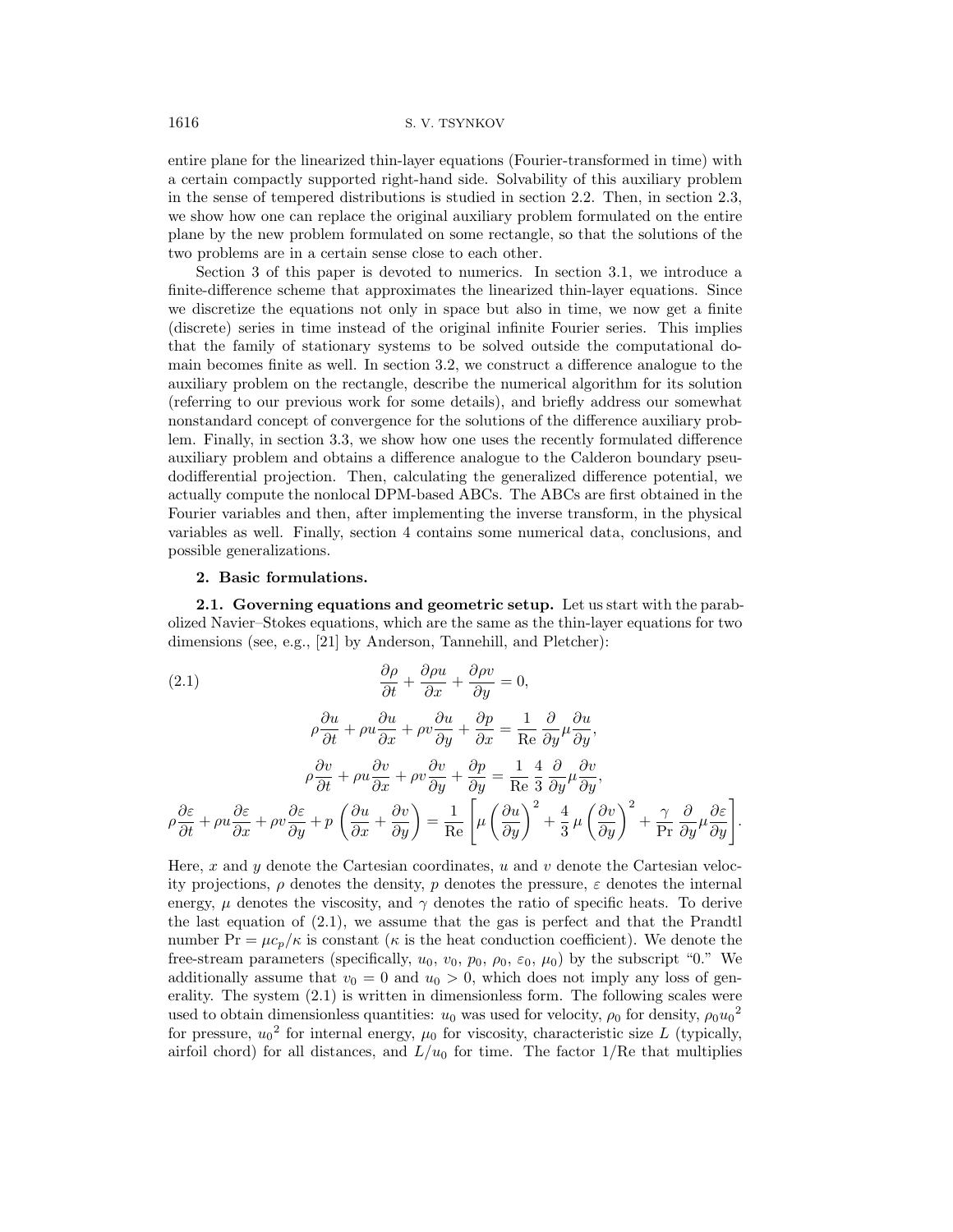entire plane for the linearized thin-layer equations (Fourier-transformed in time) with a certain compactly supported right-hand side. Solvability of this auxiliary problem in the sense of tempered distributions is studied in section 2.2. Then, in section 2.3, we show how one can replace the original auxiliary problem formulated on the entire plane by the new problem formulated on some rectangle, so that the solutions of the two problems are in a certain sense close to each other.

Section 3 of this paper is devoted to numerics. In section 3.1, we introduce a finite-difference scheme that approximates the linearized thin-layer equations. Since we discretize the equations not only in space but also in time, we now get a finite (discrete) series in time instead of the original infinite Fourier series. This implies that the family of stationary systems to be solved outside the computational domain becomes finite as well. In section 3.2, we construct a difference analogue to the auxiliary problem on the rectangle, describe the numerical algorithm for its solution (referring to our previous work for some details), and briefly address our somewhat nonstandard concept of convergence for the solutions of the difference auxiliary problem. Finally, in section 3.3, we show how one uses the recently formulated difference auxiliary problem and obtains a difference analogue to the Calderon boundary pseudodifferential projection. Then, calculating the generalized difference potential, we actually compute the nonlocal DPM-based ABCs. The ABCs are first obtained in the Fourier variables and then, after implementing the inverse transform, in the physical variables as well. Finally, section 4 contains some numerical data, conclusions, and possible generalizations.

## 2. Basic formulations.

**2.1. Governing equations and geometric setup.** Let us start with the parabolized Navier–Stokes equations, which are the same as the thin-layer equations for two dimensions (see, e.g., [21] by Anderson, Tannehill, and Pletcher):

$$
\frac{\partial \rho}{\partial t} + \frac{\partial \rho u}{\partial x} + \frac{\partial \rho v}{\partial y} = 0, \tag{2.1}
$$

$$
\rho\frac{\partial u}{\partial t} + \rho u \frac{\partial u}{\partial x} + \rho v \frac{\partial u}{\partial y} + \frac{\partial p}{\partial x} = \frac{1}{\mathrm{Re}}\frac{\partial}{\partial y}\mu\frac{\partial u}{\partial y},
$$

$$
\rho\frac{\partial v}{\partial t} + \rho u \frac{\partial v}{\partial x} + \rho v \frac{\partial v}{\partial y} + \frac{\partial p}{\partial y} = \frac{1}{\mathrm{Re}}\frac{4}{3}\frac{\partial}{\partial y}\mu\frac{\partial v}{\partial y},
$$

$$
\rho\frac{\partial \varepsilon}{\partial t} + \rho u \frac{\partial \varepsilon}{\partial x} + \rho v \frac{\partial \varepsilon}{\partial y} + p\left(\frac{\partial u}{\partial x} + \frac{\partial v}{\partial y}\right) = \frac{1}{\mathrm{Re}}\left[\mu\left(\frac{\partial u}{\partial y}\right)^2 + \frac{4}{3}\,\mu\left(\frac{\partial v}{\partial y}\right)^2 + \frac{\gamma}{\mathrm{Pr}}\frac{\partial}{\partial y}\mu\frac{\partial \varepsilon}{\partial y}\right].
$$

Here, $x$ and $y$ denote the Cartesian coordinates, $u$ and $v$ denote the Cartesian velocity projections, $\rho$ denotes the density, $p$ denotes the pressure, $\varepsilon$ denotes the internal energy, $\mu$ denotes the viscosity, and $\gamma$ denotes the ratio of specific heats. To derive the last equation of (2.1), we assume that the gas is perfect and that the Prandtl number $\mathrm{Pr} = \mu c_p/\kappa$ is constant ($\kappa$ is the heat conduction coefficient). We denote the free-stream parameters (specifically, $u_0$, $v_0$, $p_0$, $\rho_0$, $\varepsilon_0$, $\mu_0$) by the subscript "0." We additionally assume that $v_0 = 0$ and $u_0 > 0$, which does not imply any loss of generality. The system (2.1) is written in dimensionless form. The following scales were used to obtain dimensionless quantities: $u_0$ was used for velocity, $\rho_0$ for density, $\rho_0 {u_0}^2$ for pressure, ${u_0}^2$ for internal energy, $\mu_0$ for viscosity, characteristic size $L$ (typically, airfoil chord) for all distances, and $L/u_0$ for time. The factor $1/\mathrm{Re}$ that multiplies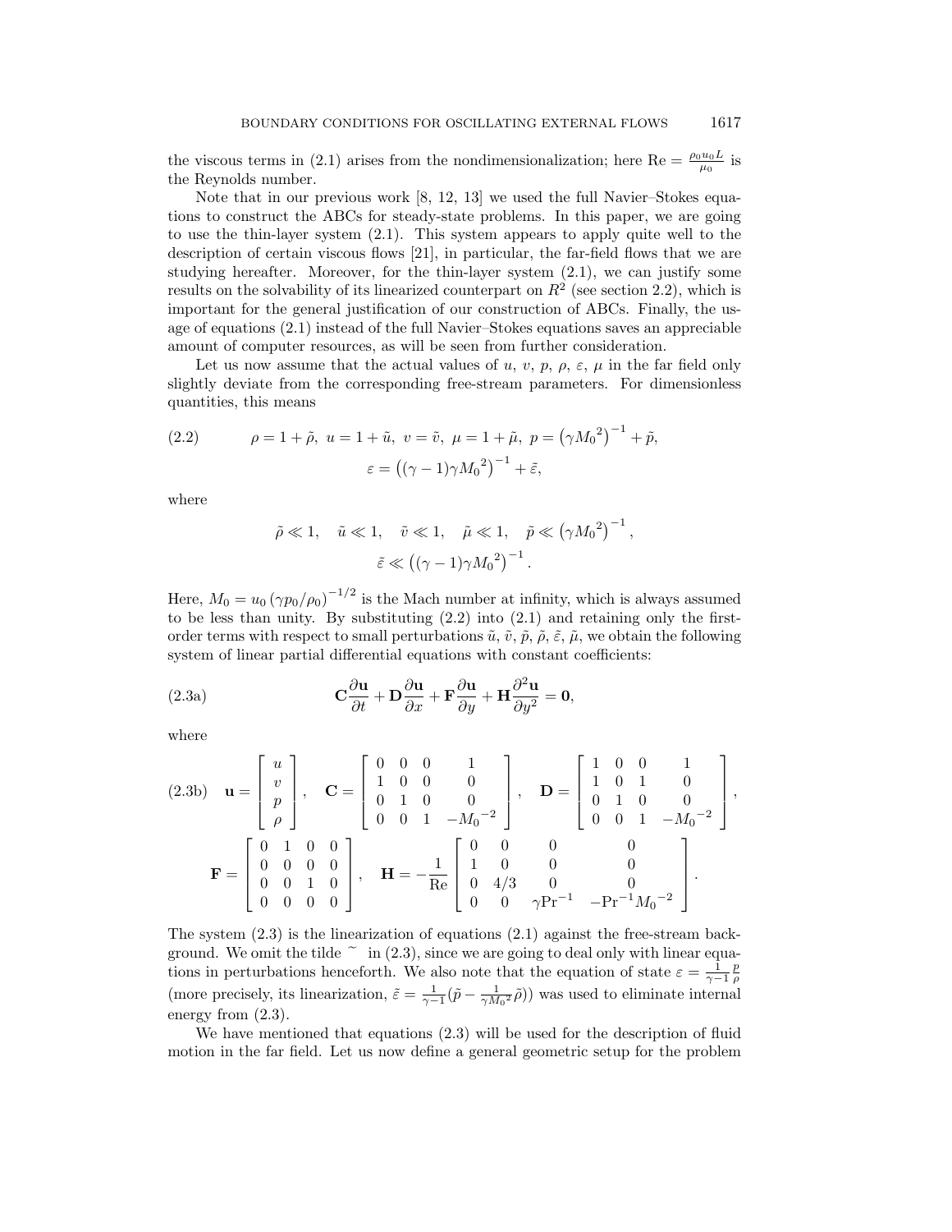the viscous terms in (2.1) arises from the nondimensionalization; here $\mathrm{Re} = \frac{\rho_0 u_0 L}{\mu_0}$ is the Reynolds number.

Note that in our previous work [8, 12, 13] we used the full Navier–Stokes equations to construct the ABCs for steady-state problems. In this paper, we are going to use the thin-layer system (2.1). This system appears to apply quite well to the description of certain viscous flows [21], in particular, the far-field flows that we are studying hereafter. Moreover, for the thin-layer system (2.1), we can justify some results on the solvability of its linearized counterpart on $R^2$ (see section 2.2), which is important for the general justification of our construction of ABCs. Finally, the usage of equations (2.1) instead of the full Navier–Stokes equations saves an appreciable amount of computer resources, as will be seen from further consideration.

Let us now assume that the actual values of $u$, $v$, $p$, $\rho$, $\varepsilon$, $\mu$ in the far field only slightly deviate from the corresponding free-stream parameters. For dimensionless quantities, this means

$$
\rho = 1 + \tilde{\rho},\ u = 1 + \tilde{u},\ v = \tilde{v},\ \mu = 1 + \tilde{\mu},\ p = \left(\gamma {M_0}^2\right)^{-1} + \tilde{p},
$$
$$
\varepsilon = \left((\gamma - 1)\gamma {M_0}^2\right)^{-1} + \tilde{\varepsilon}, \tag{2.2}
$$

where

$$
\tilde{\rho} \ll 1, \quad \tilde{u} \ll 1, \quad \tilde{v} \ll 1, \quad \tilde{\mu} \ll 1, \quad \tilde{p} \ll \left(\gamma {M_0}^2\right)^{-1},
$$
$$
\tilde{\varepsilon} \ll \left((\gamma - 1)\gamma {M_0}^2\right)^{-1}.
$$

Here, $M_0 = u_0 \left(\gamma p_0/\rho_0\right)^{-1/2}$ is the Mach number at infinity, which is always assumed to be less than unity. By substituting (2.2) into (2.1) and retaining only the first-order terms with respect to small perturbations $\tilde{u}$, $\tilde{v}$, $\tilde{p}$, $\tilde{\rho}$, $\tilde{\varepsilon}$, $\tilde{\mu}$, we obtain the following system of linear partial differential equations with constant coefficients:

$$
\mathbf{C}\frac{\partial \mathbf{u}}{\partial t} + \mathbf{D}\frac{\partial \mathbf{u}}{\partial x} + \mathbf{F}\frac{\partial \mathbf{u}}{\partial y} + \mathbf{H}\frac{\partial^2 \mathbf{u}}{\partial y^2} = \mathbf{0}, \tag{2.3a}
$$

where

$$
\mathbf{u} = \begin{bmatrix} u \\ v \\ p \\ \rho \end{bmatrix}, \quad \mathbf{C} = \begin{bmatrix} 0 & 0 & 0 & 1 \\ 1 & 0 & 0 & 0 \\ 0 & 1 & 0 & 0 \\ 0 & 0 & 1 & -{M_0}^{-2} \end{bmatrix}, \quad \mathbf{D} = \begin{bmatrix} 1 & 0 & 0 & 1 \\ 1 & 0 & 1 & 0 \\ 0 & 1 & 0 & 0 \\ 0 & 0 & 1 & -{M_0}^{-2} \end{bmatrix}, \tag{2.3b}
$$
$$
\mathbf{F} = \begin{bmatrix} 0 & 1 & 0 & 0 \\ 0 & 0 & 0 & 0 \\ 0 & 0 & 1 & 0 \\ 0 & 0 & 0 & 0 \end{bmatrix}, \quad \mathbf{H} = -\frac{1}{\mathrm{Re}}\begin{bmatrix} 0 & 0 & 0 & 0 \\ 1 & 0 & 0 & 0 \\ 0 & 4/3 & 0 & 0 \\ 0 & 0 & \gamma \mathrm{Pr}^{-1} & -\mathrm{Pr}^{-1}{M_0}^{-2} \end{bmatrix}.
$$

The system (2.3) is the linearization of equations (2.1) against the free-stream background. We omit the tilde $\tilde{}$ in (2.3), since we are going to deal only with linear equations in perturbations henceforth. We also note that the equation of state $\varepsilon = \frac{1}{\gamma-1}\frac{p}{\rho}$ (more precisely, its linearization, $\tilde{\varepsilon} = \frac{1}{\gamma-1}(\tilde{p} - \frac{1}{\gamma {M_0}^2}\tilde{\rho})$) was used to eliminate internal energy from (2.3).

We have mentioned that equations (2.3) will be used for the description of fluid motion in the far field. Let us now define a general geometric setup for the problem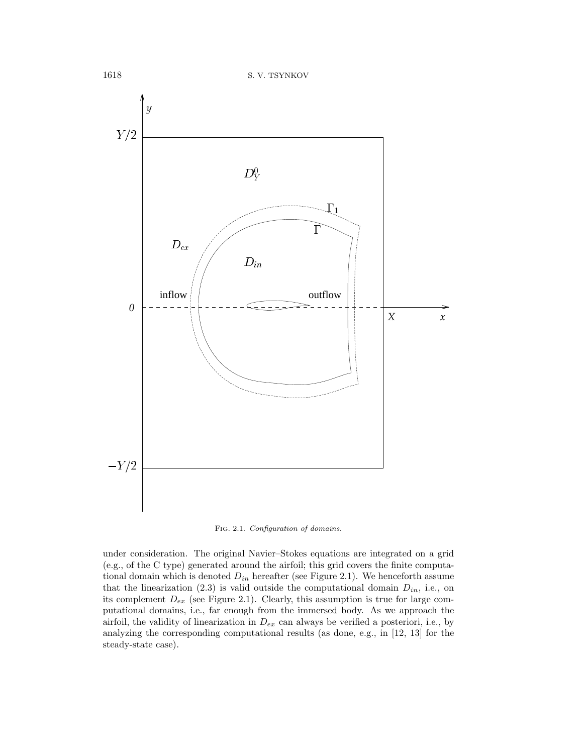FIG. 2.1. *Configuration of domains.*

under consideration. The original Navier–Stokes equations are integrated on a grid (e.g., of the C type) generated around the airfoil; this grid covers the finite computational domain which is denoted $D_{in}$ hereafter (see Figure 2.1). We henceforth assume that the linearization (2.3) is valid outside the computational domain $D_{in}$, i.e., on its complement $D_{ex}$ (see Figure 2.1). Clearly, this assumption is true for large computational domains, i.e., far enough from the immersed body. As we approach the airfoil, the validity of linearization in $D_{ex}$ can always be verified a posteriori, i.e., by analyzing the corresponding computational results (as done, e.g., in [12, 13] for the steady-state case).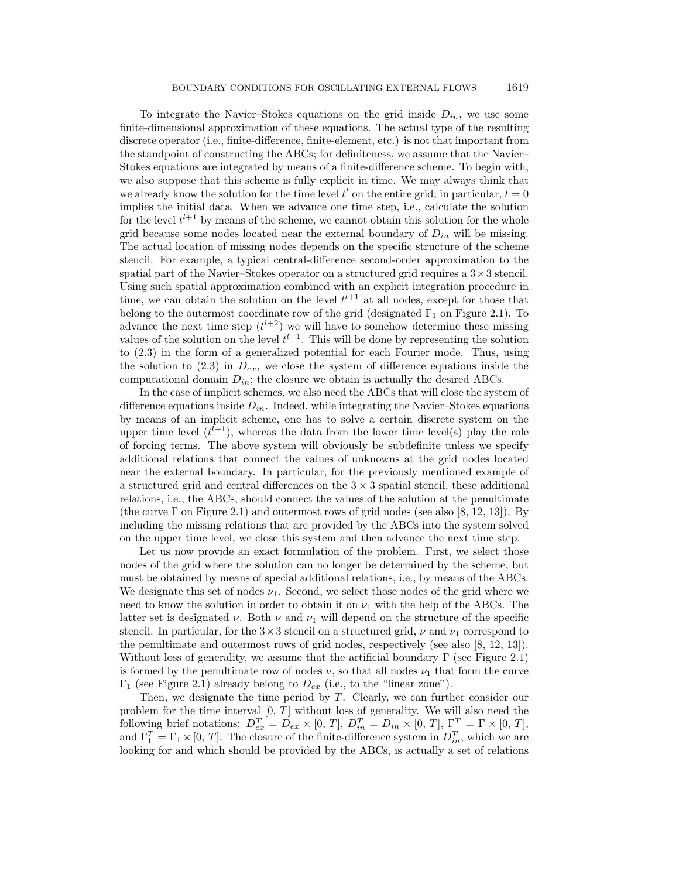To integrate the Navier–Stokes equations on the grid inside $D_{in}$, we use some finite-dimensional approximation of these equations. The actual type of the resulting discrete operator (i.e., finite-difference, finite-element, etc.) is not that important from the standpoint of constructing the ABCs; for definiteness, we assume that the Navier–Stokes equations are integrated by means of a finite-difference scheme. To begin with, we also suppose that this scheme is fully explicit in time. We may always think that we already know the solution for the time level $t^l$ on the entire grid; in particular, $l = 0$ implies the initial data. When we advance one time step, i.e., calculate the solution for the level $t^{l+1}$ by means of the scheme, we cannot obtain this solution for the whole grid because some nodes located near the external boundary of $D_{in}$ will be missing. The actual location of missing nodes depends on the specific structure of the scheme stencil. For example, a typical central-difference second-order approximation to the spatial part of the Navier–Stokes operator on a structured grid requires a $3\times 3$ stencil. Using such spatial approximation combined with an explicit integration procedure in time, we can obtain the solution on the level $t^{l+1}$ at all nodes, except for those that belong to the outermost coordinate row of the grid (designated $\Gamma_1$ on Figure 2.1). To advance the next time step ($t^{l+2}$) we will have to somehow determine these missing values of the solution on the level $t^{l+1}$. This will be done by representing the solution to (2.3) in the form of a generalized potential for each Fourier mode. Thus, using the solution to (2.3) in $D_{ex}$, we close the system of difference equations inside the computational domain $D_{in}$; the closure we obtain is actually the desired ABCs.

In the case of implicit schemes, we also need the ABCs that will close the system of difference equations inside $D_{in}$. Indeed, while integrating the Navier–Stokes equations by means of an implicit scheme, one has to solve a certain discrete system on the upper time level ($t^{l+1}$), whereas the data from the lower time level(s) play the role of forcing terms. The above system will obviously be subdefinite unless we specify additional relations that connect the values of unknowns at the grid nodes located near the external boundary. In particular, for the previously mentioned example of a structured grid and central differences on the $3 \times 3$ spatial stencil, these additional relations, i.e., the ABCs, should connect the values of the solution at the penultimate (the curve $\Gamma$ on Figure 2.1) and outermost rows of grid nodes (see also [8, 12, 13]). By including the missing relations that are provided by the ABCs into the system solved on the upper time level, we close this system and then advance the next time step.

Let us now provide an exact formulation of the problem. First, we select those nodes of the grid where the solution can no longer be determined by the scheme, but must be obtained by means of special additional relations, i.e., by means of the ABCs. We designate this set of nodes $\nu_1$. Second, we select those nodes of the grid where we need to know the solution in order to obtain it on $\nu_1$ with the help of the ABCs. The latter set is designated $\nu$. Both $\nu$ and $\nu_1$ will depend on the structure of the specific stencil. In particular, for the $3\times 3$ stencil on a structured grid, $\nu$ and $\nu_1$ correspond to the penultimate and outermost rows of grid nodes, respectively (see also [8, 12, 13]). Without loss of generality, we assume that the artificial boundary $\Gamma$ (see Figure 2.1) is formed by the penultimate row of nodes $\nu$, so that all nodes $\nu_1$ that form the curve $\Gamma_1$ (see Figure 2.1) already belong to $D_{ex}$ (i.e., to the "linear zone").

Then, we designate the time period by $T$. Clearly, we can further consider our problem for the time interval $[0,\, T]$ without loss of generality. We will also need the following brief notations: $D^T_{ex} = D_{ex} \times [0,\, T]$, $D^T_{in} = D_{in} \times [0,\, T]$, $\Gamma^T = \Gamma \times [0,\, T]$, and $\Gamma^T_1 = \Gamma_1 \times [0,\, T]$. The closure of the finite-difference system in $D^T_{in}$, which we are looking for and which should be provided by the ABCs, is actually a set of relations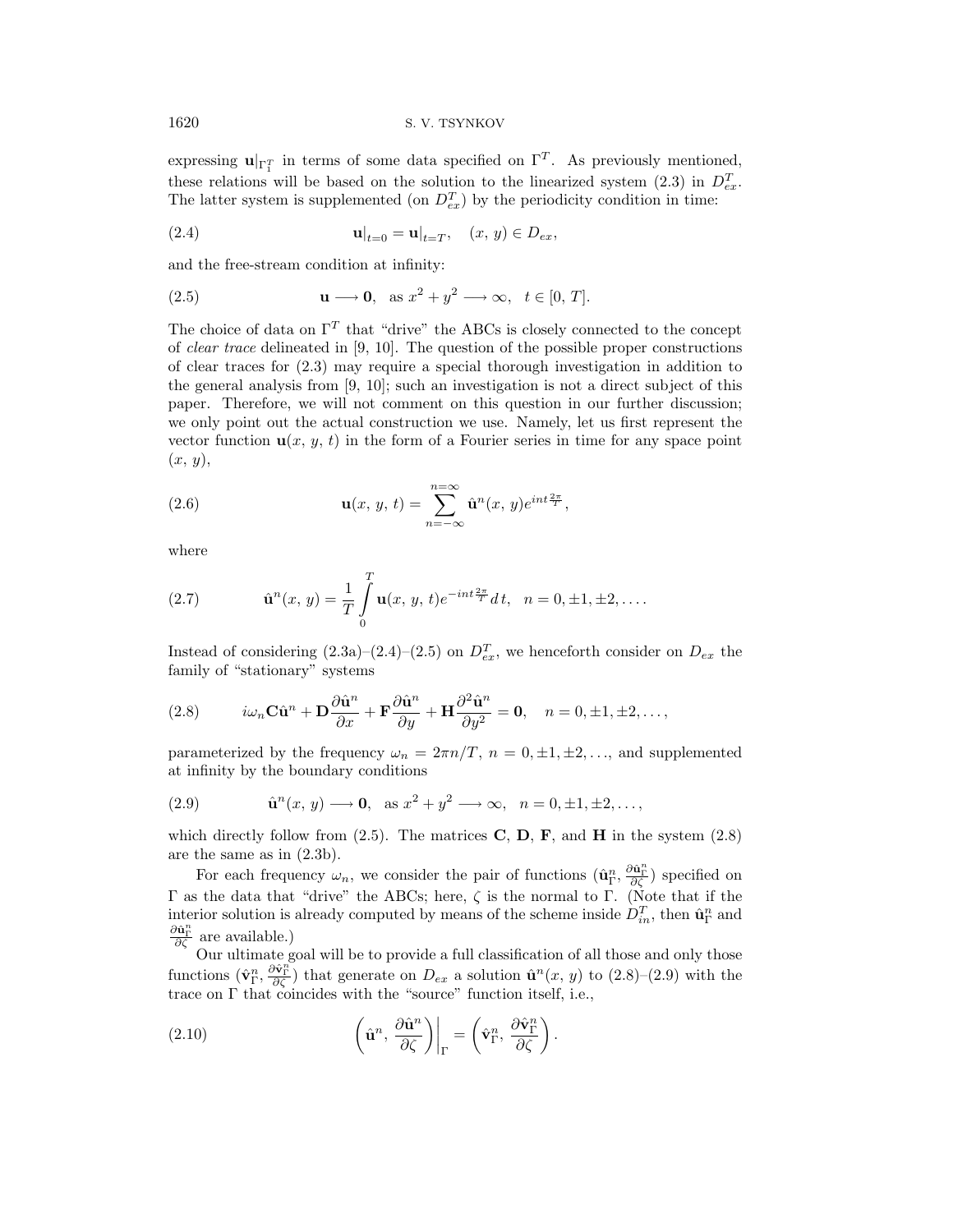expressing $\mathbf{u}|_{\Gamma_1^T}$ in terms of some data specified on $\Gamma^T$. As previously mentioned, these relations will be based on the solution to the linearized system (2.3) in $D_{ex}^T$. The latter system is supplemented (on $D_{ex}^T$) by the periodicity condition in time:

$$\mathbf{u}|_{t=0} = \mathbf{u}|_{t=T}, \quad (x,\, y) \in D_{ex}, \tag{2.4}$$

and the free-stream condition at infinity:

$$\mathbf{u} \longrightarrow \mathbf{0}, \quad \text{as } x^2 + y^2 \longrightarrow \infty, \quad t \in [0,\, T]. \tag{2.5}$$

The choice of data on $\Gamma^T$ that "drive" the ABCs is closely connected to the concept of *clear trace* delineated in [9, 10]. The question of the possible proper constructions of clear traces for (2.3) may require a special thorough investigation in addition to the general analysis from [9, 10]; such an investigation is not a direct subject of this paper. Therefore, we will not comment on this question in our further discussion; we only point out the actual construction we use. Namely, let us first represent the vector function $\mathbf{u}(x,\, y,\, t)$ in the form of a Fourier series in time for any space point $(x,\, y)$,

$$\mathbf{u}(x,\, y,\, t) = \sum_{n=-\infty}^{n=\infty} \hat{\mathbf{u}}^n(x,\, y) e^{int\frac{2\pi}{T}}, \tag{2.6}$$

where

$$\hat{\mathbf{u}}^n(x,\, y) = \frac{1}{T}\int_0^T \mathbf{u}(x,\, y,\, t) e^{-int\frac{2\pi}{T}}\, dt, \quad n = 0, \pm 1, \pm 2, \ldots. \tag{2.7}$$

Instead of considering (2.3a)–(2.4)–(2.5) on $D_{ex}^T$, we henceforth consider on $D_{ex}$ the family of "stationary" systems

$$i\omega_n \mathbf{C}\hat{\mathbf{u}}^n + \mathbf{D}\frac{\partial \hat{\mathbf{u}}^n}{\partial x} + \mathbf{F}\frac{\partial \hat{\mathbf{u}}^n}{\partial y} + \mathbf{H}\frac{\partial^2 \hat{\mathbf{u}}^n}{\partial y^2} = \mathbf{0}, \quad n = 0, \pm 1, \pm 2, \ldots, \tag{2.8}$$

parameterized by the frequency $\omega_n = 2\pi n/T$, $n = 0, \pm 1, \pm 2, \ldots$, and supplemented at infinity by the boundary conditions

$$\hat{\mathbf{u}}^n(x,\, y) \longrightarrow \mathbf{0}, \quad \text{as } x^2 + y^2 \longrightarrow \infty, \quad n = 0, \pm 1, \pm 2, \ldots, \tag{2.9}$$

which directly follow from (2.5). The matrices $\mathbf{C}$, $\mathbf{D}$, $\mathbf{F}$, and $\mathbf{H}$ in the system (2.8) are the same as in (2.3b).

For each frequency $\omega_n$, we consider the pair of functions $(\hat{\mathbf{u}}_\Gamma^n, \frac{\partial \hat{\mathbf{u}}_\Gamma^n}{\partial \zeta})$ specified on $\Gamma$ as the data that "drive" the ABCs; here, $\zeta$ is the normal to $\Gamma$. (Note that if the interior solution is already computed by means of the scheme inside $D_{in}^T$, then $\hat{\mathbf{u}}_\Gamma^n$ and $\frac{\partial \hat{\mathbf{u}}_\Gamma^n}{\partial \zeta}$ are available.)

Our ultimate goal will be to provide a full classification of all those and only those functions $(\hat{\mathbf{v}}_\Gamma^n, \frac{\partial \hat{\mathbf{v}}_\Gamma^n}{\partial \zeta})$ that generate on $D_{ex}$ a solution $\hat{\mathbf{u}}^n(x,\, y)$ to (2.8)–(2.9) with the trace on $\Gamma$ that coincides with the "source" function itself, i.e.,

$$\left.\left(\hat{\mathbf{u}}^n,\, \frac{\partial \hat{\mathbf{u}}^n}{\partial \zeta}\right)\right|_\Gamma = \left(\hat{\mathbf{v}}_\Gamma^n,\, \frac{\partial \hat{\mathbf{v}}_\Gamma^n}{\partial \zeta}\right). \tag{2.10}$$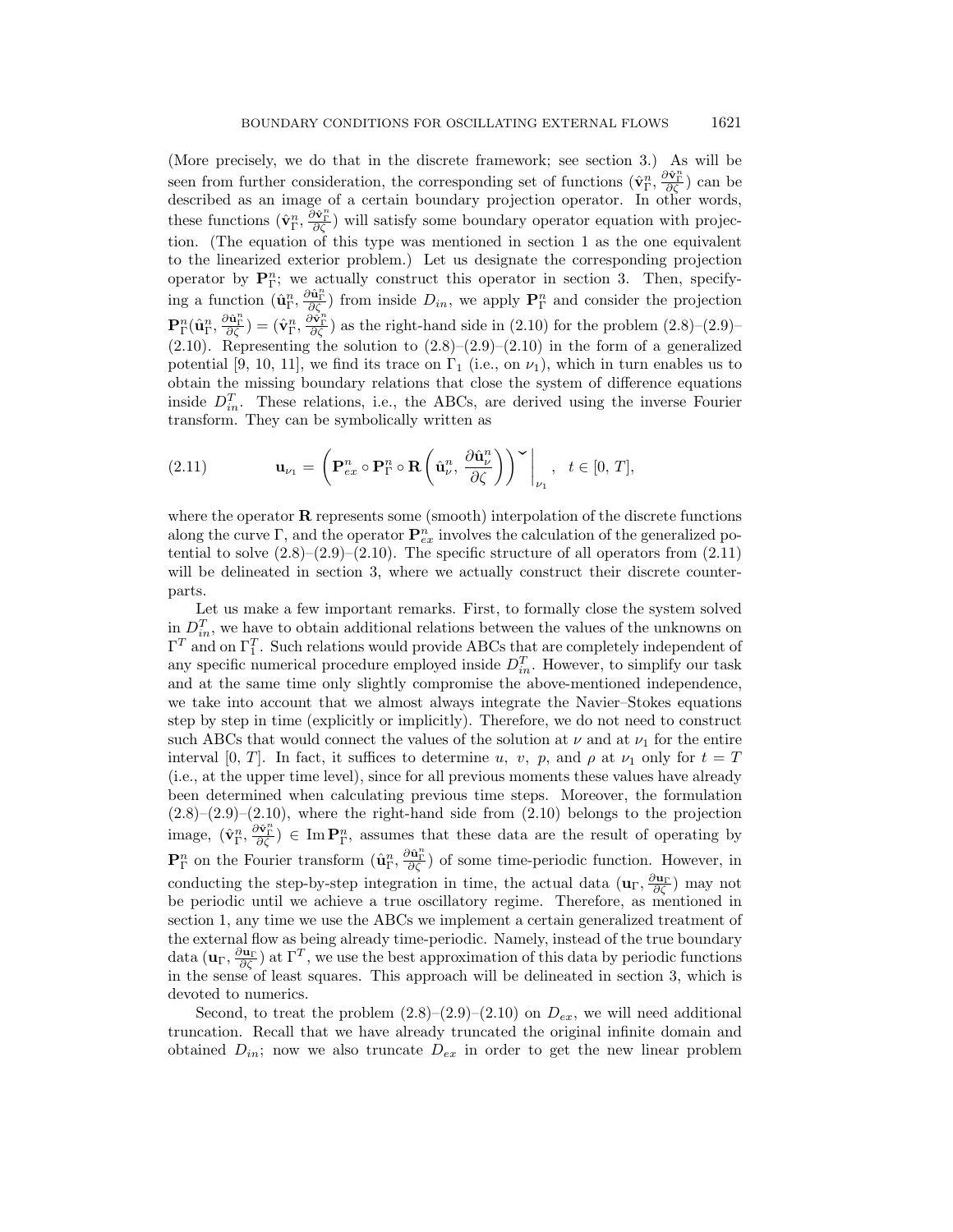(More precisely, we do that in the discrete framework; see section 3.) As will be seen from further consideration, the corresponding set of functions $(\hat{\mathbf{v}}_\Gamma^n, \frac{\partial \hat{\mathbf{v}}_\Gamma^n}{\partial \zeta})$ can be described as an image of a certain boundary projection operator. In other words, these functions $(\hat{\mathbf{v}}_\Gamma^n, \frac{\partial \hat{\mathbf{v}}_\Gamma^n}{\partial \zeta})$ will satisfy some boundary operator equation with projection. (The equation of this type was mentioned in section 1 as the one equivalent to the linearized exterior problem.) Let us designate the corresponding projection operator by $\mathbf{P}_\Gamma^n$; we actually construct this operator in section 3. Then, specifying a function $(\hat{\mathbf{u}}_\Gamma^n, \frac{\partial \hat{\mathbf{u}}_\Gamma^n}{\partial \zeta})$ from inside $D_{in}$, we apply $\mathbf{P}_\Gamma^n$ and consider the projection $\mathbf{P}_\Gamma^n(\hat{\mathbf{u}}_\Gamma^n, \frac{\partial \hat{\mathbf{u}}_\Gamma^n}{\partial \zeta}) = (\hat{\mathbf{v}}_\Gamma^n, \frac{\partial \hat{\mathbf{v}}_\Gamma^n}{\partial \zeta})$ as the right-hand side in (2.10) for the problem (2.8)–(2.9)–(2.10). Representing the solution to (2.8)–(2.9)–(2.10) in the form of a generalized potential [9, 10, 11], we find its trace on $\Gamma_1$ (i.e., on $\nu_1$), which in turn enables us to obtain the missing boundary relations that close the system of difference equations inside $D_{in}^T$. These relations, i.e., the ABCs, are derived using the inverse Fourier transform. They can be symbolically written as

$$\mathbf{u}_{\nu_1} = \left( \mathbf{P}_{ex}^n \circ \mathbf{P}_\Gamma^n \circ \mathbf{R} \left( \hat{\mathbf{u}}_\nu^n, \frac{\partial \hat{\mathbf{u}}_\nu^n}{\partial \zeta} \right) \right)^{\smile} \Bigg|_{\nu_1}, \quad t \in [0, T], \tag{2.11}$$

where the operator $\mathbf{R}$ represents some (smooth) interpolation of the discrete functions along the curve $\Gamma$, and the operator $\mathbf{P}_{ex}^n$ involves the calculation of the generalized potential to solve (2.8)–(2.9)–(2.10). The specific structure of all operators from (2.11) will be delineated in section 3, where we actually construct their discrete counterparts.

Let us make a few important remarks. First, to formally close the system solved in $D_{in}^T$, we have to obtain additional relations between the values of the unknowns on $\Gamma^T$ and on $\Gamma_1^T$. Such relations would provide ABCs that are completely independent of any specific numerical procedure employed inside $D_{in}^T$. However, to simplify our task and at the same time only slightly compromise the above-mentioned independence, we take into account that we almost always integrate the Navier–Stokes equations step by step in time (explicitly or implicitly). Therefore, we do not need to construct such ABCs that would connect the values of the solution at $\nu$ and at $\nu_1$ for the entire interval $[0, T]$. In fact, it suffices to determine $u$, $v$, $p$, and $\rho$ at $\nu_1$ only for $t = T$ (i.e., at the upper time level), since for all previous moments these values have already been determined when calculating previous time steps. Moreover, the formulation (2.8)–(2.9)–(2.10), where the right-hand side from (2.10) belongs to the projection image, $(\hat{\mathbf{v}}_\Gamma^n, \frac{\partial \hat{\mathbf{v}}_\Gamma^n}{\partial \zeta}) \in \operatorname{Im} \mathbf{P}_\Gamma^n$, assumes that these data are the result of operating by $\mathbf{P}_\Gamma^n$ on the Fourier transform $(\hat{\mathbf{u}}_\Gamma^n, \frac{\partial \hat{\mathbf{u}}_\Gamma^n}{\partial \zeta})$ of some time-periodic function. However, in conducting the step-by-step integration in time, the actual data $(\mathbf{u}_\Gamma, \frac{\partial \mathbf{u}_\Gamma}{\partial \zeta})$ may not be periodic until we achieve a true oscillatory regime. Therefore, as mentioned in section 1, any time we use the ABCs we implement a certain generalized treatment of the external flow as being already time-periodic. Namely, instead of the true boundary data $(\mathbf{u}_\Gamma, \frac{\partial \mathbf{u}_\Gamma}{\partial \zeta})$ at $\Gamma^T$, we use the best approximation of this data by periodic functions in the sense of least squares. This approach will be delineated in section 3, which is devoted to numerics.

Second, to treat the problem (2.8)–(2.9)–(2.10) on $D_{ex}$, we will need additional truncation. Recall that we have already truncated the original infinite domain and obtained $D_{in}$; now we also truncate $D_{ex}$ in order to get the new linear problem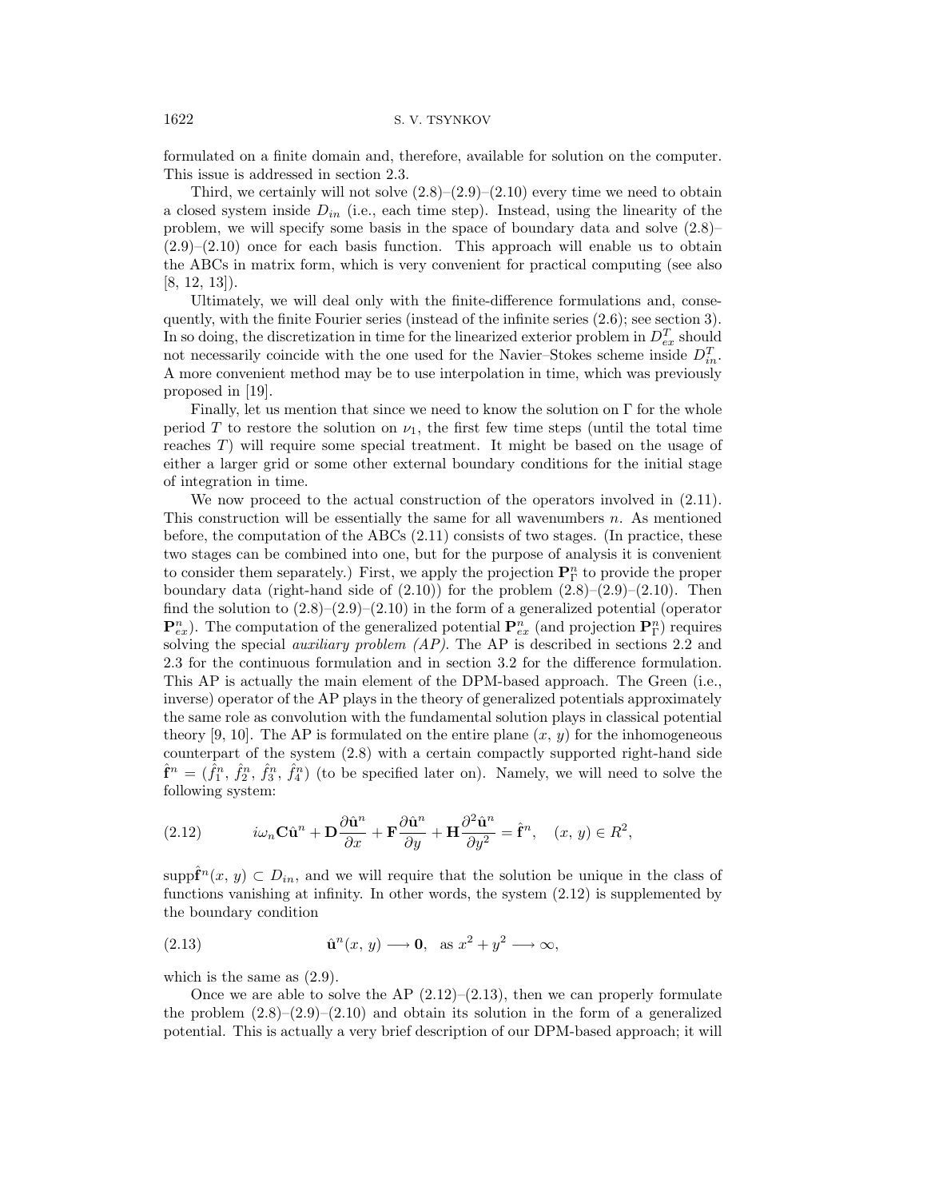formulated on a finite domain and, therefore, available for solution on the computer. This issue is addressed in section 2.3.

Third, we certainly will not solve (2.8)–(2.9)–(2.10) every time we need to obtain a closed system inside $D_{in}$ (i.e., each time step). Instead, using the linearity of the problem, we will specify some basis in the space of boundary data and solve (2.8)–(2.9)–(2.10) once for each basis function. This approach will enable us to obtain the ABCs in matrix form, which is very convenient for practical computing (see also [8, 12, 13]).

Ultimately, we will deal only with the finite-difference formulations and, consequently, with the finite Fourier series (instead of the infinite series (2.6); see section 3). In so doing, the discretization in time for the linearized exterior problem in $D_{ex}^T$ should not necessarily coincide with the one used for the Navier–Stokes scheme inside $D_{in}^T$. A more convenient method may be to use interpolation in time, which was previously proposed in [19].

Finally, let us mention that since we need to know the solution on $\Gamma$ for the whole period $T$ to restore the solution on $\nu_1$, the first few time steps (until the total time reaches $T$) will require some special treatment. It might be based on the usage of either a larger grid or some other external boundary conditions for the initial stage of integration in time.

We now proceed to the actual construction of the operators involved in (2.11). This construction will be essentially the same for all wavenumbers $n$. As mentioned before, the computation of the ABCs (2.11) consists of two stages. (In practice, these two stages can be combined into one, but for the purpose of analysis it is convenient to consider them separately.) First, we apply the projection $\mathbf{P}_\Gamma^n$ to provide the proper boundary data (right-hand side of (2.10)) for the problem (2.8)–(2.9)–(2.10). Then find the solution to (2.8)–(2.9)–(2.10) in the form of a generalized potential (operator $\mathbf{P}_{ex}^n$). The computation of the generalized potential $\mathbf{P}_{ex}^n$ (and projection $\mathbf{P}_\Gamma^n$) requires solving the special *auxiliary problem (AP)*. The AP is described in sections 2.2 and 2.3 for the continuous formulation and in section 3.2 for the difference formulation. This AP is actually the main element of the DPM-based approach. The Green (i.e., inverse) operator of the AP plays in the theory of generalized potentials approximately the same role as convolution with the fundamental solution plays in classical potential theory [9, 10]. The AP is formulated on the entire plane $(x,\, y)$ for the inhomogeneous counterpart of the system (2.8) with a certain compactly supported right-hand side $\hat{\mathbf{f}}^n = (\hat{f}_1^n,\, \hat{f}_2^n,\, \hat{f}_3^n,\, \hat{f}_4^n)$ (to be specified later on). Namely, we will need to solve the following system:

$$i\omega_n \mathbf{C}\hat{\mathbf{u}}^n + \mathbf{D}\frac{\partial \hat{\mathbf{u}}^n}{\partial x} + \mathbf{F}\frac{\partial \hat{\mathbf{u}}^n}{\partial y} + \mathbf{H}\frac{\partial^2 \hat{\mathbf{u}}^n}{\partial y^2} = \hat{\mathbf{f}}^n, \quad (x,\, y) \in R^2, \tag{2.12}$$

$\operatorname{supp}\hat{\mathbf{f}}^n(x,\, y) \subset D_{in}$, and we will require that the solution be unique in the class of functions vanishing at infinity. In other words, the system (2.12) is supplemented by the boundary condition

$$\hat{\mathbf{u}}^n(x,\, y) \longrightarrow \mathbf{0}, \quad \text{as } x^2 + y^2 \longrightarrow \infty, \tag{2.13}$$

which is the same as (2.9).

Once we are able to solve the AP (2.12)–(2.13), then we can properly formulate the problem (2.8)–(2.9)–(2.10) and obtain its solution in the form of a generalized potential. This is actually a very brief description of our DPM-based approach; it will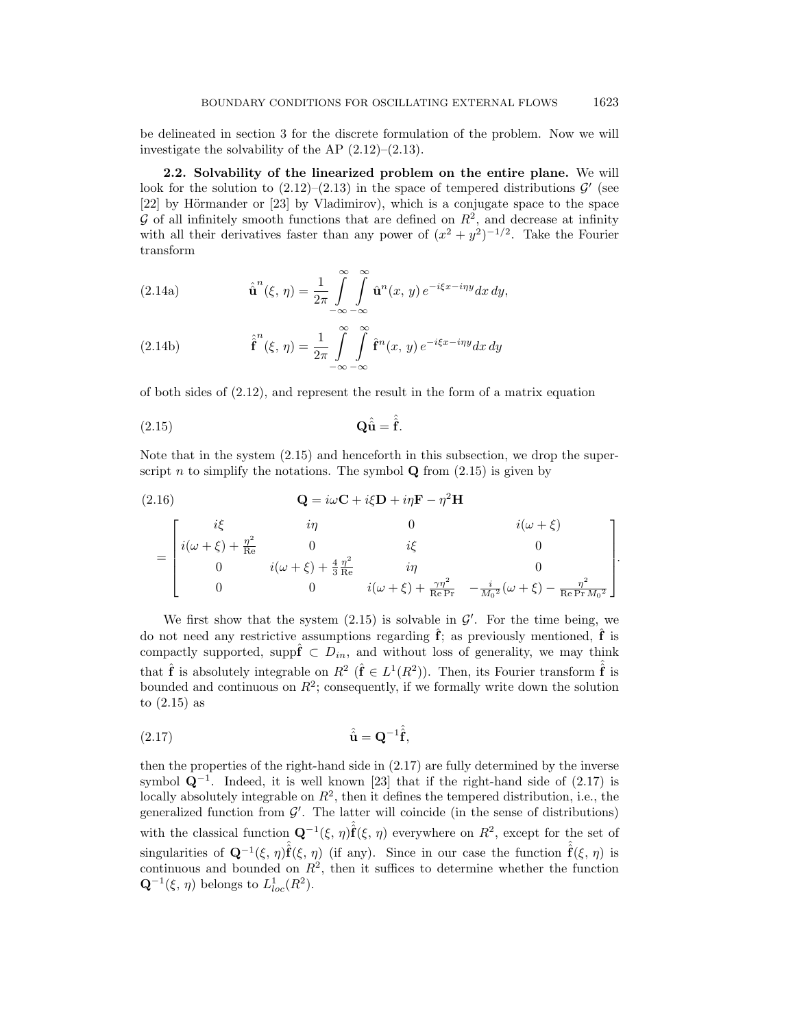be delineated in section 3 for the discrete formulation of the problem. Now we will investigate the solvability of the AP (2.12)–(2.13).

**2.2. Solvability of the linearized problem on the entire plane.** We will look for the solution to (2.12)–(2.13) in the space of tempered distributions $\mathcal{G}'$ (see [22] by Hörmander or [23] by Vladimirov), which is a conjugate space to the space $\mathcal{G}$ of all infinitely smooth functions that are defined on $R^2$, and decrease at infinity with all their derivatives faster than any power of $(x^2 + y^2)^{-1/2}$. Take the Fourier transform

$$\hat{\hat{\mathbf{u}}}^n(\xi,\, \eta) = \frac{1}{2\pi} \int_{-\infty}^{\infty} \int_{-\infty}^{\infty} \hat{\mathbf{u}}^n(x,\, y)\, e^{-i\xi x - i\eta y} dx\, dy, \tag{2.14a}$$

$$\hat{\hat{\mathbf{f}}}^n(\xi,\, \eta) = \frac{1}{2\pi} \int_{-\infty}^{\infty} \int_{-\infty}^{\infty} \hat{\mathbf{f}}^n(x,\, y)\, e^{-i\xi x - i\eta y} dx\, dy \tag{2.14b}$$

of both sides of (2.12), and represent the result in the form of a matrix equation

$$\mathbf{Q}\hat{\hat{\mathbf{u}}} = \hat{\hat{\mathbf{f}}}. \tag{2.15}$$

Note that in the system (2.15) and henceforth in this subsection, we drop the superscript $n$ to simplify the notations. The symbol $\mathbf{Q}$ from (2.15) is given by

$$\mathbf{Q} = i\omega\mathbf{C} + i\xi\mathbf{D} + i\eta\mathbf{F} - \eta^2\mathbf{H} \tag{2.16}$$

$$= \begin{bmatrix} i\xi & i\eta & 0 & i(\omega+\xi) \\ i(\omega+\xi) + \frac{\eta^2}{\mathrm{Re}} & 0 & i\xi & 0 \\ 0 & i(\omega+\xi) + \frac{4}{3}\frac{\eta^2}{\mathrm{Re}} & i\eta & 0 \\ 0 & 0 & i(\omega+\xi) + \frac{\gamma\eta^2}{\mathrm{Re}\,\mathrm{Pr}} & -\frac{i}{{M_0}^2}(\omega+\xi) - \frac{\eta^2}{\mathrm{Re}\,\mathrm{Pr}\,{M_0}^2} \end{bmatrix}.$$

We first show that the system (2.15) is solvable in $\mathcal{G}'$. For the time being, we do not need any restrictive assumptions regarding $\hat{\mathbf{f}}$; as previously mentioned, $\hat{\mathbf{f}}$ is compactly supported, $\mathrm{supp}\hat{\mathbf{f}} \subset D_{in}$, and without loss of generality, we may think that $\hat{\mathbf{f}}$ is absolutely integrable on $R^2$ ($\hat{\mathbf{f}} \in L^1(R^2)$). Then, its Fourier transform $\hat{\hat{\mathbf{f}}}$ is bounded and continuous on $R^2$; consequently, if we formally write down the solution to (2.15) as

$$\hat{\hat{\mathbf{u}}} = \mathbf{Q}^{-1}\hat{\hat{\mathbf{f}}}, \tag{2.17}$$

then the properties of the right-hand side in (2.17) are fully determined by the inverse symbol $\mathbf{Q}^{-1}$. Indeed, it is well known [23] that if the right-hand side of (2.17) is locally absolutely integrable on $R^2$, then it defines the tempered distribution, i.e., the generalized function from $\mathcal{G}'$. The latter will coincide (in the sense of distributions) with the classical function $\mathbf{Q}^{-1}(\xi,\, \eta)\hat{\hat{\mathbf{f}}}(\xi,\, \eta)$ everywhere on $R^2$, except for the set of singularities of $\mathbf{Q}^{-1}(\xi,\, \eta)\hat{\hat{\mathbf{f}}}(\xi,\, \eta)$ (if any). Since in our case the function $\hat{\hat{\mathbf{f}}}(\xi,\, \eta)$ is continuous and bounded on $R^2$, then it suffices to determine whether the function $\mathbf{Q}^{-1}(\xi,\, \eta)$ belongs to $L^1_{loc}(R^2)$.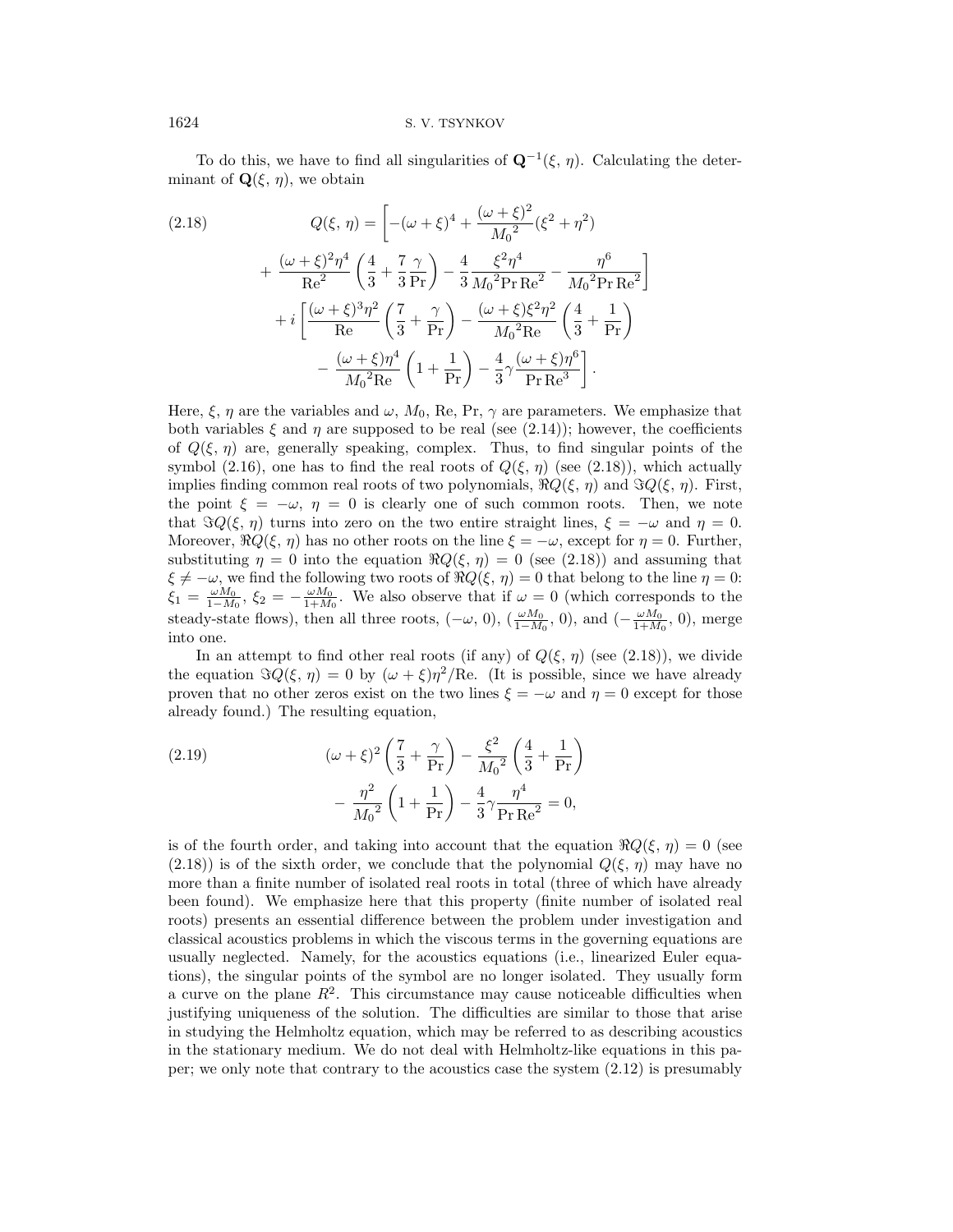To do this, we have to find all singularities of $\mathbf{Q}^{-1}(\xi,\,\eta)$. Calculating the determinant of $\mathbf{Q}(\xi,\,\eta)$, we obtain

$$
\begin{aligned}
Q(\xi,\,\eta) = \Bigg[ & -(\omega+\xi)^4 + \frac{(\omega+\xi)^2}{{M_0}^2}(\xi^2+\eta^2) \\
& + \frac{(\omega+\xi)^2\eta^4}{\mathrm{Re}^2}\left(\frac{4}{3}+\frac{7}{3}\frac{\gamma}{\mathrm{Pr}}\right) - \frac{4}{3}\frac{\xi^2\eta^4}{{M_0}^2\mathrm{Pr}\,\mathrm{Re}^2} - \frac{\eta^6}{{M_0}^2\mathrm{Pr}\,\mathrm{Re}^2}\Bigg] \\
& + i\Bigg[\frac{(\omega+\xi)^3\eta^2}{\mathrm{Re}}\left(\frac{7}{3}+\frac{\gamma}{\mathrm{Pr}}\right) - \frac{(\omega+\xi)\xi^2\eta^2}{{M_0}^2\mathrm{Re}}\left(\frac{4}{3}+\frac{1}{\mathrm{Pr}}\right) \\
& - \frac{(\omega+\xi)\eta^4}{{M_0}^2\mathrm{Re}}\left(1+\frac{1}{\mathrm{Pr}}\right) - \frac{4}{3}\gamma\frac{(\omega+\xi)\eta^6}{\mathrm{Pr}\,\mathrm{Re}^3}\Bigg].
\end{aligned} \tag{2.18}
$$

Here, $\xi$, $\eta$ are the variables and $\omega$, $M_0$, Re, Pr, $\gamma$ are parameters. We emphasize that both variables $\xi$ and $\eta$ are supposed to be real (see (2.14)); however, the coefficients of $Q(\xi,\,\eta)$ are, generally speaking, complex. Thus, to find singular points of the symbol (2.16), one has to find the real roots of $Q(\xi,\,\eta)$ (see (2.18)), which actually implies finding common real roots of two polynomials, $\Re Q(\xi,\,\eta)$ and $\Im Q(\xi,\,\eta)$. First, the point $\xi=-\omega$, $\eta=0$ is clearly one of such common roots. Then, we note that $\Im Q(\xi,\,\eta)$ turns into zero on the two entire straight lines, $\xi=-\omega$ and $\eta=0$. Moreover, $\Re Q(\xi,\,\eta)$ has no other roots on the line $\xi=-\omega$, except for $\eta=0$. Further, substituting $\eta=0$ into the equation $\Re Q(\xi,\,\eta)=0$ (see (2.18)) and assuming that $\xi\neq-\omega$, we find the following two roots of $\Re Q(\xi,\,\eta)=0$ that belong to the line $\eta=0$: $\xi_1=\frac{\omega M_0}{1-M_0}$, $\xi_2=-\frac{\omega M_0}{1+M_0}$. We also observe that if $\omega=0$ (which corresponds to the steady-state flows), then all three roots, $(-\omega,\,0)$, $(\frac{\omega M_0}{1-M_0},\,0)$, and $(-\frac{\omega M_0}{1+M_0},\,0)$, merge into one.

In an attempt to find other real roots (if any) of $Q(\xi,\,\eta)$ (see (2.18)), we divide the equation $\Im Q(\xi,\,\eta)=0$ by $(\omega+\xi)\eta^2/\mathrm{Re}$. (It is possible, since we have already proven that no other zeros exist on the two lines $\xi=-\omega$ and $\eta=0$ except for those already found.) The resulting equation,

$$
\begin{aligned}
(\omega+\xi)^2\left(\frac{7}{3}+\frac{\gamma}{\mathrm{Pr}}\right) - \frac{\xi^2}{{M_0}^2}\left(\frac{4}{3}+\frac{1}{\mathrm{Pr}}\right) \\
- \frac{\eta^2}{{M_0}^2}\left(1+\frac{1}{\mathrm{Pr}}\right) - \frac{4}{3}\gamma\frac{\eta^4}{\mathrm{Pr}\,\mathrm{Re}^2} = 0,
\end{aligned} \tag{2.19}
$$

is of the fourth order, and taking into account that the equation $\Re Q(\xi,\,\eta)=0$ (see (2.18)) is of the sixth order, we conclude that the polynomial $Q(\xi,\,\eta)$ may have no more than a finite number of isolated real roots in total (three of which have already been found). We emphasize here that this property (finite number of isolated real roots) presents an essential difference between the problem under investigation and classical acoustics problems in which the viscous terms in the governing equations are usually neglected. Namely, for the acoustics equations (i.e., linearized Euler equations), the singular points of the symbol are no longer isolated. They usually form a curve on the plane $R^2$. This circumstance may cause noticeable difficulties when justifying uniqueness of the solution. The difficulties are similar to those that arise in studying the Helmholtz equation, which may be referred to as describing acoustics in the stationary medium. We do not deal with Helmholtz-like equations in this paper; we only note that contrary to the acoustics case the system (2.12) is presumably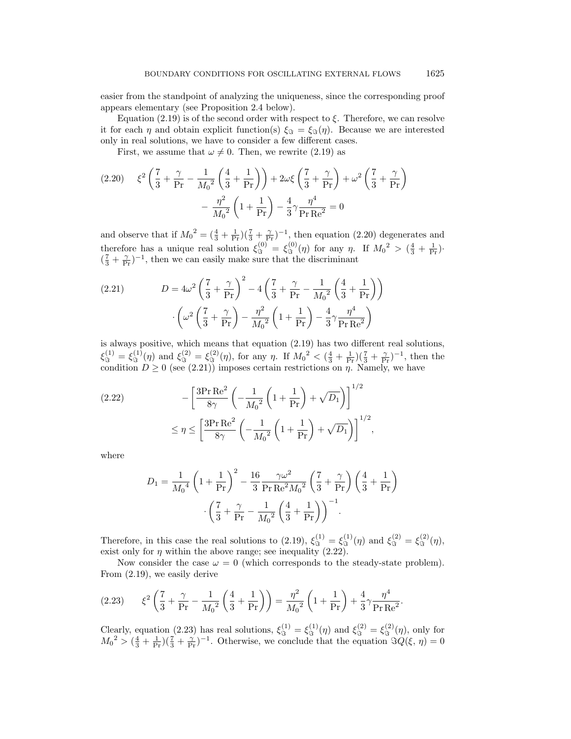easier from the standpoint of analyzing the uniqueness, since the corresponding proof appears elementary (see Proposition 2.4 below).

Equation (2.19) is of the second order with respect to $\xi$. Therefore, we can resolve it for each $\eta$ and obtain explicit function(s) $\xi_{\Im} = \xi_{\Im}(\eta)$. Because we are interested only in real solutions, we have to consider a few different cases.

First, we assume that $\omega \neq 0$. Then, we rewrite (2.19) as

$$
\xi^2 \left( \frac{7}{3} + \frac{\gamma}{\mathrm{Pr}} - \frac{1}{{M_0}^2} \left( \frac{4}{3} + \frac{1}{\mathrm{Pr}} \right) \right) + 2\omega\xi \left( \frac{7}{3} + \frac{\gamma}{\mathrm{Pr}} \right) + \omega^2 \left( \frac{7}{3} + \frac{\gamma}{\mathrm{Pr}} \right) - \frac{\eta^2}{{M_0}^2} \left( 1 + \frac{1}{\mathrm{Pr}} \right) - \frac{4}{3}\gamma \frac{\eta^4}{\mathrm{Pr}\,\mathrm{Re}^2} = 0 \tag{2.20}
$$

and observe that if ${M_0}^2 = (\frac{4}{3} + \frac{1}{\mathrm{Pr}})(\frac{7}{3} + \frac{\gamma}{\mathrm{Pr}})^{-1}$, then equation (2.20) degenerates and therefore has a unique real solution $\xi_{\Im}^{(0)} = \xi_{\Im}^{(0)}(\eta)$ for any $\eta$. If ${M_0}^2 > (\frac{4}{3} + \frac{1}{\mathrm{Pr}}) \cdot (\frac{7}{3} + \frac{\gamma}{\mathrm{Pr}})^{-1}$, then we can easily make sure that the discriminant

$$
D = 4\omega^2 \left( \frac{7}{3} + \frac{\gamma}{\mathrm{Pr}} \right)^2 - 4 \left( \frac{7}{3} + \frac{\gamma}{\mathrm{Pr}} - \frac{1}{{M_0}^2} \left( \frac{4}{3} + \frac{1}{\mathrm{Pr}} \right) \right) \cdot \left( \omega^2 \left( \frac{7}{3} + \frac{\gamma}{\mathrm{Pr}} \right) - \frac{\eta^2}{{M_0}^2} \left( 1 + \frac{1}{\mathrm{Pr}} \right) - \frac{4}{3}\gamma \frac{\eta^4}{\mathrm{Pr}\,\mathrm{Re}^2} \right) \tag{2.21}
$$

is always positive, which means that equation (2.19) has two different real solutions, $\xi_{\Im}^{(1)} = \xi_{\Im}^{(1)}(\eta)$ and $\xi_{\Im}^{(2)} = \xi_{\Im}^{(2)}(\eta)$, for any $\eta$. If ${M_0}^2 < (\frac{4}{3} + \frac{1}{\mathrm{Pr}})(\frac{7}{3} + \frac{\gamma}{\mathrm{Pr}})^{-1}$, then the condition $D \geq 0$ (see (2.21)) imposes certain restrictions on $\eta$. Namely, we have

$$
-\left[ \frac{3\mathrm{Pr}\,\mathrm{Re}^2}{8\gamma} \left( -\frac{1}{{M_0}^2} \left( 1 + \frac{1}{\mathrm{Pr}} \right) + \sqrt{D_1} \right) \right]^{1/2} \leq \eta \leq \left[ \frac{3\mathrm{Pr}\,\mathrm{Re}^2}{8\gamma} \left( -\frac{1}{{M_0}^2} \left( 1 + \frac{1}{\mathrm{Pr}} \right) + \sqrt{D_1} \right) \right]^{1/2}, \tag{2.22}
$$

where

$$
D_1 = \frac{1}{{M_0}^4} \left( 1 + \frac{1}{\mathrm{Pr}} \right)^2 - \frac{16}{3} \frac{\gamma\omega^2}{\mathrm{Pr}\,\mathrm{Re}^2 {M_0}^2} \left( \frac{7}{3} + \frac{\gamma}{\mathrm{Pr}} \right) \left( \frac{4}{3} + \frac{1}{\mathrm{Pr}} \right) \cdot \left( \frac{7}{3} + \frac{\gamma}{\mathrm{Pr}} - \frac{1}{{M_0}^2} \left( \frac{4}{3} + \frac{1}{\mathrm{Pr}} \right) \right)^{-1}.
$$

Therefore, in this case the real solutions to (2.19), $\xi_{\Im}^{(1)} = \xi_{\Im}^{(1)}(\eta)$ and $\xi_{\Im}^{(2)} = \xi_{\Im}^{(2)}(\eta)$, exist only for $\eta$ within the above range; see inequality (2.22).

Now consider the case $\omega = 0$ (which corresponds to the steady-state problem). From (2.19), we easily derive

$$
\xi^2 \left( \frac{7}{3} + \frac{\gamma}{\mathrm{Pr}} - \frac{1}{{M_0}^2} \left( \frac{4}{3} + \frac{1}{\mathrm{Pr}} \right) \right) = \frac{\eta^2}{{M_0}^2} \left( 1 + \frac{1}{\mathrm{Pr}} \right) + \frac{4}{3}\gamma \frac{\eta^4}{\mathrm{Pr}\,\mathrm{Re}^2}. \tag{2.23}
$$

Clearly, equation (2.23) has real solutions, $\xi_{\Im}^{(1)} = \xi_{\Im}^{(1)}(\eta)$ and $\xi_{\Im}^{(2)} = \xi_{\Im}^{(2)}(\eta)$, only for ${M_0}^2 > (\frac{4}{3} + \frac{1}{\mathrm{Pr}})(\frac{7}{3} + \frac{\gamma}{\mathrm{Pr}})^{-1}$. Otherwise, we conclude that the equation $\Im Q(\xi, \eta) = 0$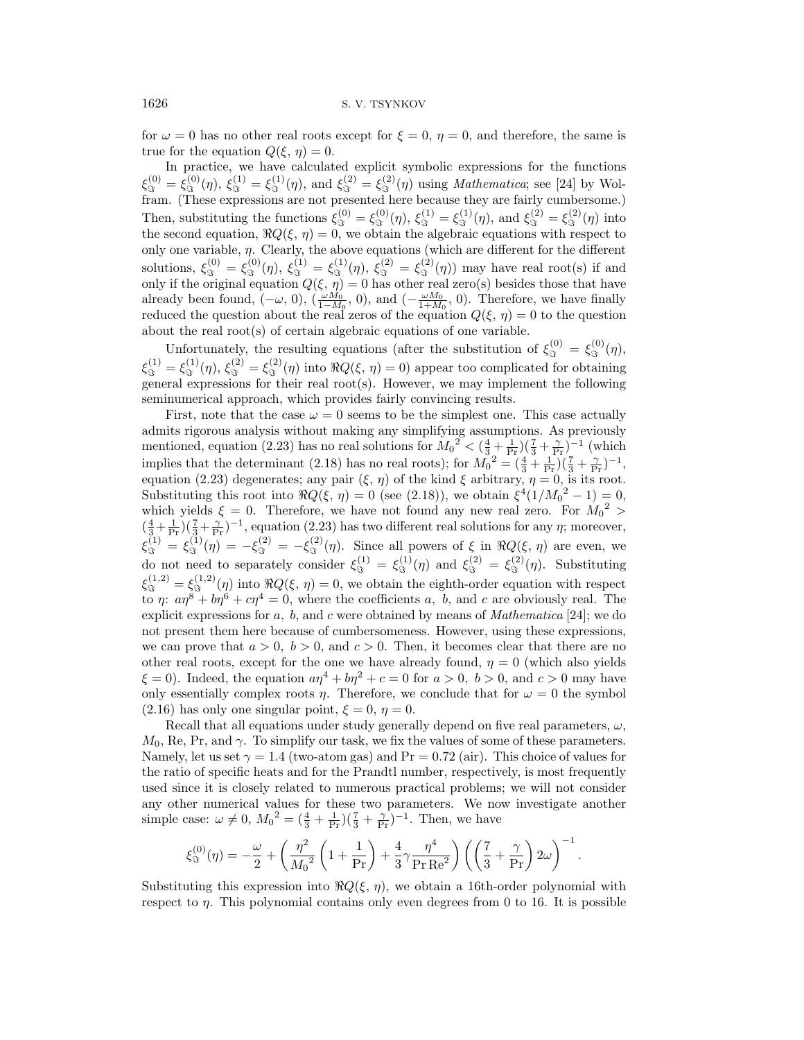for $\omega = 0$ has no other real roots except for $\xi = 0$, $\eta = 0$, and therefore, the same is true for the equation $Q(\xi, \eta) = 0$.

In practice, we have calculated explicit symbolic expressions for the functions $\xi_{\Im}^{(0)} = \xi_{\Im}^{(0)}(\eta)$, $\xi_{\Im}^{(1)} = \xi_{\Im}^{(1)}(\eta)$, and $\xi_{\Im}^{(2)} = \xi_{\Im}^{(2)}(\eta)$ using *Mathematica*; see [24] by Wolfram. (These expressions are not presented here because they are fairly cumbersome.) Then, substituting the functions $\xi_{\Im}^{(0)} = \xi_{\Im}^{(0)}(\eta)$, $\xi_{\Im}^{(1)} = \xi_{\Im}^{(1)}(\eta)$, and $\xi_{\Im}^{(2)} = \xi_{\Im}^{(2)}(\eta)$ into the second equation, $\Re Q(\xi, \eta) = 0$, we obtain the algebraic equations with respect to only one variable, $\eta$. Clearly, the above equations (which are different for the different solutions, $\xi_{\Im}^{(0)} = \xi_{\Im}^{(0)}(\eta)$, $\xi_{\Im}^{(1)} = \xi_{\Im}^{(1)}(\eta)$, $\xi_{\Im}^{(2)} = \xi_{\Im}^{(2)}(\eta)$) may have real root(s) if and only if the original equation $Q(\xi, \eta) = 0$ has other real zero(s) besides those that have already been found, $(-\omega, 0)$, $(\frac{\omega M_0}{1-M_0}, 0)$, and $(-\frac{\omega M_0}{1+M_0}, 0)$. Therefore, we have finally reduced the question about the real zeros of the equation $Q(\xi, \eta) = 0$ to the question about the real root(s) of certain algebraic equations of one variable.

Unfortunately, the resulting equations (after the substitution of $\xi_{\Im}^{(0)} = \xi_{\Im}^{(0)}(\eta)$, $\xi_{\Im}^{(1)} = \xi_{\Im}^{(1)}(\eta)$, $\xi_{\Im}^{(2)} = \xi_{\Im}^{(2)}(\eta)$ into $\Re Q(\xi, \eta) = 0$) appear too complicated for obtaining general expressions for their real root(s). However, we may implement the following seminumerical approach, which provides fairly convincing results.

First, note that the case $\omega = 0$ seems to be the simplest one. This case actually admits rigorous analysis without making any simplifying assumptions. As previously mentioned, equation (2.23) has no real solutions for ${M_0}^2 < (\frac{4}{3} + \frac{1}{\mathrm{Pr}})(\frac{7}{3} + \frac{\gamma}{\mathrm{Pr}})^{-1}$ (which implies that the determinant (2.18) has no real roots); for ${M_0}^2 = (\frac{4}{3} + \frac{1}{\mathrm{Pr}})(\frac{7}{3} + \frac{\gamma}{\mathrm{Pr}})^{-1}$, equation (2.23) degenerates; any pair $(\xi, \eta)$ of the kind $\xi$ arbitrary, $\eta = 0$, is its root. Substituting this root into $\Re Q(\xi, \eta) = 0$ (see (2.18)), we obtain $\xi^4(1/{M_0}^2 - 1) = 0$, which yields $\xi = 0$. Therefore, we have not found any new real zero. For ${M_0}^2 > (\frac{4}{3} + \frac{1}{\mathrm{Pr}})(\frac{7}{3} + \frac{\gamma}{\mathrm{Pr}})^{-1}$, equation (2.23) has two different real solutions for any $\eta$; moreover, $\xi_{\Im}^{(1)} = \xi_{\Im}^{(1)}(\eta) = -\xi_{\Im}^{(2)} = -\xi_{\Im}^{(2)}(\eta)$. Since all powers of $\xi$ in $\Re Q(\xi, \eta)$ are even, we do not need to separately consider $\xi_{\Im}^{(1)} = \xi_{\Im}^{(1)}(\eta)$ and $\xi_{\Im}^{(2)} = \xi_{\Im}^{(2)}(\eta)$. Substituting $\xi_{\Im}^{(1,2)} = \xi_{\Im}^{(1,2)}(\eta)$ into $\Re Q(\xi, \eta) = 0$, we obtain the eighth-order equation with respect to $\eta$: $a\eta^8 + b\eta^6 + c\eta^4 = 0$, where the coefficients $a$, $b$, and $c$ are obviously real. The explicit expressions for $a$, $b$, and $c$ were obtained by means of *Mathematica* [24]; we do not present them here because of cumbersomeness. However, using these expressions, we can prove that $a > 0$, $b > 0$, and $c > 0$. Then, it becomes clear that there are no other real roots, except for the one we have already found, $\eta = 0$ (which also yields $\xi = 0$). Indeed, the equation $a\eta^4 + b\eta^2 + c = 0$ for $a > 0$, $b > 0$, and $c > 0$ may have only essentially complex roots $\eta$. Therefore, we conclude that for $\omega = 0$ the symbol (2.16) has only one singular point, $\xi = 0$, $\eta = 0$.

Recall that all equations under study generally depend on five real parameters, $\omega$, $M_0$, Re, Pr, and $\gamma$. To simplify our task, we fix the values of some of these parameters. Namely, let us set $\gamma = 1.4$ (two-atom gas) and $\mathrm{Pr} = 0.72$ (air). This choice of values for the ratio of specific heats and for the Prandtl number, respectively, is most frequently used since it is closely related to numerous practical problems; we will not consider any other numerical values for these two parameters. We now investigate another simple case: $\omega \neq 0$, ${M_0}^2 = (\frac{4}{3} + \frac{1}{\mathrm{Pr}})(\frac{7}{3} + \frac{\gamma}{\mathrm{Pr}})^{-1}$. Then, we have

$$\xi_{\Im}^{(0)}(\eta) = -\frac{\omega}{2} + \left(\frac{\eta^2}{{M_0}^2}\left(1 + \frac{1}{\mathrm{Pr}}\right) + \frac{4}{3}\gamma\frac{\eta^4}{\mathrm{Pr}\,\mathrm{Re}^2}\right)\left(\left(\frac{7}{3} + \frac{\gamma}{\mathrm{Pr}}\right)2\omega\right)^{-1}.$$

Substituting this expression into $\Re Q(\xi, \eta)$, we obtain a 16th-order polynomial with respect to $\eta$. This polynomial contains only even degrees from 0 to 16. It is possible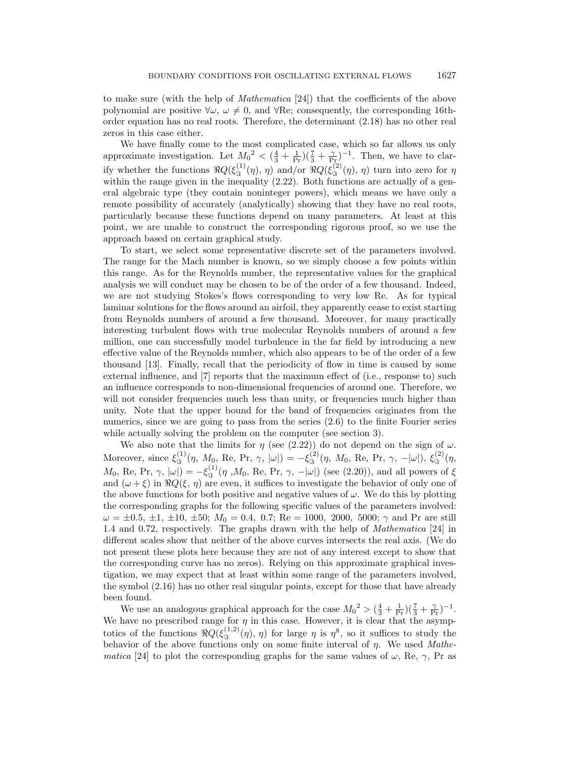to make sure (with the help of *Mathematica* [24]) that the coefficients of the above polynomial are positive $\forall\omega$, $\omega \neq 0$, and $\forall$Re; consequently, the corresponding 16th-order equation has no real roots. Therefore, the determinant (2.18) has no other real zeros in this case either.

We have finally come to the most complicated case, which so far allows us only approximate investigation. Let ${M_0}^2 < (\frac{4}{3} + \frac{1}{\text{Pr}})(\frac{7}{3} + \frac{\gamma}{\text{Pr}})^{-1}$. Then, we have to clarify whether the functions $\Re Q(\xi_{\Im}^{(1)}(\eta), \eta)$ and/or $\Re Q(\xi_{\Im}^{(2)}(\eta), \eta)$ turn into zero for $\eta$ within the range given in the inequality (2.22). Both functions are actually of a general algebraic type (they contain noninteger powers), which means we have only a remote possibility of accurately (analytically) showing that they have no real roots, particularly because these functions depend on many parameters. At least at this point, we are unable to construct the corresponding rigorous proof, so we use the approach based on certain graphical study.

To start, we select some representative discrete set of the parameters involved. The range for the Mach number is known, so we simply choose a few points within this range. As for the Reynolds number, the representative values for the graphical analysis we will conduct may be chosen to be of the order of a few thousand. Indeed, we are not studying Stokes's flows corresponding to very low Re. As for typical laminar solutions for the flows around an airfoil, they apparently cease to exist starting from Reynolds numbers of around a few thousand. Moreover, for many practically interesting turbulent flows with true molecular Reynolds numbers of around a few million, one can successfully model turbulence in the far field by introducing a new effective value of the Reynolds number, which also appears to be of the order of a few thousand [13]. Finally, recall that the periodicity of flow in time is caused by some external influence, and [7] reports that the maximum effect of (i.e., response to) such an influence corresponds to non-dimensional frequencies of around one. Therefore, we will not consider frequencies much less than unity, or frequencies much higher than unity. Note that the upper bound for the band of frequencies originates from the numerics, since we are going to pass from the series (2.6) to the finite Fourier series while actually solving the problem on the computer (see section 3).

We also note that the limits for $\eta$ (see (2.22)) do not depend on the sign of $\omega$. Moreover, since $\xi_{\Im}^{(1)}(\eta, M_0, \text{Re}, \text{Pr}, \gamma, |\omega|) = -\xi_{\Im}^{(2)}(\eta, M_0, \text{Re}, \text{Pr}, \gamma, -|\omega|)$, $\xi_{\Im}^{(2)}(\eta, M_0, \text{Re}, \text{Pr}, \gamma, |\omega|) = -\xi_{\Im}^{(1)}(\eta, M_0, \text{Re}, \text{Pr}, \gamma, -|\omega|)$ (see (2.20)), and all powers of $\xi$ and $(\omega + \xi)$ in $\Re Q(\xi, \eta)$ are even, it suffices to investigate the behavior of only one of the above functions for both positive and negative values of $\omega$. We do this by plotting the corresponding graphs for the following specific values of the parameters involved: $\omega = \pm 0.5, \pm 1, \pm 10, \pm 50$; $M_0 = 0.4,\ 0.7$; $\text{Re} = 1000,\ 2000,\ 5000$; $\gamma$ and Pr are still 1.4 and 0.72, respectively. The graphs drawn with the help of *Mathematica* [24] in different scales show that neither of the above curves intersects the real axis. (We do not present these plots here because they are not of any interest except to show that the corresponding curve has no zeros). Relying on this approximate graphical investigation, we may expect that at least within some range of the parameters involved, the symbol (2.16) has no other real singular points, except for those that have already been found.

We use an analogous graphical approach for the case ${M_0}^2 > (\frac{4}{3} + \frac{1}{\text{Pr}})(\frac{7}{3} + \frac{\gamma}{\text{Pr}})^{-1}$. We have no prescribed range for $\eta$ in this case. However, it is clear that the asymptotics of the functions $\Re Q(\xi_{\Im}^{(1,2)}(\eta), \eta)$ for large $\eta$ is $\eta^8$, so it suffices to study the behavior of the above functions only on some finite interval of $\eta$. We used *Mathematica* [24] to plot the corresponding graphs for the same values of $\omega$, Re, $\gamma$, Pr as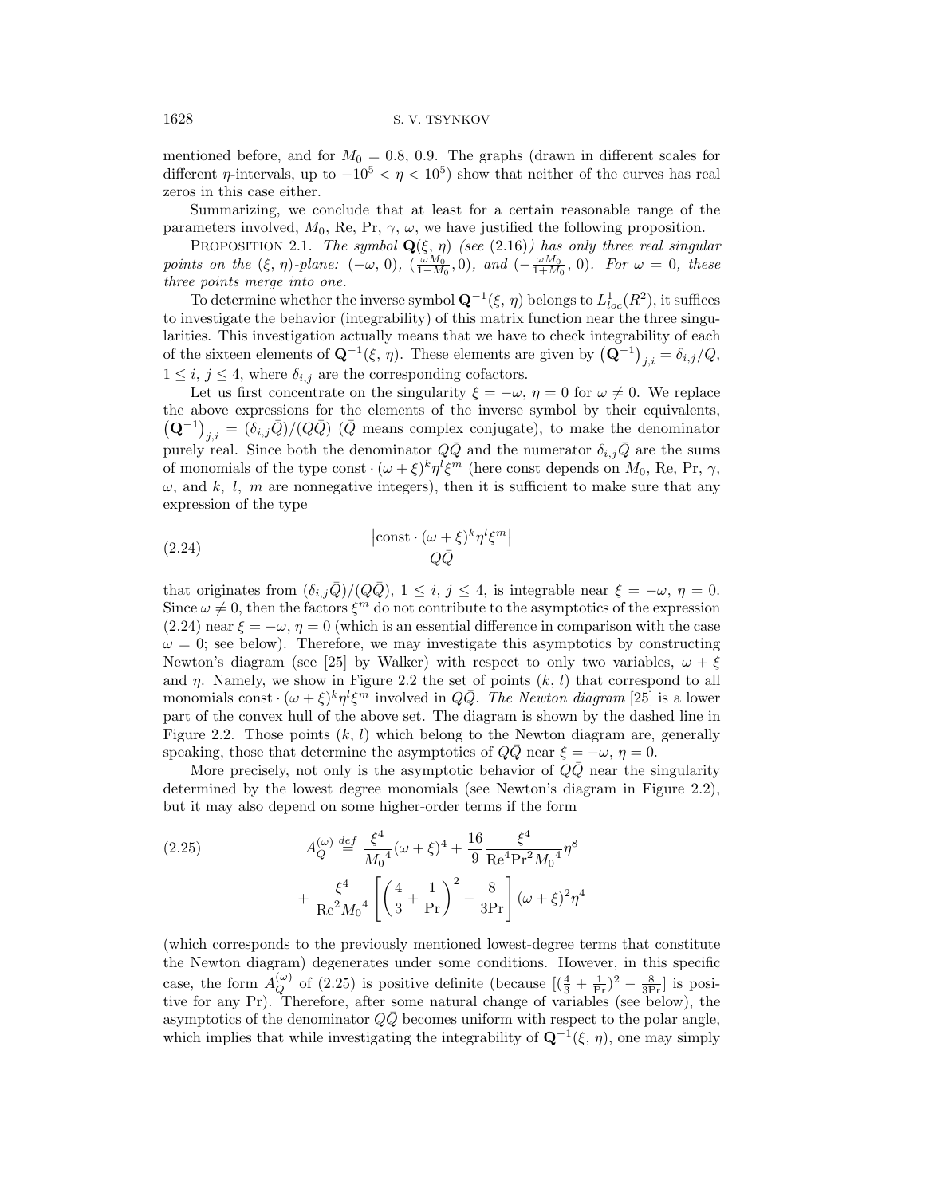mentioned before, and for $M_0 = 0.8$, $0.9$. The graphs (drawn in different scales for different $\eta$-intervals, up to $-10^5 < \eta < 10^5$) show that neither of the curves has real zeros in this case either.

Summarizing, we conclude that at least for a certain reasonable range of the parameters involved, $M_0$, Re, Pr, $\gamma$, $\omega$, we have justified the following proposition.

PROPOSITION 2.1. *The symbol* $\mathbf{Q}(\xi, \eta)$ *(see (2.16)) has only three real singular points on the* $(\xi, \eta)$*-plane:* $(-\omega, 0)$, $(\frac{\omega M_0}{1-M_0}, 0)$, *and* $(-\frac{\omega M_0}{1+M_0}, 0)$. *For* $\omega = 0$, *these three points merge into one.*

To determine whether the inverse symbol $\mathbf{Q}^{-1}(\xi, \eta)$ belongs to $L^1_{loc}(R^2)$, it suffices to investigate the behavior (integrability) of this matrix function near the three singularities. This investigation actually means that we have to check integrability of each of the sixteen elements of $\mathbf{Q}^{-1}(\xi, \eta)$. These elements are given by $\left(\mathbf{Q}^{-1}\right)_{j,i} = \delta_{i,j}/Q$, $1 \le i, j \le 4$, where $\delta_{i,j}$ are the corresponding cofactors.

Let us first concentrate on the singularity $\xi = -\omega$, $\eta = 0$ for $\omega \neq 0$. We replace the above expressions for the elements of the inverse symbol by their equivalents, $\left(\mathbf{Q}^{-1}\right)_{j,i} = (\delta_{i,j}\bar{Q})/(Q\bar{Q})$ ($\bar{Q}$ means complex conjugate), to make the denominator purely real. Since both the denominator $Q\bar{Q}$ and the numerator $\delta_{i,j}\bar{Q}$ are the sums of monomials of the type $\text{const} \cdot (\omega+\xi)^k \eta^l \xi^m$ (here const depends on $M_0$, Re, Pr, $\gamma$, $\omega$, and $k$, $l$, $m$ are nonnegative integers), then it is sufficient to make sure that any expression of the type

$$\frac{\left|\text{const} \cdot (\omega+\xi)^k \eta^l \xi^m\right|}{Q\bar{Q}} \tag{2.24}$$

that originates from $(\delta_{i,j}\bar{Q})/(Q\bar{Q})$, $1 \le i, j \le 4$, is integrable near $\xi = -\omega$, $\eta = 0$. Since $\omega \neq 0$, then the factors $\xi^m$ do not contribute to the asymptotics of the expression (2.24) near $\xi = -\omega$, $\eta = 0$ (which is an essential difference in comparison with the case $\omega = 0$; see below). Therefore, we may investigate this asymptotics by constructing Newton's diagram (see [25] by Walker) with respect to only two variables, $\omega + \xi$ and $\eta$. Namely, we show in Figure 2.2 the set of points $(k, l)$ that correspond to all monomials $\text{const} \cdot (\omega+\xi)^k \eta^l \xi^m$ involved in $Q\bar{Q}$. *The Newton diagram* [25] is a lower part of the convex hull of the above set. The diagram is shown by the dashed line in Figure 2.2. Those points $(k, l)$ which belong to the Newton diagram are, generally speaking, those that determine the asymptotics of $Q\bar{Q}$ near $\xi = -\omega$, $\eta = 0$.

More precisely, not only is the asymptotic behavior of $Q\bar{Q}$ near the singularity determined by the lowest degree monomials (see Newton's diagram in Figure 2.2), but it may also depend on some higher-order terms if the form

$$A_Q^{(\omega)} \stackrel{def}{=} \frac{\xi^4}{{M_0}^4}(\omega+\xi)^4 + \frac{16}{9}\frac{\xi^4}{\text{Re}^4\text{Pr}^2{M_0}^4}\eta^8 + \frac{\xi^4}{\text{Re}^2{M_0}^4}\left[\left(\frac{4}{3}+\frac{1}{\text{Pr}}\right)^2 - \frac{8}{3\text{Pr}}\right](\omega+\xi)^2\eta^4 \tag{2.25}$$

(which corresponds to the previously mentioned lowest-degree terms that constitute the Newton diagram) degenerates under some conditions. However, in this specific case, the form $A_Q^{(\omega)}$ of (2.25) is positive definite (because $[(\frac{4}{3}+\frac{1}{\text{Pr}})^2 - \frac{8}{3\text{Pr}}]$ is positive for any Pr). Therefore, after some natural change of variables (see below), the asymptotics of the denominator $Q\bar{Q}$ becomes uniform with respect to the polar angle, which implies that while investigating the integrability of $\mathbf{Q}^{-1}(\xi, \eta)$, one may simply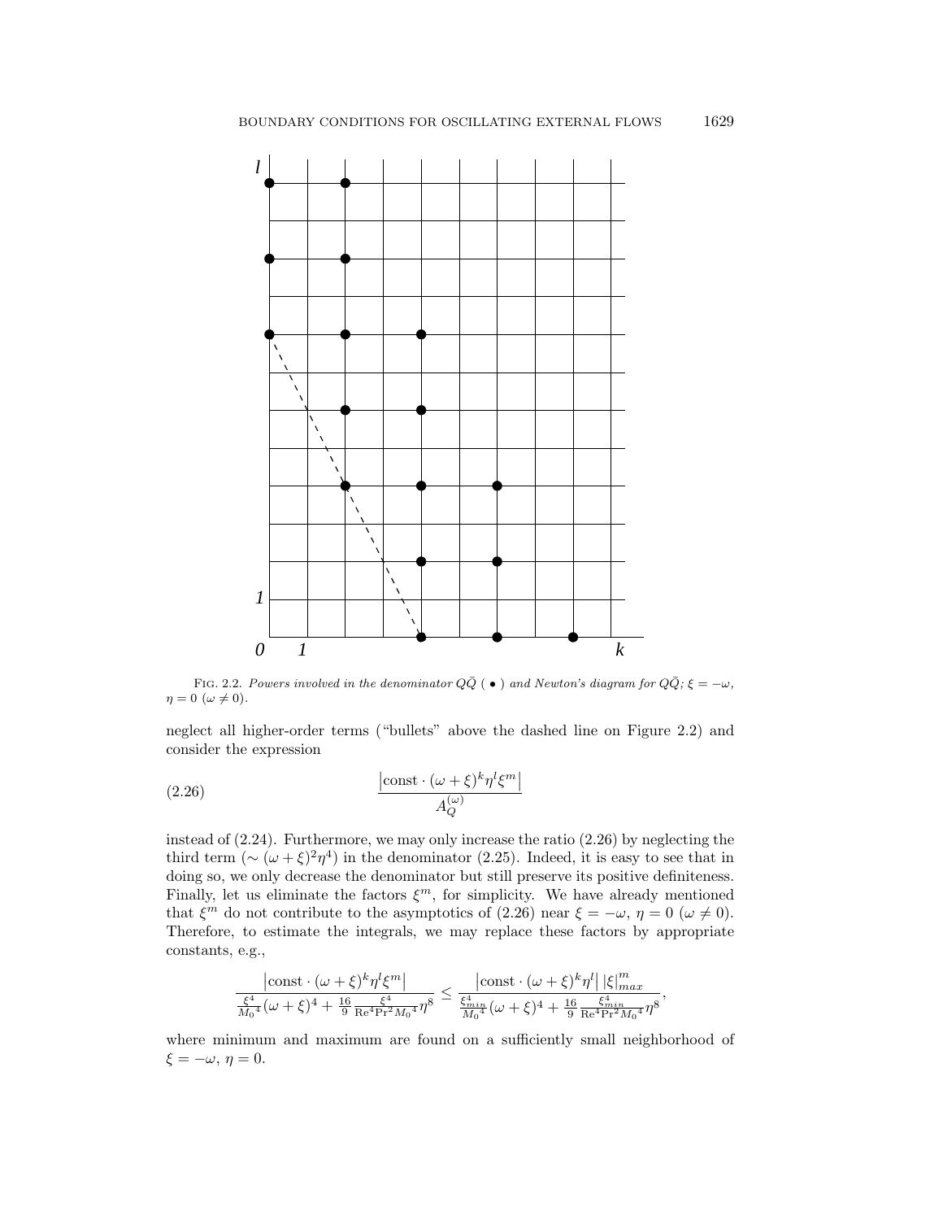FIG. 2.2. *Powers involved in the denominator $Q\bar{Q}$ ( $\bullet$ ) and Newton's diagram for $Q\bar{Q}$; $\xi = -\omega$, $\eta = 0$ ($\omega \neq 0$).*

neglect all higher-order terms ("bullets" above the dashed line on Figure 2.2) and consider the expression

$$\frac{\left|\text{const} \cdot (\omega + \xi)^k \eta^l \xi^m\right|}{A_Q^{(\omega)}} \tag{2.26}$$

instead of (2.24). Furthermore, we may only increase the ratio (2.26) by neglecting the third term ($\sim (\omega + \xi)^2 \eta^4$) in the denominator (2.25). Indeed, it is easy to see that in doing so, we only decrease the denominator but still preserve its positive definiteness. Finally, let us eliminate the factors $\xi^m$, for simplicity. We have already mentioned that $\xi^m$ do not contribute to the asymptotics of (2.26) near $\xi = -\omega$, $\eta = 0$ ($\omega \neq 0$). Therefore, to estimate the integrals, we may replace these factors by appropriate constants, e.g.,

$$\frac{\left|\text{const} \cdot (\omega + \xi)^k \eta^l \xi^m\right|}{\frac{\xi^4}{{M_0}^4}(\omega + \xi)^4 + \frac{16}{9}\frac{\xi^4}{\text{Re}^4 \text{Pr}^2 {M_0}^4}\eta^8} \leq \frac{\left|\text{const} \cdot (\omega + \xi)^k \eta^l\right| |\xi|_{max}^m}{\frac{\xi_{min}^4}{{M_0}^4}(\omega + \xi)^4 + \frac{16}{9}\frac{\xi_{min}^4}{\text{Re}^4 \text{Pr}^2 {M_0}^4}\eta^8},$$

where minimum and maximum are found on a sufficiently small neighborhood of $\xi = -\omega$, $\eta = 0$.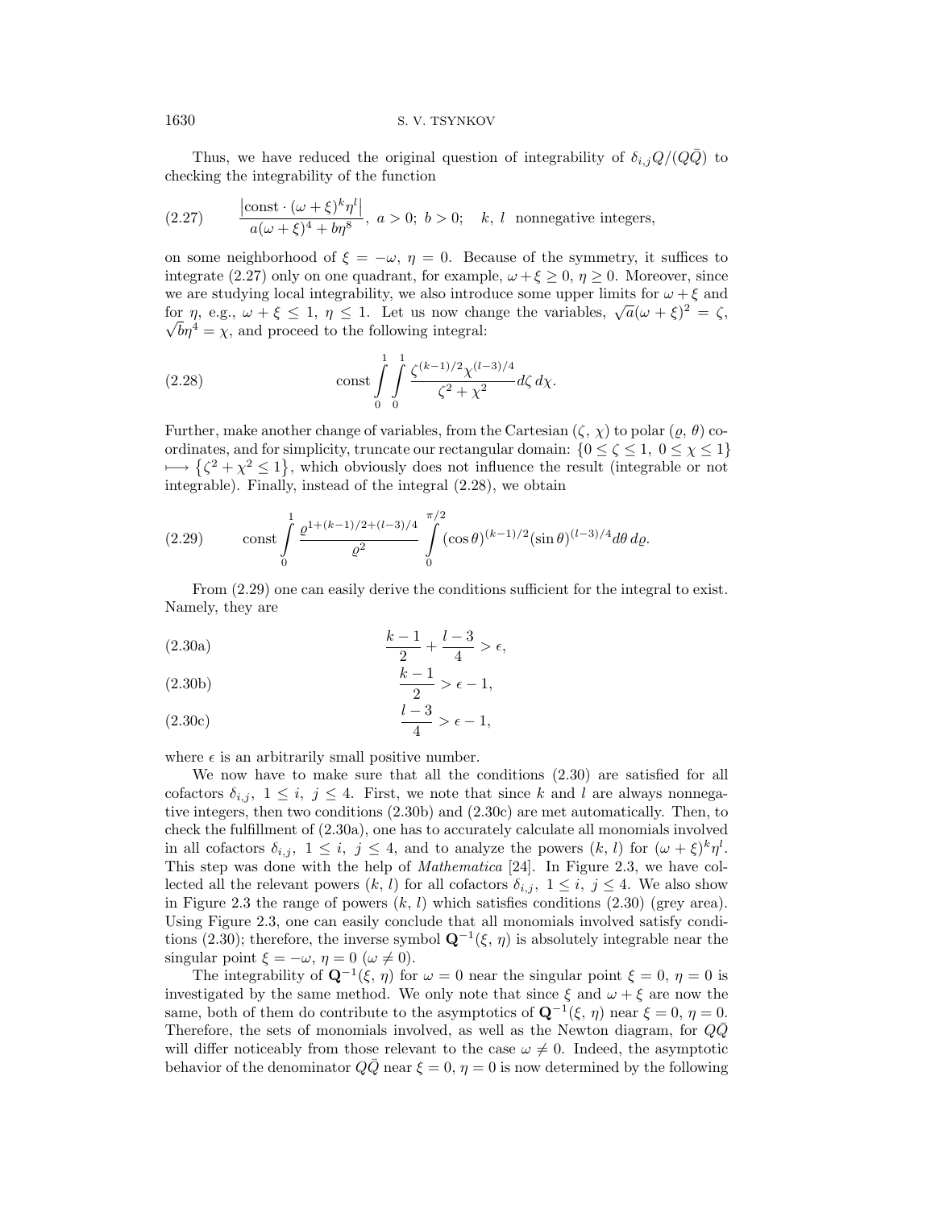Thus, we have reduced the original question of integrability of $\delta_{i,j}Q/(Q\bar{Q})$ to checking the integrability of the function

$$\frac{\left|\text{const}\cdot(\omega+\xi)^k\eta^l\right|}{a(\omega+\xi)^4+b\eta^8},\ a>0;\ b>0;\quad k,\ l\ \text{ nonnegative integers,} \tag{2.27}$$

on some neighborhood of $\xi = -\omega$, $\eta = 0$. Because of the symmetry, it suffices to integrate (2.27) only on one quadrant, for example, $\omega+\xi \geq 0$, $\eta \geq 0$. Moreover, since we are studying local integrability, we also introduce some upper limits for $\omega+\xi$ and for $\eta$, e.g., $\omega+\xi \leq 1$, $\eta \leq 1$. Let us now change the variables, $\sqrt{a}(\omega+\xi)^2 = \zeta$, $\sqrt{b}\eta^4 = \chi$, and proceed to the following integral:

$$\text{const}\int_0^1\int_0^1 \frac{\zeta^{(k-1)/2}\chi^{(l-3)/4}}{\zeta^2+\chi^2}d\zeta\, d\chi. \tag{2.28}$$

Further, make another change of variables, from the Cartesian $(\zeta,\chi)$ to polar $(\varrho,\theta)$ coordinates, and for simplicity, truncate our rectangular domain: $\{0\leq\zeta\leq 1,\ 0\leq\chi\leq 1\}$ $\longmapsto \{\zeta^2+\chi^2 \leq 1\}$, which obviously does not influence the result (integrable or not integrable). Finally, instead of the integral (2.28), we obtain

$$\text{const}\int_0^1 \frac{\varrho^{1+(k-1)/2+(l-3)/4}}{\varrho^2}\int_0^{\pi/2}(\cos\theta)^{(k-1)/2}(\sin\theta)^{(l-3)/4}d\theta\, d\varrho. \tag{2.29}$$

From (2.29) one can easily derive the conditions sufficient for the integral to exist. Namely, they are

$$\frac{k-1}{2}+\frac{l-3}{4} > \epsilon, \tag{2.30a}$$

$$\frac{k-1}{2} > \epsilon - 1, \tag{2.30b}$$

$$\frac{l-3}{4} > \epsilon - 1, \tag{2.30c}$$

where $\epsilon$ is an arbitrarily small positive number.

We now have to make sure that all the conditions (2.30) are satisfied for all cofactors $\delta_{i,j}$, $1\leq i,\ j\leq 4$. First, we note that since $k$ and $l$ are always nonnegative integers, then two conditions (2.30b) and (2.30c) are met automatically. Then, to check the fulfillment of (2.30a), one has to accurately calculate all monomials involved in all cofactors $\delta_{i,j}$, $1\leq i,\ j\leq 4$, and to analyze the powers $(k,l)$ for $(\omega+\xi)^k\eta^l$. This step was done with the help of *Mathematica* [24]. In Figure 2.3, we have collected all the relevant powers $(k,l)$ for all cofactors $\delta_{i,j}$, $1\leq i,\ j\leq 4$. We also show in Figure 2.3 the range of powers $(k,l)$ which satisfies conditions (2.30) (grey area). Using Figure 2.3, one can easily conclude that all monomials involved satisfy conditions (2.30); therefore, the inverse symbol $\mathbf{Q}^{-1}(\xi,\eta)$ is absolutely integrable near the singular point $\xi=-\omega$, $\eta=0$ ($\omega\neq 0$).

The integrability of $\mathbf{Q}^{-1}(\xi,\eta)$ for $\omega=0$ near the singular point $\xi=0$, $\eta=0$ is investigated by the same method. We only note that since $\xi$ and $\omega+\xi$ are now the same, both of them do contribute to the asymptotics of $\mathbf{Q}^{-1}(\xi,\eta)$ near $\xi=0$, $\eta=0$. Therefore, the sets of monomials involved, as well as the Newton diagram, for $Q\bar{Q}$ will differ noticeably from those relevant to the case $\omega\neq 0$. Indeed, the asymptotic behavior of the denominator $Q\bar{Q}$ near $\xi=0$, $\eta=0$ is now determined by the following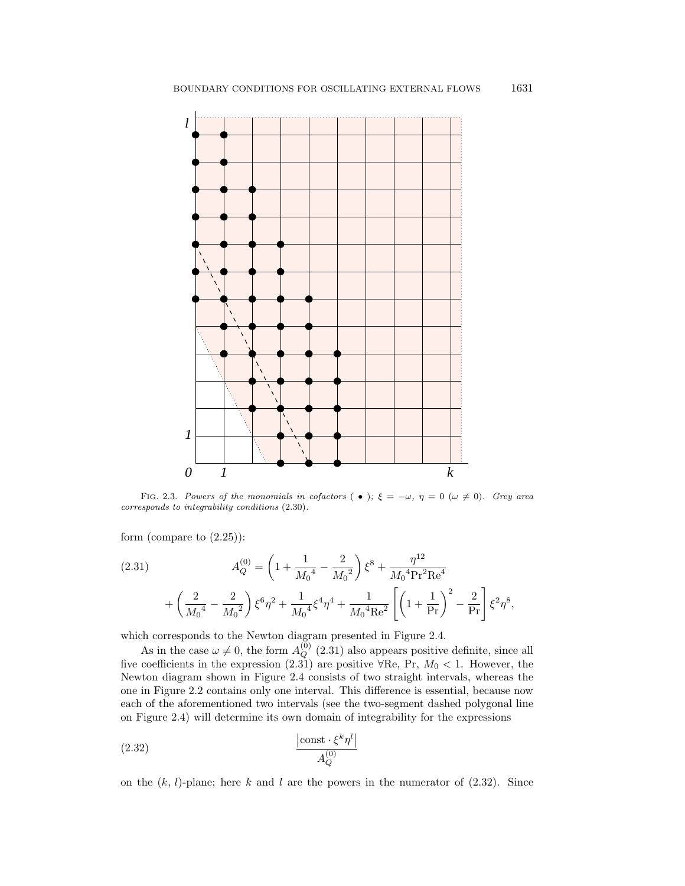FIG. 2.3. *Powers of the monomials in cofactors ( $\bullet$ ); $\xi = -\omega$, $\eta = 0$ ($\omega \neq 0$). Grey area corresponds to integrability conditions* (2.30).

form (compare to (2.25)):

$$
\begin{aligned}
(2.31) \qquad A_Q^{(0)} &= \left(1 + \frac{1}{{M_0}^4} - \frac{2}{{M_0}^2}\right)\xi^8 + \frac{\eta^{12}}{{M_0}^4 \mathrm{Pr}^2 \mathrm{Re}^4} \\
&+ \left(\frac{2}{{M_0}^4} - \frac{2}{{M_0}^2}\right)\xi^6\eta^2 + \frac{1}{{M_0}^4}\xi^4\eta^4 + \frac{1}{{M_0}^4 \mathrm{Re}^2}\left[\left(1 + \frac{1}{\mathrm{Pr}}\right)^2 - \frac{2}{\mathrm{Pr}}\right]\xi^2\eta^8,
\end{aligned}
$$

which corresponds to the Newton diagram presented in Figure 2.4.

As in the case $\omega \neq 0$, the form $A_Q^{(0)}$ (2.31) also appears positive definite, since all five coefficients in the expression (2.31) are positive $\forall$Re, Pr, $M_0 < 1$. However, the Newton diagram shown in Figure 2.4 consists of two straight intervals, whereas the one in Figure 2.2 contains only one interval. This difference is essential, because now each of the aforementioned two intervals (see the two-segment dashed polygonal line on Figure 2.4) will determine its own domain of integrability for the expressions

$$
(2.32) \qquad \frac{\left|\mathrm{const} \cdot \xi^k \eta^l\right|}{A_Q^{(0)}}
$$

on the $(k, l)$-plane; here $k$ and $l$ are the powers in the numerator of (2.32). Since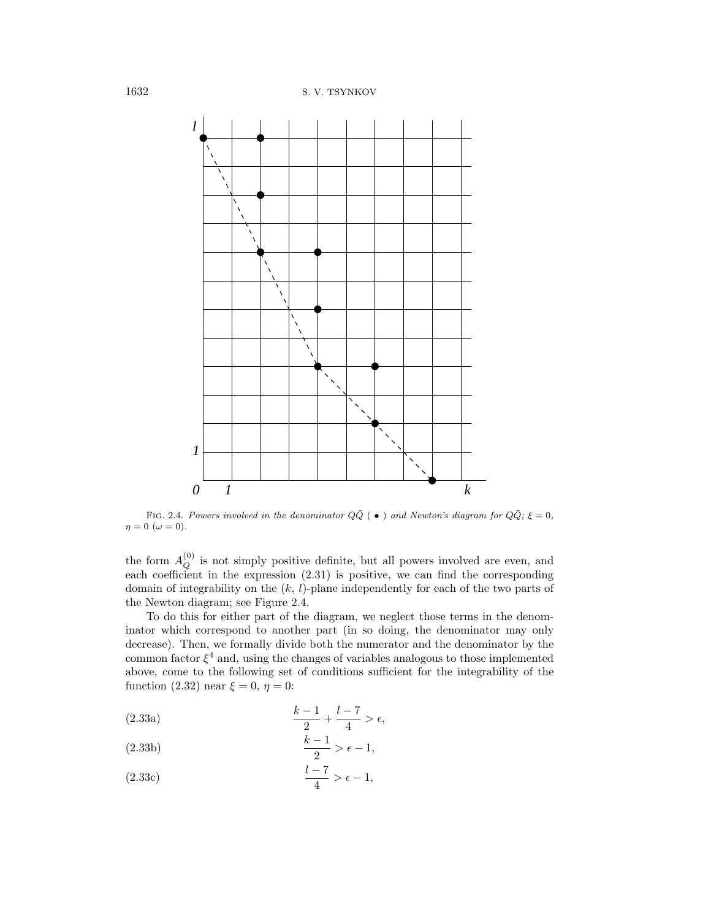FIG. 2.4. *Powers involved in the denominator $Q\bar{Q}$ ( $\bullet$ ) and Newton's diagram for $Q\bar{Q}$; $\xi = 0$, $\eta = 0$ ($\omega = 0$).*

the form $A_Q^{(0)}$ is not simply positive definite, but all powers involved are even, and each coefficient in the expression (2.31) is positive, we can find the corresponding domain of integrability on the $(k,\, l)$-plane independently for each of the two parts of the Newton diagram; see Figure 2.4.

To do this for either part of the diagram, we neglect those terms in the denominator which correspond to another part (in so doing, the denominator may only decrease). Then, we formally divide both the numerator and the denominator by the common factor $\xi^4$ and, using the changes of variables analogous to those implemented above, come to the following set of conditions sufficient for the integrability of the function (2.32) near $\xi = 0$, $\eta = 0$:

$$\frac{k-1}{2} + \frac{l-7}{4} > \epsilon, \tag{2.33a}$$

$$\frac{k-1}{2} > \epsilon - 1, \tag{2.33b}$$

$$\frac{l-7}{4} > \epsilon - 1, \tag{2.33c}$$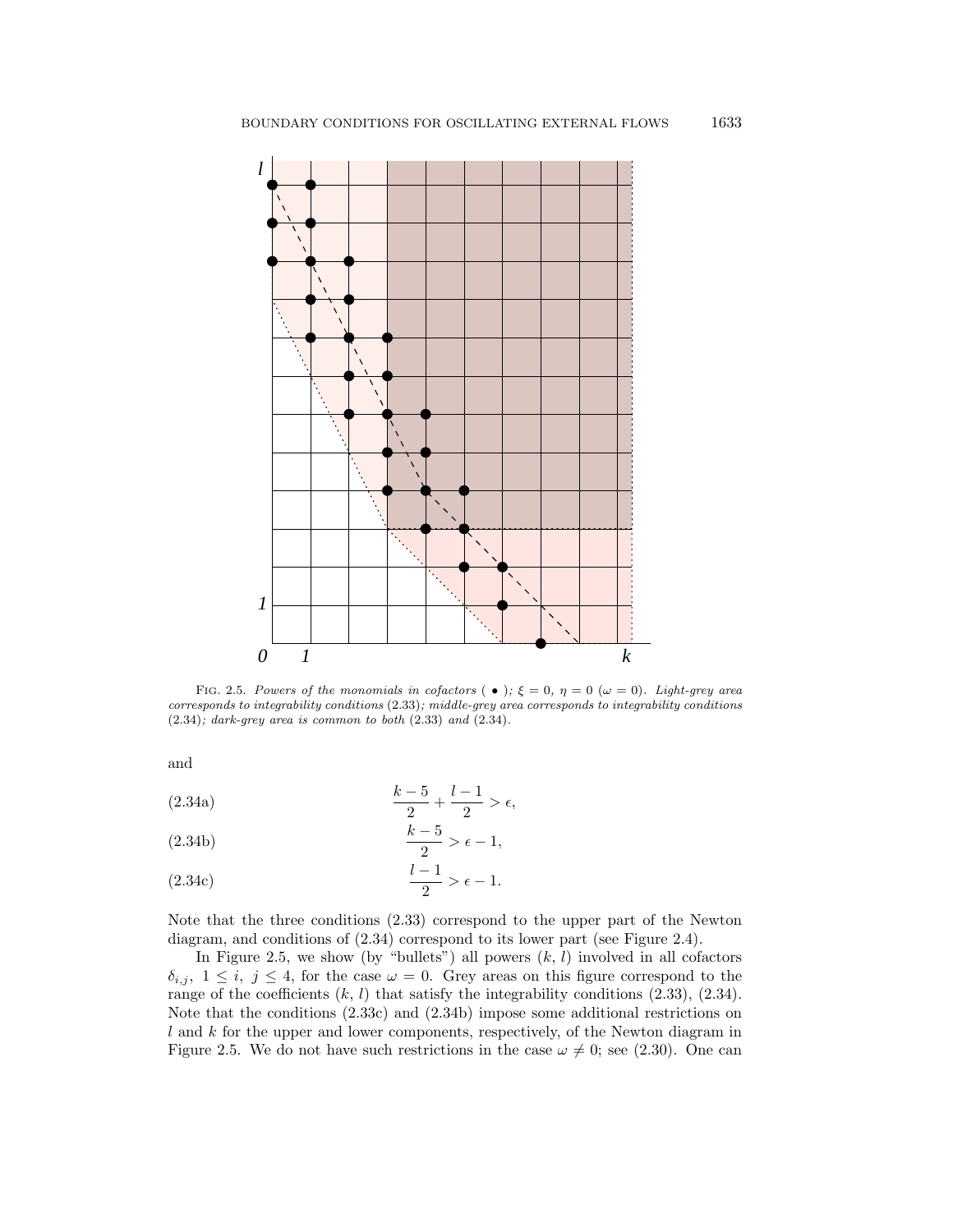FIG. 2.5. *Powers of the monomials in cofactors ( • ); $\xi = 0$, $\eta = 0$ ($\omega = 0$). Light-grey area corresponds to integrability conditions* (2.33)*; middle-grey area corresponds to integrability conditions* (2.34)*; dark-grey area is common to both* (2.33) *and* (2.34)*.*

and

$$\frac{k-5}{2} + \frac{l-1}{2} > \epsilon, \tag{2.34a}$$

$$\frac{k-5}{2} > \epsilon - 1, \tag{2.34b}$$

$$\frac{l-1}{2} > \epsilon - 1. \tag{2.34c}$$

Note that the three conditions (2.33) correspond to the upper part of the Newton diagram, and conditions of (2.34) correspond to its lower part (see Figure 2.4).

In Figure 2.5, we show (by "bullets") all powers $(k, l)$ involved in all cofactors $\delta_{i,j}$, $1 \leq i,\ j \leq 4$, for the case $\omega = 0$. Grey areas on this figure correspond to the range of the coefficients $(k, l)$ that satisfy the integrability conditions (2.33), (2.34). Note that the conditions (2.33c) and (2.34b) impose some additional restrictions on $l$ and $k$ for the upper and lower components, respectively, of the Newton diagram in Figure 2.5. We do not have such restrictions in the case $\omega \neq 0$; see (2.30). One can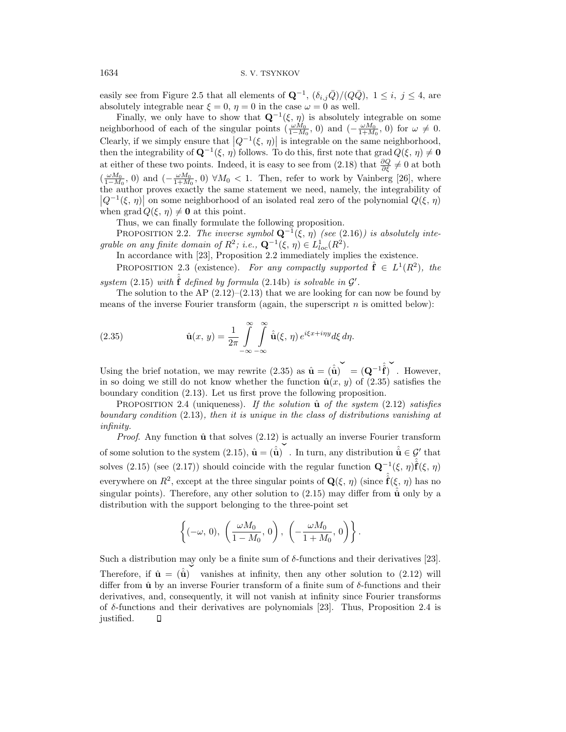easily see from Figure 2.5 that all elements of $\mathbf{Q}^{-1}$, $(\delta_{i,j}\bar{Q})/(Q\bar{Q})$, $1 \le i,\ j \le 4$, are absolutely integrable near $\xi = 0$, $\eta = 0$ in the case $\omega = 0$ as well.

Finally, we only have to show that $\mathbf{Q}^{-1}(\xi,\ \eta)$ is absolutely integrable on some neighborhood of each of the singular points $(\frac{\omega M_0}{1-M_0},\ 0)$ and $(-\frac{\omega M_0}{1+M_0},\ 0)$ for $\omega \ne 0$. Clearly, if we simply ensure that $\left|Q^{-1}(\xi,\ \eta)\right|$ is integrable on the same neighborhood, then the integrability of $\mathbf{Q}^{-1}(\xi,\ \eta)$ follows. To do this, first note that $\operatorname{grad} Q(\xi,\ \eta) \ne \mathbf{0}$ at either of these two points. Indeed, it is easy to see from (2.18) that $\frac{\partial Q}{\partial \xi} \ne 0$ at both $(\frac{\omega M_0}{1-M_0},\ 0)$ and $(-\frac{\omega M_0}{1+M_0},\ 0)$ $\forall M_0 < 1$. Then, refer to work by Vainberg [26], where the author proves exactly the same statement we need, namely, the integrability of $\left|Q^{-1}(\xi,\ \eta)\right|$ on some neighborhood of an isolated real zero of the polynomial $Q(\xi,\ \eta)$ when $\operatorname{grad} Q(\xi,\ \eta) \ne \mathbf{0}$ at this point.

Thus, we can finally formulate the following proposition.

Proposition 2.2. *The inverse symbol $\mathbf{Q}^{-1}(\xi,\ \eta)$ (see (2.16)) is absolutely integrable on any finite domain of $R^2$; i.e., $\mathbf{Q}^{-1}(\xi,\ \eta) \in L^1_{loc}(R^2)$.*

In accordance with [23], Proposition 2.2 immediately implies the existence.

Proposition 2.3 (existence). *For any compactly supported $\hat{\mathbf{f}} \in L^1(R^2)$, the system (2.15) with $\hat{\hat{\mathbf{f}}}$ defined by formula (2.14b) is solvable in $\mathcal{G}'$.*

The solution to the AP (2.12)–(2.13) that we are looking for can now be found by means of the inverse Fourier transform (again, the superscript $n$ is omitted below):

$$\hat{\mathbf{u}}(x,\ y) = \frac{1}{2\pi} \int_{-\infty}^{\infty}\int_{-\infty}^{\infty} \hat{\hat{\mathbf{u}}}(\xi,\ \eta)\, e^{i\xi x + i\eta y} d\xi\, d\eta. \tag{2.35}$$

Using the brief notation, we may rewrite (2.35) as $\hat{\mathbf{u}} = (\hat{\hat{\mathbf{u}}})^{\vee} = (\mathbf{Q}^{-1}\hat{\hat{\mathbf{f}}})^{\vee}$. However, in so doing we still do not know whether the function $\hat{\mathbf{u}}(x,\ y)$ of (2.35) satisfies the boundary condition (2.13). Let us first prove the following proposition.

Proposition 2.4 (uniqueness). *If the solution $\hat{\mathbf{u}}$ of the system (2.12) satisfies boundary condition (2.13), then it is unique in the class of distributions vanishing at infinity.*

*Proof*. Any function $\hat{\mathbf{u}}$ that solves (2.12) is actually an inverse Fourier transform of some solution to the system (2.15), $\hat{\mathbf{u}} = (\hat{\hat{\mathbf{u}}})^{\vee}$. In turn, any distribution $\hat{\hat{\mathbf{u}}} \in \mathcal{G}'$ that solves (2.15) (see (2.17)) should coincide with the regular function $\mathbf{Q}^{-1}(\xi,\ \eta)\hat{\hat{\mathbf{f}}}(\xi,\ \eta)$ everywhere on $R^2$, except at the three singular points of $\mathbf{Q}(\xi,\ \eta)$ (since $\hat{\hat{\mathbf{f}}}(\xi,\ \eta)$ has no singular points). Therefore, any other solution to (2.15) may differ from $\hat{\hat{\mathbf{u}}}$ only by a distribution with the support belonging to the three-point set

$$\left\{(-\omega,\ 0),\ \left(\frac{\omega M_0}{1-M_0},\ 0\right),\ \left(-\frac{\omega M_0}{1+M_0},\ 0\right)\right\}.$$

Such a distribution may only be a finite sum of $\delta$-functions and their derivatives [23]. Therefore, if $\hat{\mathbf{u}} = (\hat{\hat{\mathbf{u}}})^{\vee}$ vanishes at infinity, then any other solution to (2.12) will differ from $\hat{\mathbf{u}}$ by an inverse Fourier transform of a finite sum of $\delta$-functions and their derivatives, and, consequently, it will not vanish at infinity since Fourier transforms of $\delta$-functions and their derivatives are polynomials [23]. Thus, Proposition 2.4 is justified. □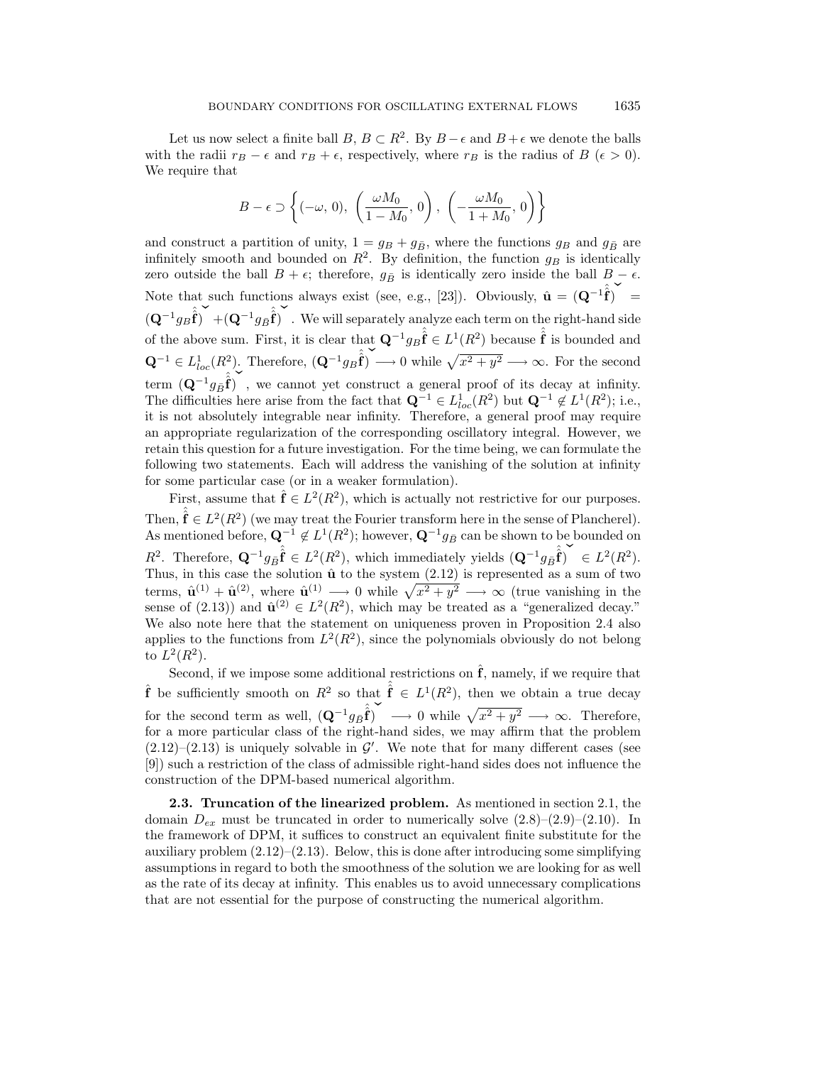Let us now select a finite ball $B$, $B \subset R^2$. By $B - \epsilon$ and $B + \epsilon$ we denote the balls with the radii $r_B - \epsilon$ and $r_B + \epsilon$, respectively, where $r_B$ is the radius of $B$ ($\epsilon > 0$). We require that

$$B - \epsilon \supset \left\{ (-\omega,\, 0),\ \left( \frac{\omega M_0}{1 - M_0}, 0 \right),\ \left( -\frac{\omega M_0}{1 + M_0}, 0 \right) \right\}$$

and construct a partition of unity, $1 = g_B + g_{\bar{B}}$, where the functions $g_B$ and $g_{\bar{B}}$ are infinitely smooth and bounded on $R^2$. By definition, the function $g_B$ is identically zero outside the ball $B + \epsilon$; therefore, $g_{\bar{B}}$ is identically zero inside the ball $B - \epsilon$. Note that such functions always exist (see, e.g., [23]). Obviously, $\hat{\mathbf{u}} = (\mathbf{Q}^{-1}\hat{\hat{\mathbf{f}}})^{\vee} = (\mathbf{Q}^{-1}g_B\hat{\hat{\mathbf{f}}})^{\vee} + (\mathbf{Q}^{-1}g_{\bar{B}}\hat{\hat{\mathbf{f}}})^{\vee}$. We will separately analyze each term on the right-hand side of the above sum. First, it is clear that $\mathbf{Q}^{-1}g_B\hat{\hat{\mathbf{f}}} \in L^1(R^2)$ because $\hat{\hat{\mathbf{f}}}$ is bounded and $\mathbf{Q}^{-1} \in L^1_{loc}(R^2)$. Therefore, $(\mathbf{Q}^{-1}g_B\hat{\hat{\mathbf{f}}})^{\vee} \longrightarrow 0$ while $\sqrt{x^2 + y^2} \longrightarrow \infty$. For the second term $(\mathbf{Q}^{-1}g_{\bar{B}}\hat{\hat{\mathbf{f}}})^{\vee}$, we cannot yet construct a general proof of its decay at infinity. The difficulties here arise from the fact that $\mathbf{Q}^{-1} \in L^1_{loc}(R^2)$ but $\mathbf{Q}^{-1} \notin L^1(R^2)$; i.e., it is not absolutely integrable near infinity. Therefore, a general proof may require an appropriate regularization of the corresponding oscillatory integral. However, we retain this question for a future investigation. For the time being, we can formulate the following two statements. Each will address the vanishing of the solution at infinity for some particular case (or in a weaker formulation).

First, assume that $\hat{\mathbf{f}} \in L^2(R^2)$, which is actually not restrictive for our purposes. Then, $\hat{\hat{\mathbf{f}}} \in L^2(R^2)$ (we may treat the Fourier transform here in the sense of Plancherel). As mentioned before, $\mathbf{Q}^{-1} \notin L^1(R^2)$; however, $\mathbf{Q}^{-1}g_{\bar{B}}$ can be shown to be bounded on $R^2$. Therefore, $\mathbf{Q}^{-1}g_{\bar{B}}\hat{\hat{\mathbf{f}}} \in L^2(R^2)$, which immediately yields $(\mathbf{Q}^{-1}g_{\bar{B}}\hat{\hat{\mathbf{f}}})^{\vee} \in L^2(R^2)$. Thus, in this case the solution $\hat{\mathbf{u}}$ to the system (2.12) is represented as a sum of two terms, $\hat{\mathbf{u}}^{(1)} + \hat{\mathbf{u}}^{(2)}$, where $\hat{\mathbf{u}}^{(1)} \longrightarrow 0$ while $\sqrt{x^2 + y^2} \longrightarrow \infty$ (true vanishing in the sense of (2.13)) and $\hat{\mathbf{u}}^{(2)} \in L^2(R^2)$, which may be treated as a "generalized decay." We also note here that the statement on uniqueness proven in Proposition 2.4 also applies to the functions from $L^2(R^2)$, since the polynomials obviously do not belong to $L^2(R^2)$.

Second, if we impose some additional restrictions on $\hat{\mathbf{f}}$, namely, if we require that $\hat{\mathbf{f}}$ be sufficiently smooth on $R^2$ so that $\hat{\hat{\mathbf{f}}} \in L^1(R^2)$, then we obtain a true decay for the second term as well, $(\mathbf{Q}^{-1}g_{\bar{B}}\hat{\hat{\mathbf{f}}})^{\vee} \longrightarrow 0$ while $\sqrt{x^2 + y^2} \longrightarrow \infty$. Therefore, for a more particular class of the right-hand sides, we may affirm that the problem (2.12)–(2.13) is uniquely solvable in $\mathcal{G}'$. We note that for many different cases (see [9]) such a restriction of the class of admissible right-hand sides does not influence the construction of the DPM-based numerical algorithm.

### 2.3. Truncation of the linearized problem.

As mentioned in section 2.1, the domain $D_{ex}$ must be truncated in order to numerically solve (2.8)–(2.9)–(2.10). In the framework of DPM, it suffices to construct an equivalent finite substitute for the auxiliary problem (2.12)–(2.13). Below, this is done after introducing some simplifying assumptions in regard to both the smoothness of the solution we are looking for as well as the rate of its decay at infinity. This enables us to avoid unnecessary complications that are not essential for the purpose of constructing the numerical algorithm.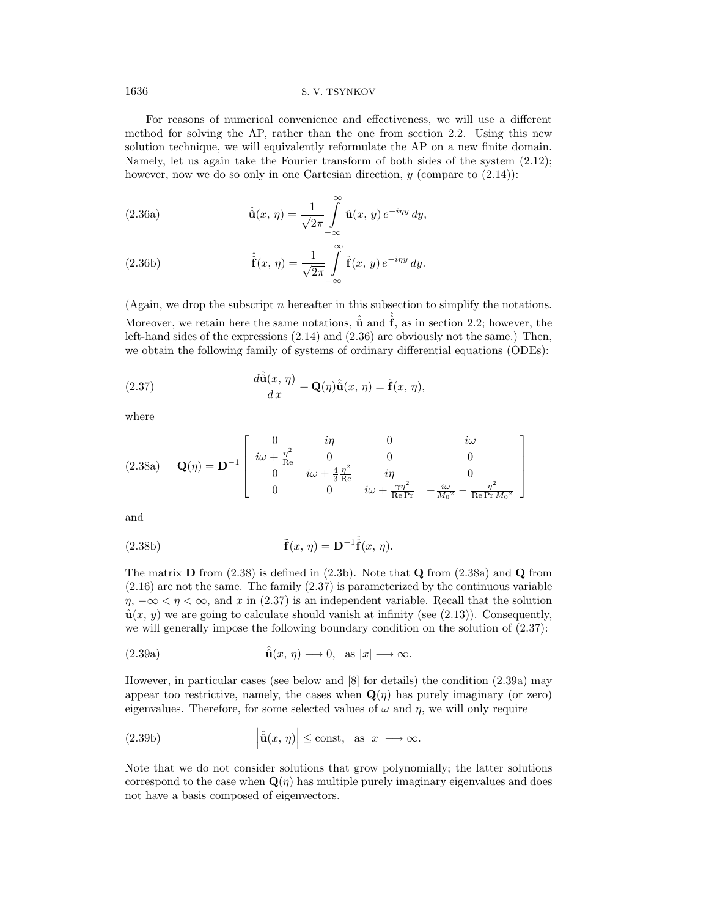For reasons of numerical convenience and effectiveness, we will use a different method for solving the AP, rather than the one from section 2.2. Using this new solution technique, we will equivalently reformulate the AP on a new finite domain. Namely, let us again take the Fourier transform of both sides of the system (2.12); however, now we do so only in one Cartesian direction, $y$ (compare to (2.14)):

$$\hat{\hat{\mathbf{u}}}(x,\,\eta) = \frac{1}{\sqrt{2\pi}} \int\limits_{-\infty}^{\infty} \hat{\mathbf{u}}(x,\,y)\, e^{-i\eta y}\, dy, \tag{2.36a}$$

$$\hat{\hat{\mathbf{f}}}(x,\,\eta) = \frac{1}{\sqrt{2\pi}} \int\limits_{-\infty}^{\infty} \hat{\mathbf{f}}(x,\,y)\, e^{-i\eta y}\, dy. \tag{2.36b}$$

(Again, we drop the subscript $n$ hereafter in this subsection to simplify the notations. Moreover, we retain here the same notations, $\hat{\hat{\mathbf{u}}}$ and $\hat{\hat{\mathbf{f}}}$, as in section 2.2; however, the left-hand sides of the expressions (2.14) and (2.36) are obviously not the same.) Then, we obtain the following family of systems of ordinary differential equations (ODEs):

$$\frac{d\hat{\hat{\mathbf{u}}}(x,\,\eta)}{d\,x} + \mathbf{Q}(\eta)\hat{\hat{\mathbf{u}}}(x,\,\eta) = \tilde{\mathbf{f}}(x,\,\eta), \tag{2.37}$$

where

$$\mathbf{Q}(\eta) = \mathbf{D}^{-1} \begin{bmatrix} 0 & i\eta & 0 & i\omega \\ i\omega + \frac{\eta^2}{\mathrm{Re}} & 0 & 0 & 0 \\ 0 & i\omega + \frac{4}{3}\frac{\eta^2}{\mathrm{Re}} & i\eta & 0 \\ 0 & 0 & i\omega + \frac{\gamma\eta^2}{\mathrm{Re\,Pr}} & -\frac{i\omega}{{M_0}^2} - \frac{\eta^2}{\mathrm{Re\,Pr}\,{M_0}^2} \end{bmatrix} \tag{2.38a}$$

and

$$\tilde{\mathbf{f}}(x,\,\eta) = \mathbf{D}^{-1}\hat{\hat{\mathbf{f}}}(x,\,\eta). \tag{2.38b}$$

The matrix $\mathbf{D}$ from (2.38) is defined in (2.3b). Note that $\mathbf{Q}$ from (2.38a) and $\mathbf{Q}$ from (2.16) are not the same. The family (2.37) is parameterized by the continuous variable $\eta$, $-\infty < \eta < \infty$, and $x$ in (2.37) is an independent variable. Recall that the solution $\hat{\mathbf{u}}(x,\,y)$ we are going to calculate should vanish at infinity (see (2.13)). Consequently, we will generally impose the following boundary condition on the solution of (2.37):

$$\hat{\hat{\mathbf{u}}}(x,\,\eta) \longrightarrow 0, \quad \text{as } |x| \longrightarrow \infty. \tag{2.39a}$$

However, in particular cases (see below and [8] for details) the condition (2.39a) may appear too restrictive, namely, the cases when $\mathbf{Q}(\eta)$ has purely imaginary (or zero) eigenvalues. Therefore, for some selected values of $\omega$ and $\eta$, we will only require

$$\left|\hat{\hat{\mathbf{u}}}(x,\,\eta)\right| \leq \text{const}, \quad \text{as } |x| \longrightarrow \infty. \tag{2.39b}$$

Note that we do not consider solutions that grow polynomially; the latter solutions correspond to the case when $\mathbf{Q}(\eta)$ has multiple purely imaginary eigenvalues and does not have a basis composed of eigenvectors.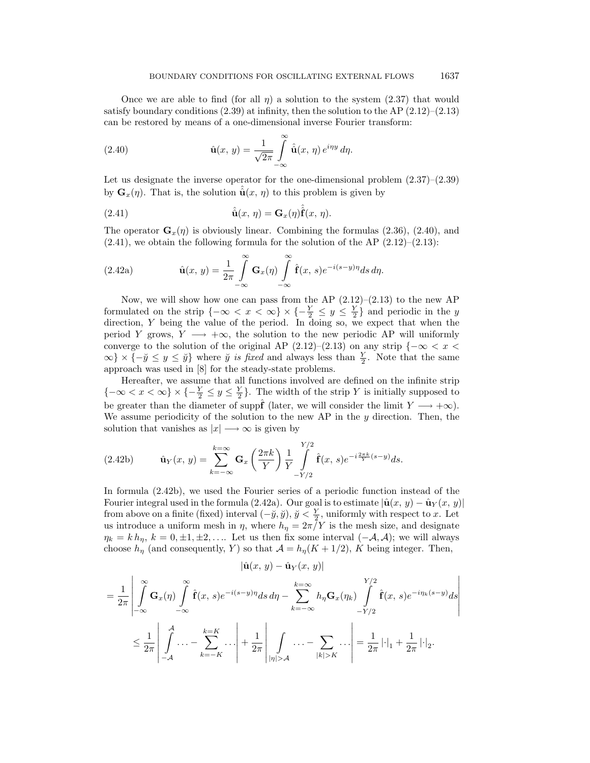Once we are able to find (for all $\eta$) a solution to the system (2.37) that would satisfy boundary conditions (2.39) at infinity, then the solution to the AP (2.12)–(2.13) can be restored by means of a one-dimensional inverse Fourier transform:

$$\hat{\mathbf{u}}(x,\, y) = \frac{1}{\sqrt{2\pi}} \int\limits_{-\infty}^{\infty} \hat{\mathbf{u}}(x,\, \eta)\, e^{i\eta y}\, d\eta. \tag{2.40}$$

Let us designate the inverse operator for the one-dimensional problem (2.37)–(2.39) by $\mathbf{G}_x(\eta)$. That is, the solution $\hat{\hat{\mathbf{u}}}(x,\eta)$ to this problem is given by

$$\hat{\mathbf{u}}(x,\, \eta) = \mathbf{G}_x(\eta) \hat{\hat{\mathbf{f}}}(x,\, \eta). \tag{2.41}$$

The operator $\mathbf{G}_x(\eta)$ is obviously linear. Combining the formulas (2.36), (2.40), and (2.41), we obtain the following formula for the solution of the AP (2.12)–(2.13):

$$\hat{\mathbf{u}}(x,\, y) = \frac{1}{2\pi} \int\limits_{-\infty}^{\infty} \mathbf{G}_x(\eta) \int\limits_{-\infty}^{\infty} \hat{\mathbf{f}}(x,\, s) e^{-i(s-y)\eta} ds\, d\eta. \tag{2.42a}$$

Now, we will show how one can pass from the AP (2.12)–(2.13) to the new AP formulated on the strip $\{-\infty < x < \infty\} \times \{-\frac{Y}{2} \le y \le \frac{Y}{2}\}$ and periodic in the $y$ direction, $Y$ being the value of the period. In doing so, we expect that when the period $Y$ grows, $Y \longrightarrow +\infty$, the solution to the new periodic AP will uniformly converge to the solution of the original AP (2.12)–(2.13) on any strip $\{-\infty < x < \infty\} \times \{-\breve{y} \le y \le \breve{y}\}$ where $\breve{y}$ *is fixed* and always less than $\frac{Y}{2}$. Note that the same approach was used in [8] for the steady-state problems.

Hereafter, we assume that all functions involved are defined on the infinite strip $\{-\infty < x < \infty\} \times \{-\frac{Y}{2} \le y \le \frac{Y}{2}\}$. The width of the strip $Y$ is initially supposed to be greater than the diameter of supp$\hat{\mathbf{f}}$ (later, we will consider the limit $Y \longrightarrow +\infty$). We assume periodicity of the solution to the new AP in the $y$ direction. Then, the solution that vanishes as $|x| \longrightarrow \infty$ is given by

$$\hat{\mathbf{u}}_Y(x,\, y) = \sum_{k=-\infty}^{k=\infty} \mathbf{G}_x\left(\frac{2\pi k}{Y}\right) \frac{1}{Y} \int\limits_{-Y/2}^{Y/2} \hat{\mathbf{f}}(x,\, s) e^{-i\frac{2\pi k}{Y}(s-y)} ds. \tag{2.42b}$$

In formula (2.42b), we used the Fourier series of a periodic function instead of the Fourier integral used in the formula (2.42a). Our goal is to estimate $|\hat{\mathbf{u}}(x,\, y) - \hat{\mathbf{u}}_Y(x,\, y)|$ from above on a finite (fixed) interval $(-\breve{y}, \breve{y})$, $\breve{y} < \frac{Y}{2}$, uniformly with respect to $x$. Let us introduce a uniform mesh in $\eta$, where $h_\eta = 2\pi/Y$ is the mesh size, and designate $\eta_k = k\, h_\eta$, $k = 0, \pm 1, \pm 2, \ldots$. Let us then fix some interval $(-\mathcal{A}, \mathcal{A})$; we will always choose $h_\eta$ (and consequently, $Y$) so that $\mathcal{A} = h_\eta(K + 1/2)$, $K$ being integer. Then,

$$\begin{aligned}
&|\hat{\mathbf{u}}(x,\, y) - \hat{\mathbf{u}}_Y(x,\, y)| \\
&= \frac{1}{2\pi} \left| \int\limits_{-\infty}^{\infty} \mathbf{G}_x(\eta) \int\limits_{-\infty}^{\infty} \hat{\mathbf{f}}(x,\, s) e^{-i(s-y)\eta} ds\, d\eta - \sum_{k=-\infty}^{k=\infty} h_\eta \mathbf{G}_x(\eta_k) \int\limits_{-Y/2}^{Y/2} \hat{\mathbf{f}}(x,\, s) e^{-i\eta_k(s-y)} ds \right| \\
&\le \frac{1}{2\pi} \left| \int\limits_{-\mathcal{A}}^{\mathcal{A}} \ldots - \sum_{k=-K}^{k=K} \ldots \right| + \frac{1}{2\pi} \left| \int\limits_{|\eta| > \mathcal{A}} \ldots - \sum_{|k| > K} \ldots \right| = \frac{1}{2\pi} |\cdot|_1 + \frac{1}{2\pi} |\cdot|_2.
\end{aligned}$$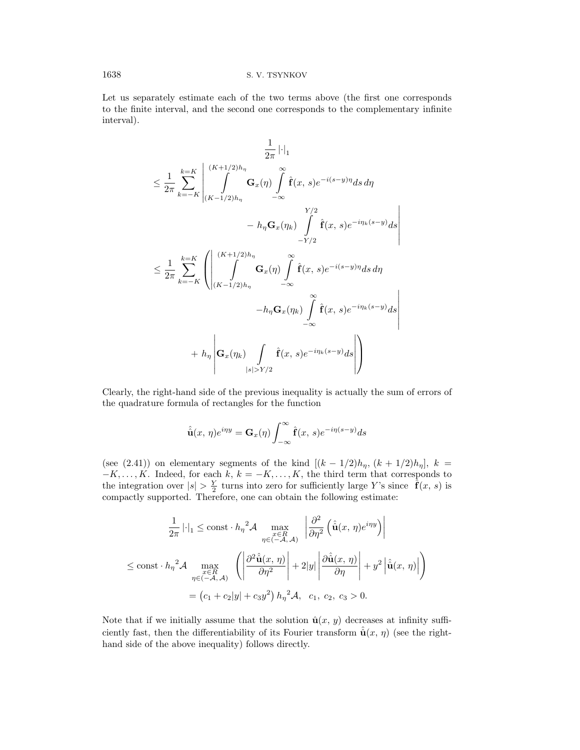Let us separately estimate each of the two terms above (the first one corresponds to the finite interval, and the second one corresponds to the complementary infinite interval).

$$
\begin{aligned}
&\frac{1}{2\pi}\left|\cdot\right|_1 \\
&\leq \frac{1}{2\pi}\sum_{k=-K}^{k=K}\left| \int\limits_{(K-1/2)h_\eta}^{(K+1/2)h_\eta} \mathbf{G}_x(\eta)\int\limits_{-\infty}^{\infty}\hat{\mathbf{f}}(x,\,s)e^{-i(s-y)\eta}ds\,d\eta \right. \\
&\qquad\qquad\qquad \left. - \,h_\eta \mathbf{G}_x(\eta_k)\int\limits_{-Y/2}^{Y/2}\hat{\mathbf{f}}(x,\,s)e^{-i\eta_k(s-y)}ds \right| \\
&\leq \frac{1}{2\pi}\sum_{k=-K}^{k=K}\left( \left| \int\limits_{(K-1/2)h_\eta}^{(K+1/2)h_\eta} \mathbf{G}_x(\eta)\int\limits_{-\infty}^{\infty}\hat{\mathbf{f}}(x,\,s)e^{-i(s-y)\eta}ds\,d\eta \right.\right. \\
&\qquad\qquad\qquad \left. -h_\eta \mathbf{G}_x(\eta_k)\int\limits_{-\infty}^{\infty}\hat{\mathbf{f}}(x,\,s)e^{-i\eta_k(s-y)}ds \right| \\
&\qquad\qquad \left. + \,h_\eta\left| \mathbf{G}_x(\eta_k)\int\limits_{|s|>Y/2}\hat{\mathbf{f}}(x,\,s)e^{-i\eta_k(s-y)}ds \right| \right)
\end{aligned}
$$

Clearly, the right-hand side of the previous inequality is actually the sum of errors of the quadrature formula of rectangles for the function

$$
\hat{\mathbf{u}}(x,\,\eta)e^{i\eta y} = \mathbf{G}_x(\eta)\int_{-\infty}^{\infty}\hat{\mathbf{f}}(x,\,s)e^{-i\eta(s-y)}ds
$$

(see (2.41)) on elementary segments of the kind $[(k-1/2)h_\eta,\,(k+1/2)h_\eta]$, $k = -K,\ldots,K$. Indeed, for each $k$, $k=-K,\ldots,K$, the third term that corresponds to the integration over $|s|>\frac{Y}{2}$ turns into zero for sufficiently large $Y$'s since $\hat{\mathbf{f}}(x,\,s)$ is compactly supported. Therefore, one can obtain the following estimate:

$$
\begin{aligned}
\frac{1}{2\pi}\left|\cdot\right|_1 &\leq \text{const}\cdot {h_\eta}^2\mathcal{A}\max_{\substack{x\in R\\ \eta\in(-\mathcal{A},\,\mathcal{A})}}\left|\frac{\partial^2}{\partial\eta^2}\left(\hat{\mathbf{u}}(x,\,\eta)e^{i\eta y}\right)\right| \\
&\leq \text{const}\cdot {h_\eta}^2\mathcal{A}\max_{\substack{x\in R\\ \eta\in(-\mathcal{A},\,\mathcal{A})}}\left(\left|\frac{\partial^2\hat{\mathbf{u}}(x,\,\eta)}{\partial\eta^2}\right| + 2|y|\left|\frac{\partial\hat{\mathbf{u}}(x,\,\eta)}{\partial\eta}\right| + y^2\left|\hat{\mathbf{u}}(x,\,\eta)\right|\right) \\
&= \left(c_1 + c_2|y| + c_3 y^2\right){h_\eta}^2\mathcal{A}, \quad c_1,\; c_2,\; c_3 > 0.
\end{aligned}
$$

Note that if we initially assume that the solution $\hat{\mathbf{u}}(x,\,y)$ decreases at infinity sufficiently fast, then the differentiability of its Fourier transform $\hat{\mathbf{u}}(x,\,\eta)$ (see the right-hand side of the above inequality) follows directly.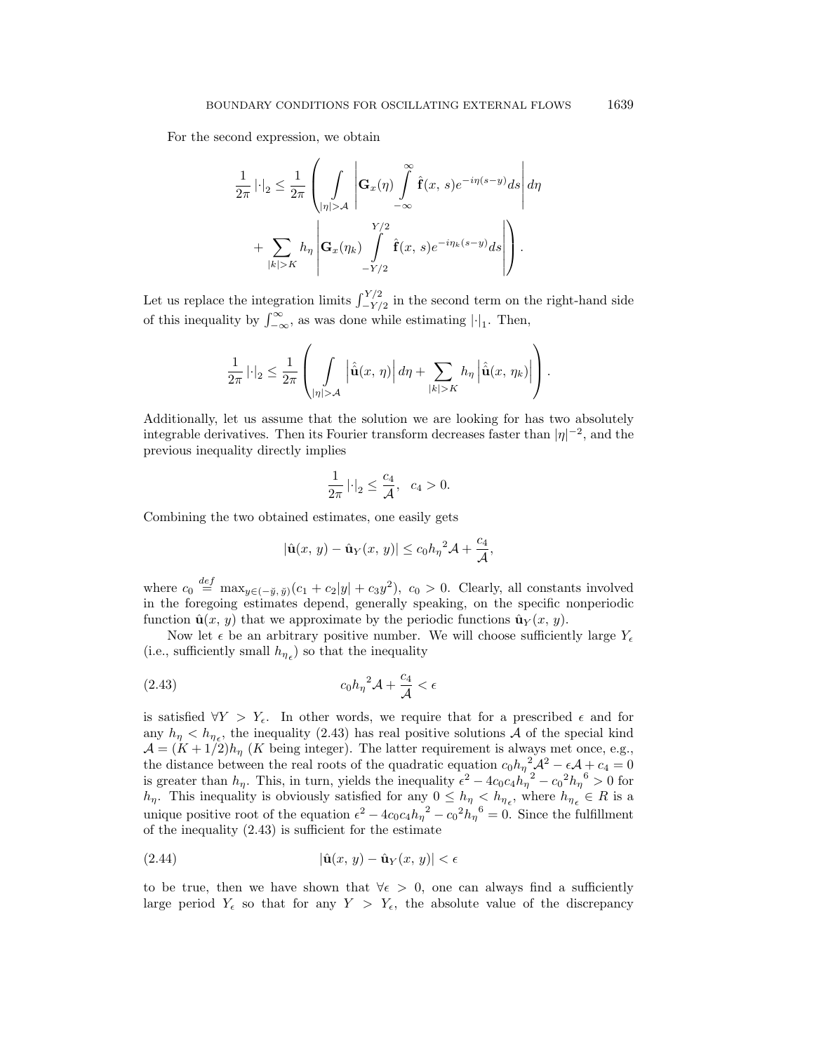For the second expression, we obtain

$$\frac{1}{2\pi}\left|\cdot\right|_2 \le \frac{1}{2\pi}\left( \int\limits_{|\eta|>\mathcal{A}} \left| \mathbf{G}_x(\eta) \int\limits_{-\infty}^{\infty} \hat{\mathbf{f}}(x,\, s) e^{-i\eta(s-y)} ds \right| d\eta \right.$$
$$\left. + \sum_{|k|>K} h_\eta \left| \mathbf{G}_x(\eta_k) \int\limits_{-Y/2}^{Y/2} \hat{\mathbf{f}}(x,\, s) e^{-i\eta_k(s-y)} ds \right| \right).$$

Let us replace the integration limits $\int_{-Y/2}^{Y/2}$ in the second term on the right-hand side of this inequality by $\int_{-\infty}^{\infty}$, as was done while estimating $|\cdot|_1$. Then,

$$\frac{1}{2\pi}\left|\cdot\right|_2 \le \frac{1}{2\pi}\left( \int\limits_{|\eta|>\mathcal{A}} \left|\hat{\hat{\mathbf{u}}}(x,\, \eta)\right| d\eta + \sum_{|k|>K} h_\eta \left|\hat{\hat{\mathbf{u}}}(x,\, \eta_k)\right| \right).$$

Additionally, let us assume that the solution we are looking for has two absolutely integrable derivatives. Then its Fourier transform decreases faster than $|\eta|^{-2}$, and the previous inequality directly implies

$$\frac{1}{2\pi}\left|\cdot\right|_2 \le \frac{c_4}{\mathcal{A}}, \quad c_4 > 0.$$

Combining the two obtained estimates, one easily gets

$$|\hat{\mathbf{u}}(x,\, y) - \hat{\mathbf{u}}_Y(x,\, y)| \le c_0 {h_\eta}^2 \mathcal{A} + \frac{c_4}{\mathcal{A}},$$

where $c_0 \stackrel{def}{=} \max_{y\in(-\bar{y},\,\bar{y})}(c_1 + c_2|y| + c_3 y^2)$, $c_0 > 0$. Clearly, all constants involved in the foregoing estimates depend, generally speaking, on the specific nonperiodic function $\hat{\mathbf{u}}(x,\, y)$ that we approximate by the periodic functions $\hat{\mathbf{u}}_Y(x,\, y)$.

Now let $\epsilon$ be an arbitrary positive number. We will choose sufficiently large $Y_\epsilon$ (i.e., sufficiently small $h_{\eta_\epsilon}$) so that the inequality

$$c_0 {h_\eta}^2 \mathcal{A} + \frac{c_4}{\mathcal{A}} < \epsilon \tag{2.43}$$

is satisfied $\forall Y > Y_\epsilon$. In other words, we require that for a prescribed $\epsilon$ and for any $h_\eta < h_{\eta_\epsilon}$, the inequality (2.43) has real positive solutions $\mathcal{A}$ of the special kind $\mathcal{A} = (K + 1/2)h_\eta$ ($K$ being integer). The latter requirement is always met once, e.g., the distance between the real roots of the quadratic equation $c_0 {h_\eta}^2 \mathcal{A}^2 - \epsilon\mathcal{A} + c_4 = 0$ is greater than $h_\eta$. This, in turn, yields the inequality $\epsilon^2 - 4c_0c_4{h_\eta}^2 - {c_0}^2{h_\eta}^6 > 0$ for $h_\eta$. This inequality is obviously satisfied for any $0 \le h_\eta < h_{\eta_\epsilon}$, where $h_{\eta_\epsilon} \in R$ is a unique positive root of the equation $\epsilon^2 - 4c_0c_4{h_\eta}^2 - {c_0}^2{h_\eta}^6 = 0$. Since the fulfillment of the inequality (2.43) is sufficient for the estimate

$$|\hat{\mathbf{u}}(x,\, y) - \hat{\mathbf{u}}_Y(x,\, y)| < \epsilon \tag{2.44}$$

to be true, then we have shown that $\forall\epsilon > 0$, one can always find a sufficiently large period $Y_\epsilon$ so that for any $Y > Y_\epsilon$, the absolute value of the discrepancy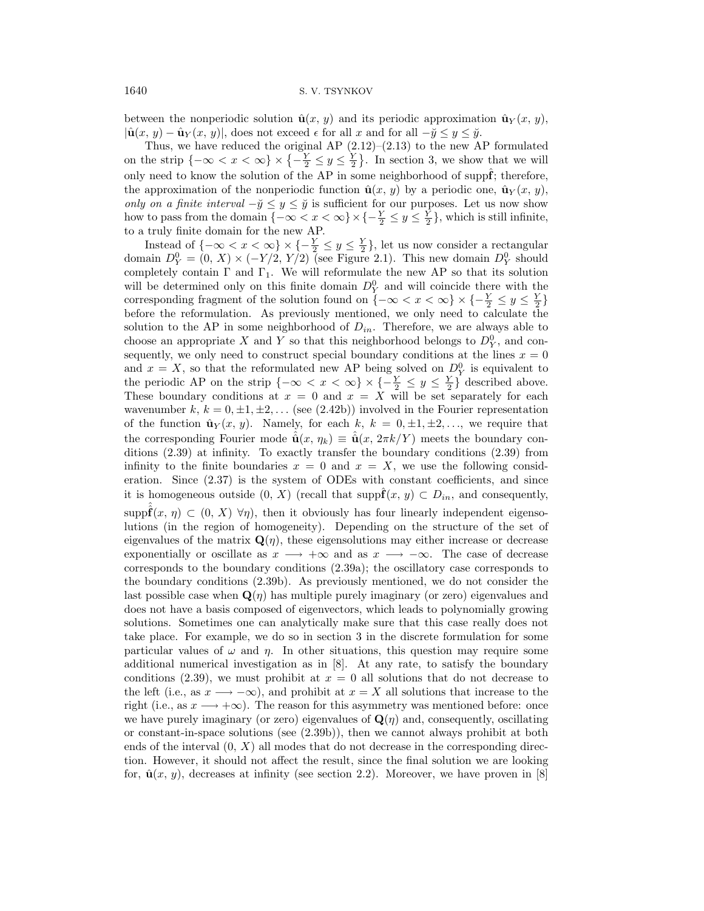between the nonperiodic solution $\hat{\mathbf{u}}(x, y)$ and its periodic approximation $\hat{\mathbf{u}}_Y(x, y)$, $|\hat{\mathbf{u}}(x, y) - \hat{\mathbf{u}}_Y(x, y)|$, does not exceed $\epsilon$ for all $x$ and for all $-\breve{y} \le y \le \breve{y}$.

Thus, we have reduced the original AP (2.12)–(2.13) to the new AP formulated on the strip $\{-\infty < x < \infty\} \times \{-\frac{Y}{2} \le y \le \frac{Y}{2}\}$. In section 3, we show that we will only need to know the solution of the AP in some neighborhood of $\mathrm{supp}\hat{\mathbf{f}}$; therefore, the approximation of the nonperiodic function $\hat{\mathbf{u}}(x, y)$ by a periodic one, $\hat{\mathbf{u}}_Y(x, y)$, *only on a finite interval* $-\breve{y} \le y \le \breve{y}$ is sufficient for our purposes. Let us now show how to pass from the domain $\{-\infty < x < \infty\} \times \{-\frac{Y}{2} \le y \le \frac{Y}{2}\}$, which is still infinite, to a truly finite domain for the new AP.

Instead of $\{-\infty < x < \infty\} \times \{-\frac{Y}{2} \le y \le \frac{Y}{2}\}$, let us now consider a rectangular domain $D_Y^0 = (0, X) \times (-Y/2, Y/2)$ (see Figure 2.1). This new domain $D_Y^0$ should completely contain $\Gamma$ and $\Gamma_1$. We will reformulate the new AP so that its solution will be determined only on this finite domain $D_Y^0$ and will coincide there with the corresponding fragment of the solution found on $\{-\infty < x < \infty\} \times \{-\frac{Y}{2} \le y \le \frac{Y}{2}\}$ before the reformulation. As previously mentioned, we only need to calculate the solution to the AP in some neighborhood of $D_{in}$. Therefore, we are always able to choose an appropriate $X$ and $Y$ so that this neighborhood belongs to $D_Y^0$, and consequently, we only need to construct special boundary conditions at the lines $x = 0$ and $x = X$, so that the reformulated new AP being solved on $D_Y^0$ is equivalent to the periodic AP on the strip $\{-\infty < x < \infty\} \times \{-\frac{Y}{2} \le y \le \frac{Y}{2}\}$ described above. These boundary conditions at $x = 0$ and $x = X$ will be set separately for each wavenumber $k$, $k = 0, \pm 1, \pm 2, \ldots$ (see (2.42b)) involved in the Fourier representation of the function $\hat{\mathbf{u}}_Y(x, y)$. Namely, for each $k$, $k = 0, \pm 1, \pm 2, \ldots$, we require that the corresponding Fourier mode $\hat{\hat{\mathbf{u}}}(x, \eta_k) \equiv \hat{\hat{\mathbf{u}}}(x, 2\pi k/Y)$ meets the boundary conditions (2.39) at infinity. To exactly transfer the boundary conditions (2.39) from infinity to the finite boundaries $x = 0$ and $x = X$, we use the following consideration. Since (2.37) is the system of ODEs with constant coefficients, and since it is homogeneous outside $(0, X)$ (recall that $\mathrm{supp}\hat{\mathbf{f}}(x, y) \subset D_{in}$, and consequently, $\mathrm{supp}\hat{\hat{\mathbf{f}}}(x, \eta) \subset (0, X)\ \forall \eta$), then it obviously has four linearly independent eigensolutions (in the region of homogeneity). Depending on the structure of the set of eigenvalues of the matrix $\mathbf{Q}(\eta)$, these eigensolutions may either increase or decrease exponentially or oscillate as $x \longrightarrow +\infty$ and as $x \longrightarrow -\infty$. The case of decrease corresponds to the boundary conditions (2.39a); the oscillatory case corresponds to the boundary conditions (2.39b). As previously mentioned, we do not consider the last possible case when $\mathbf{Q}(\eta)$ has multiple purely imaginary (or zero) eigenvalues and does not have a basis composed of eigenvectors, which leads to polynomially growing solutions. Sometimes one can analytically make sure that this case really does not take place. For example, we do so in section 3 in the discrete formulation for some particular values of $\omega$ and $\eta$. In other situations, this question may require some additional numerical investigation as in [8]. At any rate, to satisfy the boundary conditions (2.39), we must prohibit at $x = 0$ all solutions that do not decrease to the left (i.e., as $x \longrightarrow -\infty$), and prohibit at $x = X$ all solutions that increase to the right (i.e., as $x \longrightarrow +\infty$). The reason for this asymmetry was mentioned before: once we have purely imaginary (or zero) eigenvalues of $\mathbf{Q}(\eta)$ and, consequently, oscillating or constant-in-space solutions (see (2.39b)), then we cannot always prohibit at both ends of the interval $(0, X)$ all modes that do not decrease in the corresponding direction. However, it should not affect the result, since the final solution we are looking for, $\hat{\mathbf{u}}(x, y)$, decreases at infinity (see section 2.2). Moreover, we have proven in [8]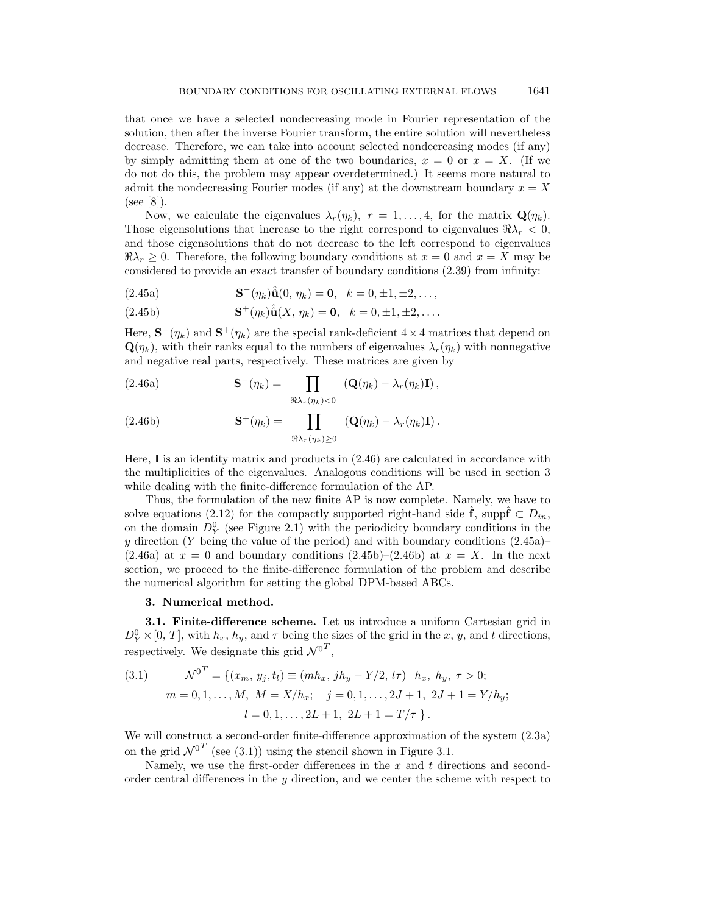that once we have a selected nondecreasing mode in Fourier representation of the solution, then after the inverse Fourier transform, the entire solution will nevertheless decrease. Therefore, we can take into account selected nondecreasing modes (if any) by simply admitting them at one of the two boundaries, $x = 0$ or $x = X$. (If we do not do this, the problem may appear overdetermined.) It seems more natural to admit the nondecreasing Fourier modes (if any) at the downstream boundary $x = X$ (see [8]).

Now, we calculate the eigenvalues $\lambda_r(\eta_k)$, $r = 1, \ldots, 4$, for the matrix $\mathbf{Q}(\eta_k)$. Those eigensolutions that increase to the right correspond to eigenvalues $\Re\lambda_r < 0$, and those eigensolutions that do not decrease to the left correspond to eigenvalues $\Re\lambda_r \geq 0$. Therefore, the following boundary conditions at $x = 0$ and $x = X$ may be considered to provide an exact transfer of boundary conditions (2.39) from infinity:

$$\mathbf{S}^{-}(\eta_k)\hat{\mathbf{u}}(0,\, \eta_k) = \mathbf{0}, \quad k = 0, \pm 1, \pm 2, \ldots, \tag{2.45a}$$

$$\mathbf{S}^{+}(\eta_k)\hat{\mathbf{u}}(X,\, \eta_k) = \mathbf{0}, \quad k = 0, \pm 1, \pm 2, \ldots. \tag{2.45b}$$

Here, $\mathbf{S}^{-}(\eta_k)$ and $\mathbf{S}^{+}(\eta_k)$ are the special rank-deficient $4 \times 4$ matrices that depend on $\mathbf{Q}(\eta_k)$, with their ranks equal to the numbers of eigenvalues $\lambda_r(\eta_k)$ with nonnegative and negative real parts, respectively. These matrices are given by

$$\mathbf{S}^{-}(\eta_k) = \prod_{\Re\lambda_r(\eta_k) < 0} \left(\mathbf{Q}(\eta_k) - \lambda_r(\eta_k)\mathbf{I}\right), \tag{2.46a}$$

$$\mathbf{S}^{+}(\eta_k) = \prod_{\Re\lambda_r(\eta_k) \geq 0} \left(\mathbf{Q}(\eta_k) - \lambda_r(\eta_k)\mathbf{I}\right). \tag{2.46b}$$

Here, $\mathbf{I}$ is an identity matrix and products in (2.46) are calculated in accordance with the multiplicities of the eigenvalues. Analogous conditions will be used in section 3 while dealing with the finite-difference formulation of the AP.

Thus, the formulation of the new finite AP is now complete. Namely, we have to solve equations (2.12) for the compactly supported right-hand side $\hat{\mathbf{f}}$, supp$\hat{\mathbf{f}} \subset D_{in}$, on the domain $D^0_Y$ (see Figure 2.1) with the periodicity boundary conditions in the $y$ direction ($Y$ being the value of the period) and with boundary conditions (2.45a)–(2.46a) at $x = 0$ and boundary conditions (2.45b)–(2.46b) at $x = X$. In the next section, we proceed to the finite-difference formulation of the problem and describe the numerical algorithm for setting the global DPM-based ABCs.

## 3. Numerical method.

**3.1. Finite-difference scheme.** Let us introduce a uniform Cartesian grid in $D^0_Y \times [0,\, T]$, with $h_x$, $h_y$, and $\tau$ being the sizes of the grid in the $x$, $y$, and $t$ directions, respectively. We designate this grid $\mathcal{N}^{0^T}$,

$$\begin{aligned}
\mathcal{N}^{0^T} = \{(x_m,\, y_j, t_l) \equiv (mh_x,\, jh_y - Y/2,\, l\tau) \mid h_x,\, h_y,\, \tau > 0; \\
m = 0, 1, \ldots, M,\; M = X/h_x; \quad j = 0, 1, \ldots, 2J+1,\; 2J+1 = Y/h_y; \\
l = 0, 1, \ldots, 2L+1,\; 2L+1 = T/\tau \;\}.
\end{aligned} \tag{3.1}$$

We will construct a second-order finite-difference approximation of the system (2.3a) on the grid $\mathcal{N}^{0^T}$ (see (3.1)) using the stencil shown in Figure 3.1.

Namely, we use the first-order differences in the $x$ and $t$ directions and second-order central differences in the $y$ direction, and we center the scheme with respect to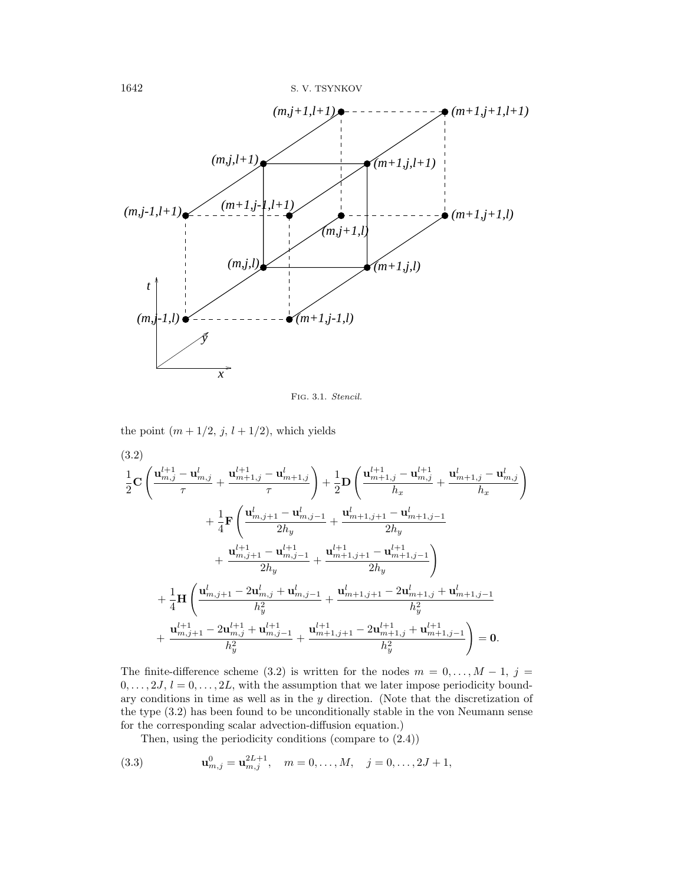Fig. 3.1. *Stencil.*

the point $(m + 1/2,\ j,\ l + 1/2)$, which yields

(3.2)

$$
\begin{aligned}
&\frac{1}{2}\mathbf{C}\left(\frac{\mathbf{u}^{l+1}_{m,j} - \mathbf{u}^{l}_{m,j}}{\tau} + \frac{\mathbf{u}^{l+1}_{m+1,j} - \mathbf{u}^{l}_{m+1,j}}{\tau}\right) + \frac{1}{2}\mathbf{D}\left(\frac{\mathbf{u}^{l+1}_{m+1,j} - \mathbf{u}^{l+1}_{m,j}}{h_x} + \frac{\mathbf{u}^{l}_{m+1,j} - \mathbf{u}^{l}_{m,j}}{h_x}\right)\\
&\qquad + \frac{1}{4}\mathbf{F}\left(\frac{\mathbf{u}^{l}_{m,j+1} - \mathbf{u}^{l}_{m,j-1}}{2h_y} + \frac{\mathbf{u}^{l}_{m+1,j+1} - \mathbf{u}^{l}_{m+1,j-1}}{2h_y}\right.\\
&\qquad\qquad \left. + \frac{\mathbf{u}^{l+1}_{m,j+1} - \mathbf{u}^{l+1}_{m,j-1}}{2h_y} + \frac{\mathbf{u}^{l+1}_{m+1,j+1} - \mathbf{u}^{l+1}_{m+1,j-1}}{2h_y}\right)\\
&\quad + \frac{1}{4}\mathbf{H}\left(\frac{\mathbf{u}^{l}_{m,j+1} - 2\mathbf{u}^{l}_{m,j} + \mathbf{u}^{l}_{m,j-1}}{h_y^2} + \frac{\mathbf{u}^{l}_{m+1,j+1} - 2\mathbf{u}^{l}_{m+1,j} + \mathbf{u}^{l}_{m+1,j-1}}{h_y^2}\right.\\
&\quad \left. + \frac{\mathbf{u}^{l+1}_{m,j+1} - 2\mathbf{u}^{l+1}_{m,j} + \mathbf{u}^{l+1}_{m,j-1}}{h_y^2} + \frac{\mathbf{u}^{l+1}_{m+1,j+1} - 2\mathbf{u}^{l+1}_{m+1,j} + \mathbf{u}^{l+1}_{m+1,j-1}}{h_y^2}\right) = \mathbf{0}.
\end{aligned}
$$

The finite-difference scheme (3.2) is written for the nodes $m = 0, \ldots, M-1$, $j = 0, \ldots, 2J$, $l = 0, \ldots, 2L$, with the assumption that we later impose periodicity boundary conditions in time as well as in the $y$ direction. (Note that the discretization of the type (3.2) has been found to be unconditionally stable in the von Neumann sense for the corresponding scalar advection-diffusion equation.)

Then, using the periodicity conditions (compare to (2.4))

$$
\mathbf{u}^{0}_{m,j} = \mathbf{u}^{2L+1}_{m,j}, \quad m = 0, \ldots, M, \quad j = 0, \ldots, 2J+1, \tag{3.3}
$$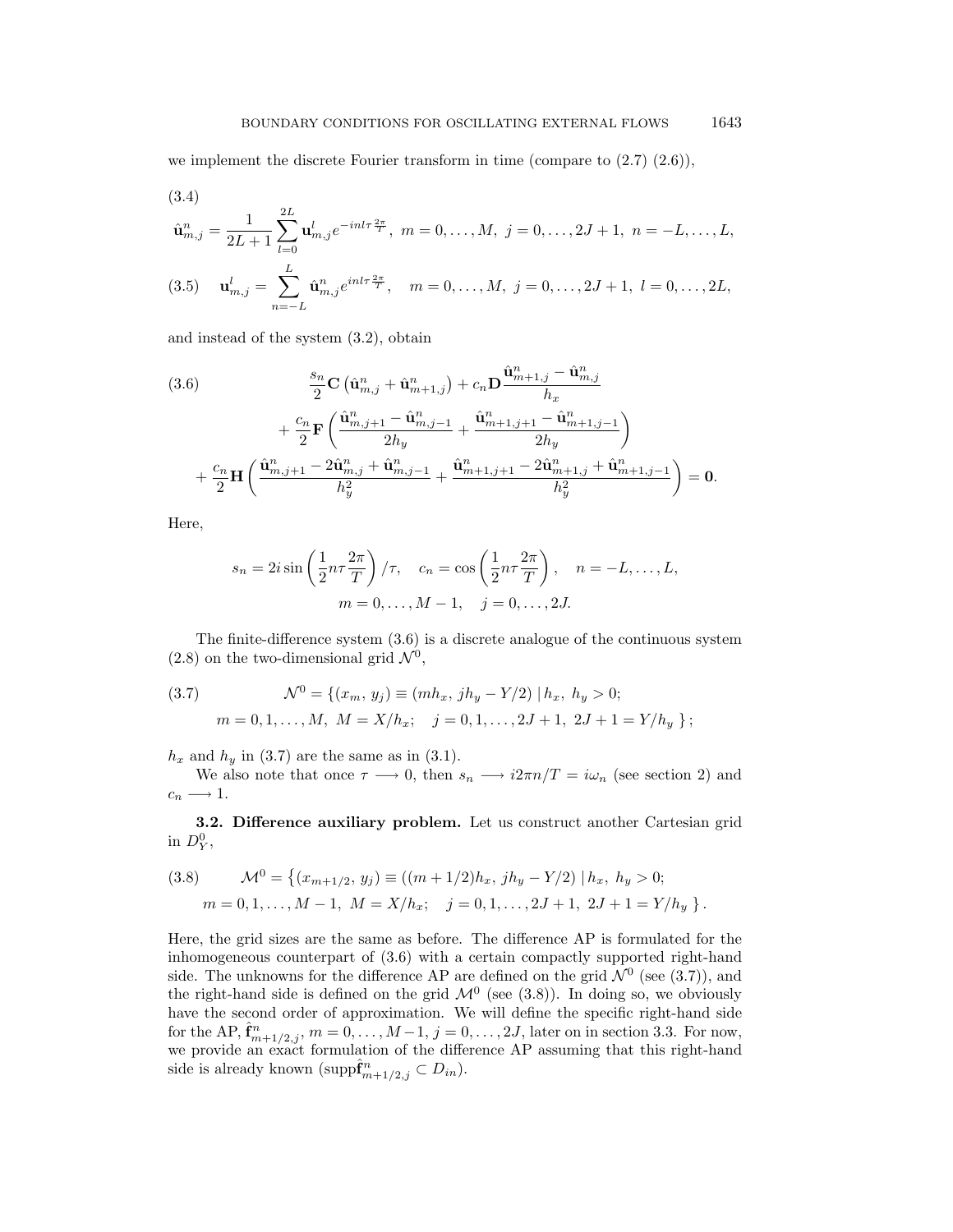we implement the discrete Fourier transform in time (compare to (2.7) (2.6)),

(3.4)

$$\hat{\mathbf{u}}_{m,j}^{n} = \frac{1}{2L+1}\sum_{l=0}^{2L} \mathbf{u}_{m,j}^{l} e^{-inl\tau\frac{2\pi}{T}},\ \ m=0,\dots,M,\ \ j=0,\dots,2J+1,\ \ n=-L,\dots,L,$$

$$\text{(3.5)}\quad \mathbf{u}_{m,j}^{l} = \sum_{n=-L}^{L} \hat{\mathbf{u}}_{m,j}^{n} e^{inl\tau\frac{2\pi}{T}},\quad m=0,\dots,M,\ \ j=0,\dots,2J+1,\ \ l=0,\dots,2L,$$

and instead of the system (3.2), obtain

$$\text{(3.6)}\qquad \frac{s_n}{2}\mathbf{C}\left(\hat{\mathbf{u}}_{m,j}^{n} + \hat{\mathbf{u}}_{m+1,j}^{n}\right) + c_n \mathbf{D}\frac{\hat{\mathbf{u}}_{m+1,j}^{n} - \hat{\mathbf{u}}_{m,j}^{n}}{h_x}$$
$$+ \frac{c_n}{2}\mathbf{F}\left(\frac{\hat{\mathbf{u}}_{m,j+1}^{n} - \hat{\mathbf{u}}_{m,j-1}^{n}}{2h_y} + \frac{\hat{\mathbf{u}}_{m+1,j+1}^{n} - \hat{\mathbf{u}}_{m+1,j-1}^{n}}{2h_y}\right)$$
$$+ \frac{c_n}{2}\mathbf{H}\left(\frac{\hat{\mathbf{u}}_{m,j+1}^{n} - 2\hat{\mathbf{u}}_{m,j}^{n} + \hat{\mathbf{u}}_{m,j-1}^{n}}{h_y^2} + \frac{\hat{\mathbf{u}}_{m+1,j+1}^{n} - 2\hat{\mathbf{u}}_{m+1,j}^{n} + \hat{\mathbf{u}}_{m+1,j-1}^{n}}{h_y^2}\right) = \mathbf{0}.$$

Here,

$$s_n = 2i\sin\left(\frac{1}{2}n\tau\frac{2\pi}{T}\right)/\tau,\quad c_n = \cos\left(\frac{1}{2}n\tau\frac{2\pi}{T}\right),\quad n=-L,\dots,L,$$
$$m=0,\dots,M-1,\quad j=0,\dots,2J.$$

The finite-difference system (3.6) is a discrete analogue of the continuous system (2.8) on the two-dimensional grid $\mathcal{N}^0$,

$$\text{(3.7)}\qquad \mathcal{N}^0 = \{(x_m,\, y_j) \equiv (mh_x,\, jh_y - Y/2)\,|\, h_x,\ h_y > 0;$$
$$m=0,1,\dots,M,\ M=X/h_x;\quad j=0,1,\dots,2J+1,\ 2J+1=Y/h_y\,\};$$

$h_x$ and $h_y$ in (3.7) are the same as in (3.1).

We also note that once $\tau \longrightarrow 0$, then $s_n \longrightarrow i2\pi n/T = i\omega_n$ (see section 2) and $c_n \longrightarrow 1$.

**3.2. Difference auxiliary problem.** Let us construct another Cartesian grid in $D_Y^0$,

$$\text{(3.8)}\qquad \mathcal{M}^0 = \left\{(x_{m+1/2},\, y_j) \equiv ((m+1/2)h_x,\, jh_y - Y/2)\,|\, h_x,\ h_y > 0;\right.$$
$$\left. m=0,1,\dots,M-1,\ M=X/h_x;\quad j=0,1,\dots,2J+1,\ 2J+1=Y/h_y\,\right\}.$$

Here, the grid sizes are the same as before. The difference AP is formulated for the inhomogeneous counterpart of (3.6) with a certain compactly supported right-hand side. The unknowns for the difference AP are defined on the grid $\mathcal{N}^0$ (see (3.7)), and the right-hand side is defined on the grid $\mathcal{M}^0$ (see (3.8)). In doing so, we obviously have the second order of approximation. We will define the specific right-hand side for the AP, $\hat{\mathbf{f}}_{m+1/2,j}^{n}$, $m=0,\dots,M-1$, $j=0,\dots,2J$, later on in section 3.3. For now, we provide an exact formulation of the difference AP assuming that this right-hand side is already known ($\text{supp}\hat{\mathbf{f}}_{m+1/2,j}^{n} \subset D_{in}$).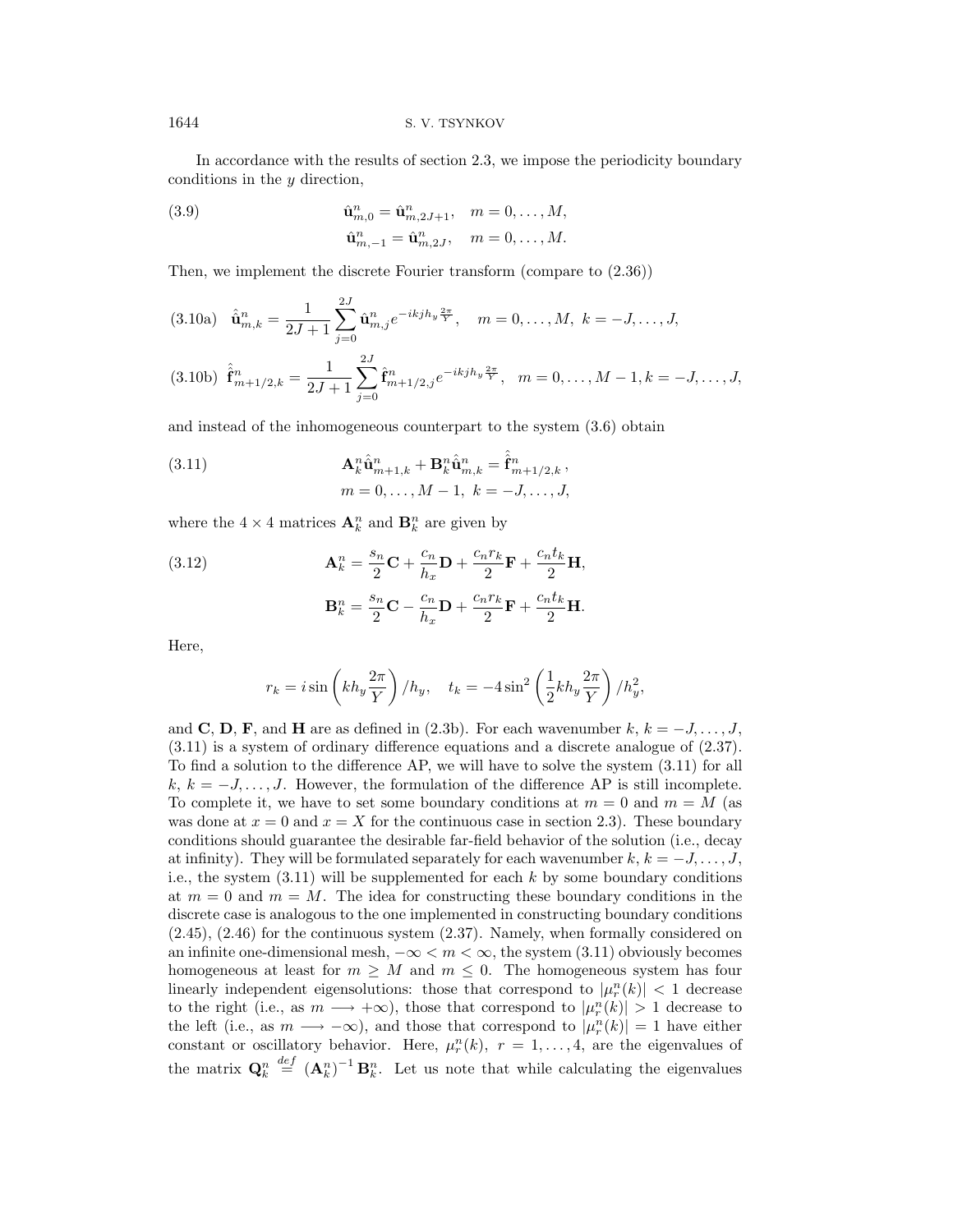In accordance with the results of section 2.3, we impose the periodicity boundary conditions in the $y$ direction,

$$
\begin{aligned}
&\hat{\mathbf{u}}^n_{m,0} = \hat{\mathbf{u}}^n_{m,2J+1}, \quad m = 0, \ldots, M, \\
&\hat{\mathbf{u}}^n_{m,-1} = \hat{\mathbf{u}}^n_{m,2J}, \quad m = 0, \ldots, M.
\end{aligned} \tag{3.9}
$$

Then, we implement the discrete Fourier transform (compare to (2.36))

$$
\hat{\mathbf{u}}^n_{m,k} = \frac{1}{2J+1} \sum_{j=0}^{2J} \hat{\mathbf{u}}^n_{m,j} e^{-ikjh_y \frac{2\pi}{Y}}, \quad m = 0, \ldots, M, \ k = -J, \ldots, J, \tag{3.10a}
$$

$$
\hat{\hat{\mathbf{f}}}^n_{m+1/2,k} = \frac{1}{2J+1} \sum_{j=0}^{2J} \hat{\mathbf{f}}^n_{m+1/2,j} e^{-ikjh_y \frac{2\pi}{Y}}, \quad m = 0, \ldots, M-1, k = -J, \ldots, J, \tag{3.10b}
$$

and instead of the inhomogeneous counterpart to the system (3.6) obtain

$$
\begin{aligned}
&\mathbf{A}^n_k \hat{\mathbf{u}}^n_{m+1,k} + \mathbf{B}^n_k \hat{\mathbf{u}}^n_{m,k} = \hat{\hat{\mathbf{f}}}^n_{m+1/2,k}\,, \\
&m = 0, \ldots, M-1, \ k = -J, \ldots, J,
\end{aligned} \tag{3.11}
$$

where the $4 \times 4$ matrices $\mathbf{A}^n_k$ and $\mathbf{B}^n_k$ are given by

$$
\begin{aligned}
\mathbf{A}^n_k &= \frac{s_n}{2}\mathbf{C} + \frac{c_n}{h_x}\mathbf{D} + \frac{c_n r_k}{2}\mathbf{F} + \frac{c_n t_k}{2}\mathbf{H}, \\
\mathbf{B}^n_k &= \frac{s_n}{2}\mathbf{C} - \frac{c_n}{h_x}\mathbf{D} + \frac{c_n r_k}{2}\mathbf{F} + \frac{c_n t_k}{2}\mathbf{H}.
\end{aligned} \tag{3.12}
$$

Here,

$$
r_k = i \sin\left(kh_y \frac{2\pi}{Y}\right)/h_y, \quad t_k = -4\sin^2\left(\frac{1}{2}kh_y\frac{2\pi}{Y}\right)/h_y^2,
$$

and $\mathbf{C}$, $\mathbf{D}$, $\mathbf{F}$, and $\mathbf{H}$ are as defined in (2.3b). For each wavenumber $k$, $k = -J, \ldots, J$, (3.11) is a system of ordinary difference equations and a discrete analogue of (2.37). To find a solution to the difference AP, we will have to solve the system (3.11) for all $k$, $k = -J, \ldots, J$. However, the formulation of the difference AP is still incomplete. To complete it, we have to set some boundary conditions at $m = 0$ and $m = M$ (as was done at $x = 0$ and $x = X$ for the continuous case in section 2.3). These boundary conditions should guarantee the desirable far-field behavior of the solution (i.e., decay at infinity). They will be formulated separately for each wavenumber $k$, $k = -J, \ldots, J$, i.e., the system (3.11) will be supplemented for each $k$ by some boundary conditions at $m = 0$ and $m = M$. The idea for constructing these boundary conditions in the discrete case is analogous to the one implemented in constructing boundary conditions (2.45), (2.46) for the continuous system (2.37). Namely, when formally considered on an infinite one-dimensional mesh, $-\infty < m < \infty$, the system (3.11) obviously becomes homogeneous at least for $m \geq M$ and $m \leq 0$. The homogeneous system has four linearly independent eigensolutions: those that correspond to $|\mu^n_r(k)| < 1$ decrease to the right (i.e., as $m \longrightarrow +\infty$), those that correspond to $|\mu^n_r(k)| > 1$ decrease to the left (i.e., as $m \longrightarrow -\infty$), and those that correspond to $|\mu^n_r(k)| = 1$ have either constant or oscillatory behavior. Here, $\mu^n_r(k)$, $r = 1, \ldots, 4$, are the eigenvalues of the matrix $\mathbf{Q}^n_k \stackrel{def}{=} \left(\mathbf{A}^n_k\right)^{-1} \mathbf{B}^n_k$. Let us note that while calculating the eigenvalues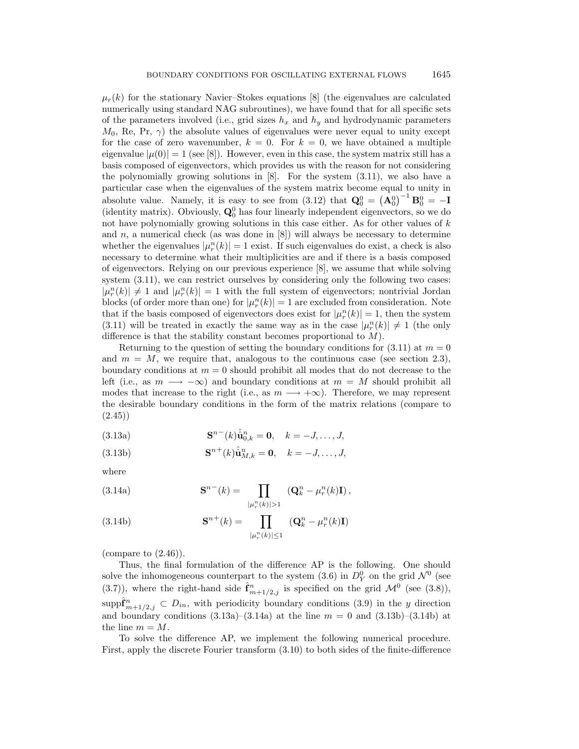$\mu_r(k)$ for the stationary Navier–Stokes equations [8] (the eigenvalues are calculated numerically using standard NAG subroutines), we have found that for all specific sets of the parameters involved (i.e., grid sizes $h_x$ and $h_y$ and hydrodynamic parameters $M_0$, Re, Pr, $\gamma$) the absolute values of eigenvalues were never equal to unity except for the case of zero wavenumber, $k = 0$. For $k = 0$, we have obtained a multiple eigenvalue $|\mu(0)| = 1$ (see [8]). However, even in this case, the system matrix still has a basis composed of eigenvectors, which provides us with the reason for not considering the polynomially growing solutions in [8]. For the system (3.11), we also have a particular case when the eigenvalues of the system matrix become equal to unity in absolute value. Namely, it is easy to see from (3.12) that $\mathbf{Q}_0^0 = \left(\mathbf{A}_0^0\right)^{-1}\mathbf{B}_0^0 = -\mathbf{I}$ (identity matrix). Obviously, $\mathbf{Q}_0^0$ has four linearly independent eigenvectors, so we do not have polynomially growing solutions in this case either. As for other values of $k$ and $n$, a numerical check (as was done in [8]) will always be necessary to determine whether the eigenvalues $|\mu_r^n(k)| = 1$ exist. If such eigenvalues do exist, a check is also necessary to determine what their multiplicities are and if there is a basis composed of eigenvectors. Relying on our previous experience [8], we assume that while solving system (3.11), we can restrict ourselves by considering only the following two cases: $|\mu_r^n(k)| \neq 1$ and $|\mu_r^n(k)| = 1$ with the full system of eigenvectors; nontrivial Jordan blocks (of order more than one) for $|\mu_r^n(k)| = 1$ are excluded from consideration. Note that if the basis composed of eigenvectors does exist for $|\mu_r^n(k)| = 1$, then the system (3.11) will be treated in exactly the same way as in the case $|\mu_r^n(k)| \neq 1$ (the only difference is that the stability constant becomes proportional to $M$).

Returning to the question of setting the boundary conditions for (3.11) at $m = 0$ and $m = M$, we require that, analogous to the continuous case (see section 2.3), boundary conditions at $m = 0$ should prohibit all modes that do not decrease to the left (i.e., as $m \longrightarrow -\infty$) and boundary conditions at $m = M$ should prohibit all modes that increase to the right (i.e., as $m \longrightarrow +\infty$). Therefore, we may represent the desirable boundary conditions in the form of the matrix relations (compare to (2.45))

$$\mathbf{S}^{n-}(k)\hat{\hat{\mathbf{u}}}_{0,k}^n = \mathbf{0}, \quad k = -J, \ldots, J, \tag{3.13a}$$

$$\mathbf{S}^{n+}(k)\hat{\hat{\mathbf{u}}}_{M,k}^n = \mathbf{0}, \quad k = -J, \ldots, J, \tag{3.13b}$$

where

$$\mathbf{S}^{n-}(k) = \prod_{|\mu_r^n(k)|>1} \left(\mathbf{Q}_k^n - \mu_r^n(k)\mathbf{I}\right), \tag{3.14a}$$

$$\mathbf{S}^{n+}(k) = \prod_{|\mu_r^n(k)|\leq 1} \left(\mathbf{Q}_k^n - \mu_r^n(k)\mathbf{I}\right) \tag{3.14b}$$

(compare to (2.46)).

Thus, the final formulation of the difference AP is the following. One should solve the inhomogeneous counterpart to the system (3.6) in $D_Y^0$ on the grid $\mathcal{N}^0$ (see (3.7)), where the right-hand side $\hat{\mathbf{f}}_{m+1/2,j}^n$ is specified on the grid $\mathcal{M}^0$ (see (3.8)), $\operatorname{supp}\hat{\mathbf{f}}_{m+1/2,j}^n \subset D_{in}$, with periodicity boundary conditions (3.9) in the $y$ direction and boundary conditions (3.13a)–(3.14a) at the line $m = 0$ and (3.13b)–(3.14b) at the line $m = M$.

To solve the difference AP, we implement the following numerical procedure. First, apply the discrete Fourier transform (3.10) to both sides of the finite-difference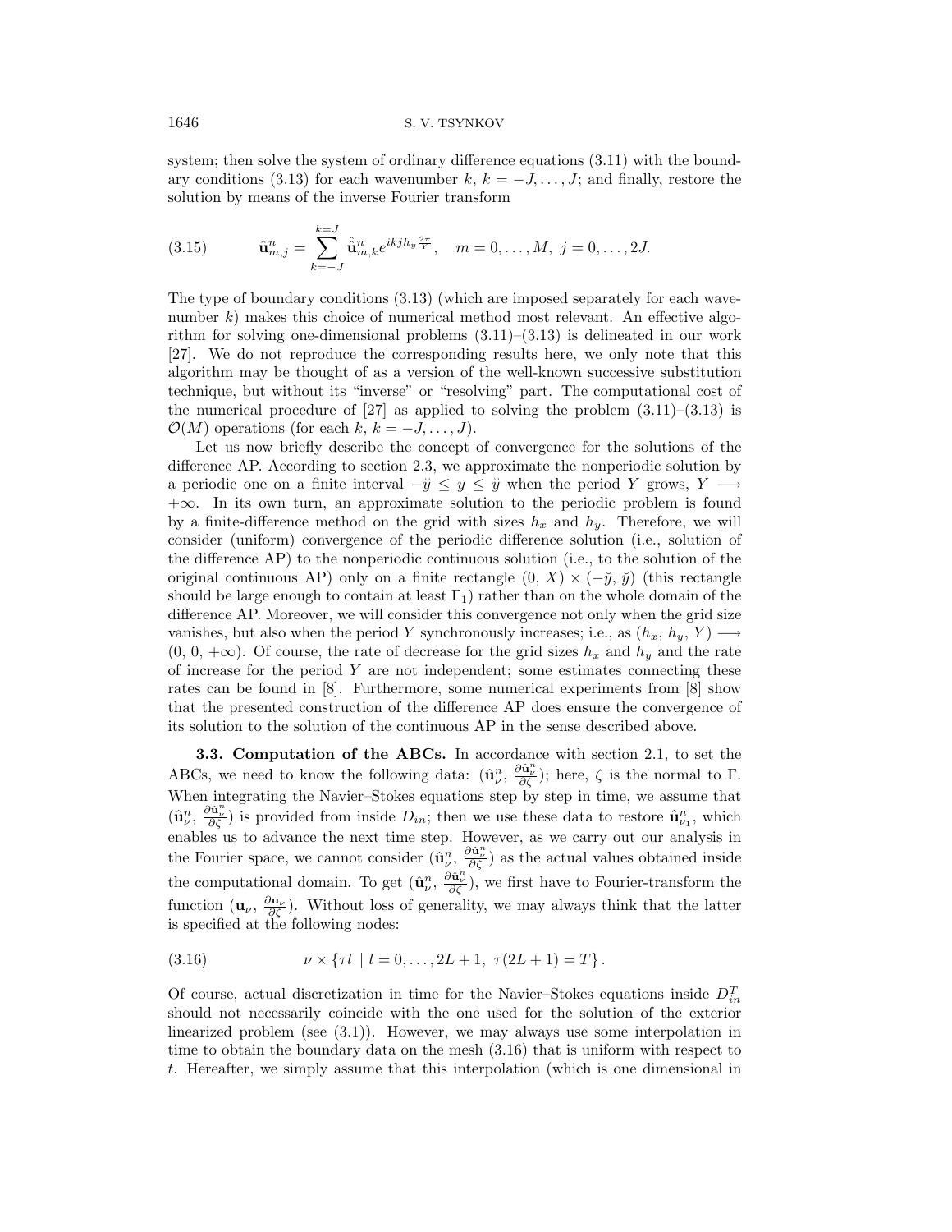system; then solve the system of ordinary difference equations (3.11) with the boundary conditions (3.13) for each wavenumber $k$, $k = -J, \ldots, J$; and finally, restore the solution by means of the inverse Fourier transform

$$\hat{\mathbf{u}}^n_{m,j} = \sum_{k=-J}^{k=J} \hat{\hat{\mathbf{u}}}^n_{m,k} e^{ikjh_y \frac{2\pi}{Y}}, \quad m = 0, \ldots, M, \; j = 0, \ldots, 2J. \tag{3.15}$$

The type of boundary conditions (3.13) (which are imposed separately for each wavenumber $k$) makes this choice of numerical method most relevant. An effective algorithm for solving one-dimensional problems (3.11)–(3.13) is delineated in our work [27]. We do not reproduce the corresponding results here, we only note that this algorithm may be thought of as a version of the well-known successive substitution technique, but without its "inverse" or "resolving" part. The computational cost of the numerical procedure of [27] as applied to solving the problem (3.11)–(3.13) is $\mathcal{O}(M)$ operations (for each $k$, $k = -J, \ldots, J$).

Let us now briefly describe the concept of convergence for the solutions of the difference AP. According to section 2.3, we approximate the nonperiodic solution by a periodic one on a finite interval $-\breve{y} \le y \le \breve{y}$ when the period $Y$ grows, $Y \longrightarrow +\infty$. In its own turn, an approximate solution to the periodic problem is found by a finite-difference method on the grid with sizes $h_x$ and $h_y$. Therefore, we will consider (uniform) convergence of the periodic difference solution (i.e., solution of the difference AP) to the nonperiodic continuous solution (i.e., to the solution of the original continuous AP) only on a finite rectangle $(0,\, X) \times (-\breve{y},\, \breve{y})$ (this rectangle should be large enough to contain at least $\Gamma_1$) rather than on the whole domain of the difference AP. Moreover, we will consider this convergence not only when the grid size vanishes, but also when the period $Y$ synchronously increases; i.e., as $(h_x,\, h_y,\, Y) \longrightarrow (0,\, 0,\, +\infty)$. Of course, the rate of decrease for the grid sizes $h_x$ and $h_y$ and the rate of increase for the period $Y$ are not independent; some estimates connecting these rates can be found in [8]. Furthermore, some numerical experiments from [8] show that the presented construction of the difference AP does ensure the convergence of its solution to the solution of the continuous AP in the sense described above.

**3.3. Computation of the ABCs.** In accordance with section 2.1, to set the ABCs, we need to know the following data: $(\hat{\mathbf{u}}^n_\nu,\, \frac{\partial \hat{\mathbf{u}}^n_\nu}{\partial \zeta})$; here, $\zeta$ is the normal to $\Gamma$. When integrating the Navier–Stokes equations step by step in time, we assume that $(\hat{\mathbf{u}}^n_\nu,\, \frac{\partial \hat{\mathbf{u}}^n_\nu}{\partial \zeta})$ is provided from inside $D_{in}$; then we use these data to restore $\hat{\mathbf{u}}^n_{\nu_1}$, which enables us to advance the next time step. However, as we carry out our analysis in the Fourier space, we cannot consider $(\hat{\mathbf{u}}^n_\nu,\, \frac{\partial \hat{\mathbf{u}}^n_\nu}{\partial \zeta})$ as the actual values obtained inside the computational domain. To get $(\hat{\mathbf{u}}^n_\nu,\, \frac{\partial \hat{\mathbf{u}}^n_\nu}{\partial \zeta})$, we first have to Fourier-transform the function $(\mathbf{u}_\nu,\, \frac{\partial \mathbf{u}_\nu}{\partial \zeta})$. Without loss of generality, we may always think that the latter is specified at the following nodes:

$$\nu \times \{\tau l \mid l = 0, \ldots, 2L+1, \; \tau(2L+1) = T\}. \tag{3.16}$$

Of course, actual discretization in time for the Navier–Stokes equations inside $D^T_{in}$ should not necessarily coincide with the one used for the solution of the exterior linearized problem (see (3.1)). However, we may always use some interpolation in time to obtain the boundary data on the mesh (3.16) that is uniform with respect to $t$. Hereafter, we simply assume that this interpolation (which is one dimensional in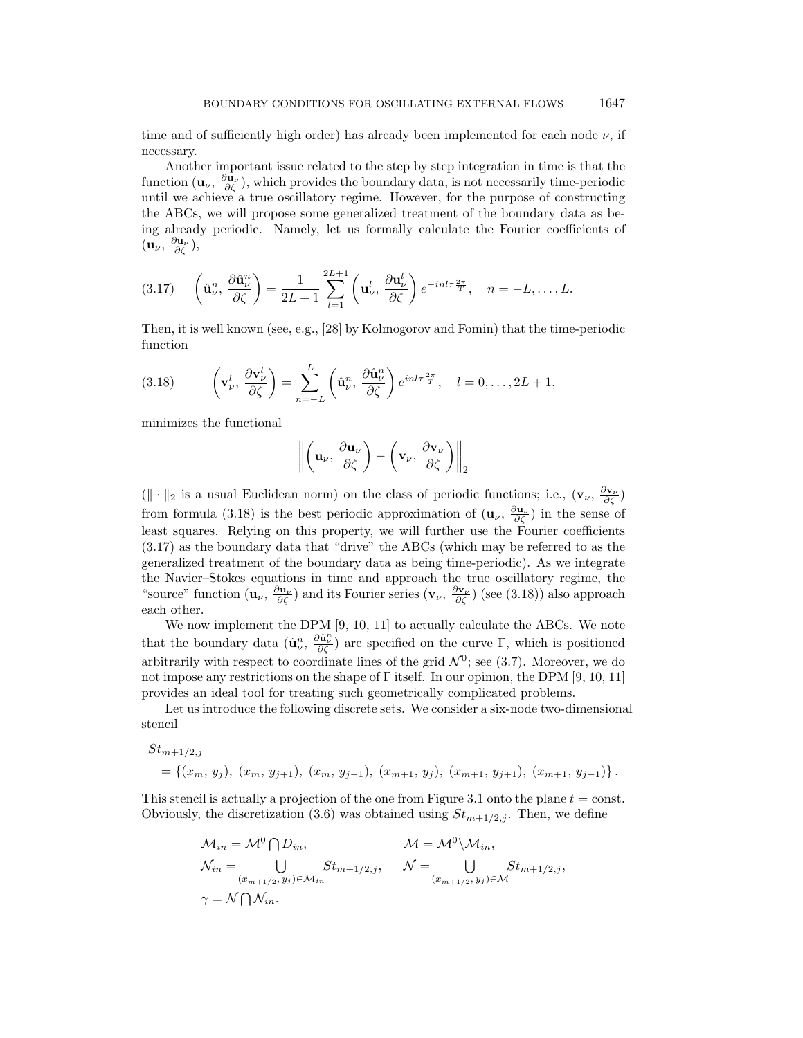time and of sufficiently high order) has already been implemented for each node $\nu$, if necessary.

Another important issue related to the step by step integration in time is that the function $(\mathbf{u}_\nu,\, \frac{\partial \mathbf{u}_\nu}{\partial \zeta})$, which provides the boundary data, is not necessarily time-periodic until we achieve a true oscillatory regime. However, for the purpose of constructing the ABCs, we will propose some generalized treatment of the boundary data as being already periodic. Namely, let us formally calculate the Fourier coefficients of $(\mathbf{u}_\nu,\, \frac{\partial \mathbf{u}_\nu}{\partial \zeta})$,

$$
\left(\hat{\mathbf{u}}^n_\nu,\, \frac{\partial \hat{\mathbf{u}}^n_\nu}{\partial \zeta}\right) = \frac{1}{2L+1} \sum_{l=1}^{2L+1} \left(\mathbf{u}^l_\nu,\, \frac{\partial \mathbf{u}^l_\nu}{\partial \zeta}\right) e^{-inl\tau \frac{2\pi}{T}}, \quad n = -L, \dots, L. \tag{3.17}
$$

Then, it is well known (see, e.g., [28] by Kolmogorov and Fomin) that the time-periodic function

$$
\left(\mathbf{v}^l_\nu,\, \frac{\partial \mathbf{v}^l_\nu}{\partial \zeta}\right) = \sum_{n=-L}^{L} \left(\hat{\mathbf{u}}^n_\nu,\, \frac{\partial \hat{\mathbf{u}}^n_\nu}{\partial \zeta}\right) e^{inl\tau \frac{2\pi}{T}}, \quad l = 0, \dots, 2L+1, \tag{3.18}
$$

minimizes the functional

$$
\left\| \left(\mathbf{u}_\nu,\, \frac{\partial \mathbf{u}_\nu}{\partial \zeta}\right) - \left(\mathbf{v}_\nu,\, \frac{\partial \mathbf{v}_\nu}{\partial \zeta}\right) \right\|_2
$$

($\|\cdot\|_2$ is a usual Euclidean norm) on the class of periodic functions; i.e., $(\mathbf{v}_\nu,\, \frac{\partial \mathbf{v}_\nu}{\partial \zeta})$ from formula (3.18) is the best periodic approximation of $(\mathbf{u}_\nu,\, \frac{\partial \mathbf{u}_\nu}{\partial \zeta})$ in the sense of least squares. Relying on this property, we will further use the Fourier coefficients (3.17) as the boundary data that "drive" the ABCs (which may be referred to as the generalized treatment of the boundary data as being time-periodic). As we integrate the Navier–Stokes equations in time and approach the true oscillatory regime, the "source" function $(\mathbf{u}_\nu,\, \frac{\partial \mathbf{u}_\nu}{\partial \zeta})$ and its Fourier series $(\mathbf{v}_\nu,\, \frac{\partial \mathbf{v}_\nu}{\partial \zeta})$ (see (3.18)) also approach each other.

We now implement the DPM [9, 10, 11] to actually calculate the ABCs. We note that the boundary data $(\hat{\mathbf{u}}^n_\nu,\, \frac{\partial \hat{\mathbf{u}}^n_\nu}{\partial \zeta})$ are specified on the curve $\Gamma$, which is positioned arbitrarily with respect to coordinate lines of the grid $\mathcal{N}^0$; see (3.7). Moreover, we do not impose any restrictions on the shape of $\Gamma$ itself. In our opinion, the DPM [9, 10, 11] provides an ideal tool for treating such geometrically complicated problems.

Let us introduce the following discrete sets. We consider a six-node two-dimensional stencil

$$
\begin{aligned}
&St_{m+1/2,j} \\
&\quad = \left\{(x_m,\, y_j),\, (x_m,\, y_{j+1}),\, (x_m,\, y_{j-1}),\, (x_{m+1},\, y_j),\, (x_{m+1},\, y_{j+1}),\, (x_{m+1},\, y_{j-1})\right\}.
\end{aligned}
$$

This stencil is actually a projection of the one from Figure 3.1 onto the plane $t = \text{const}$. Obviously, the discretization (3.6) was obtained using $St_{m+1/2,j}$. Then, we define

$$
\begin{aligned}
&\mathcal{M}_{in} = \mathcal{M}^0 \bigcap D_{in}, && \mathcal{M} = \mathcal{M}^0 \backslash \mathcal{M}_{in}, \\
&\mathcal{N}_{in} = \bigcup_{(x_{m+1/2},\, y_j) \in \mathcal{M}_{in}} St_{m+1/2,j}, && \mathcal{N} = \bigcup_{(x_{m+1/2},\, y_j) \in \mathcal{M}} St_{m+1/2,j}, \\
&\gamma = \mathcal{N} \bigcap \mathcal{N}_{in}.
\end{aligned}
$$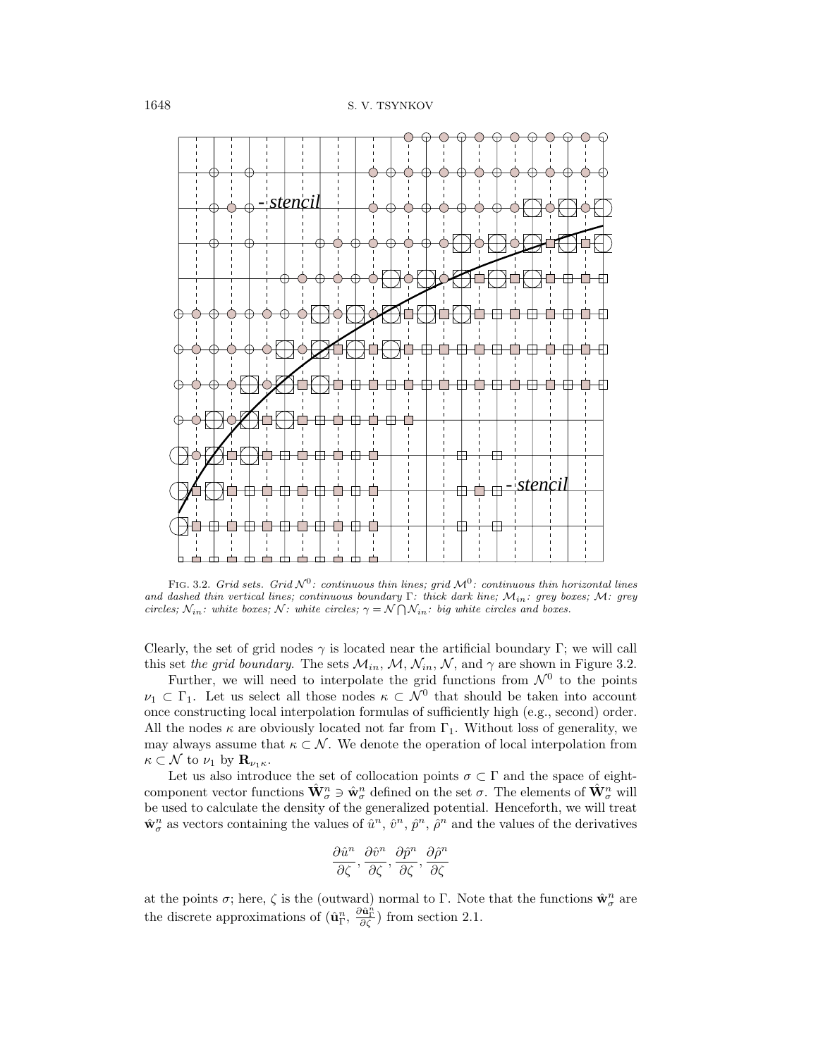FIG. 3.2. *Grid sets. Grid $\mathcal{N}^0$: continuous thin lines; grid $\mathcal{M}^0$: continuous thin horizontal lines and dashed thin vertical lines; continuous boundary $\Gamma$: thick dark line; $\mathcal{M}_{in}$: grey boxes; $\mathcal{M}$: grey circles; $\mathcal{N}_{in}$: white boxes; $\mathcal{N}$: white circles; $\gamma = \mathcal{N} \bigcap \mathcal{N}_{in}$: big white circles and boxes.*

Clearly, the set of grid nodes $\gamma$ is located near the artificial boundary $\Gamma$; we will call this set *the grid boundary*. The sets $\mathcal{M}_{in}$, $\mathcal{M}$, $\mathcal{N}_{in}$, $\mathcal{N}$, and $\gamma$ are shown in Figure 3.2.

Further, we will need to interpolate the grid functions from $\mathcal{N}^0$ to the points $\nu_1 \subset \Gamma_1$. Let us select all those nodes $\kappa \subset \mathcal{N}^0$ that should be taken into account once constructing local interpolation formulas of sufficiently high (e.g., second) order. All the nodes $\kappa$ are obviously located not far from $\Gamma_1$. Without loss of generality, we may always assume that $\kappa \subset \mathcal{N}$. We denote the operation of local interpolation from $\kappa \subset \mathcal{N}$ to $\nu_1$ by $\mathbf{R}_{\nu_1 \kappa}$.

Let us also introduce the set of collocation points $\sigma \subset \Gamma$ and the space of eight-component vector functions $\hat{\mathbf{W}}_\sigma^n \ni \hat{\mathbf{w}}_\sigma^n$ defined on the set $\sigma$. The elements of $\hat{\mathbf{W}}_\sigma^n$ will be used to calculate the density of the generalized potential. Henceforth, we will treat $\hat{\mathbf{w}}_\sigma^n$ as vectors containing the values of $\hat{u}^n$, $\hat{v}^n$, $\hat{p}^n$, $\hat{\rho}^n$ and the values of the derivatives

$$\frac{\partial \hat{u}^n}{\partial \zeta}, \frac{\partial \hat{v}^n}{\partial \zeta}, \frac{\partial \hat{p}^n}{\partial \zeta}, \frac{\partial \hat{\rho}^n}{\partial \zeta}$$

at the points $\sigma$; here, $\zeta$ is the (outward) normal to $\Gamma$. Note that the functions $\hat{\mathbf{w}}_\sigma^n$ are the discrete approximations of $(\hat{\mathbf{u}}_\Gamma^n, \frac{\partial \hat{\mathbf{u}}_\Gamma^n}{\partial \zeta})$ from section 2.1.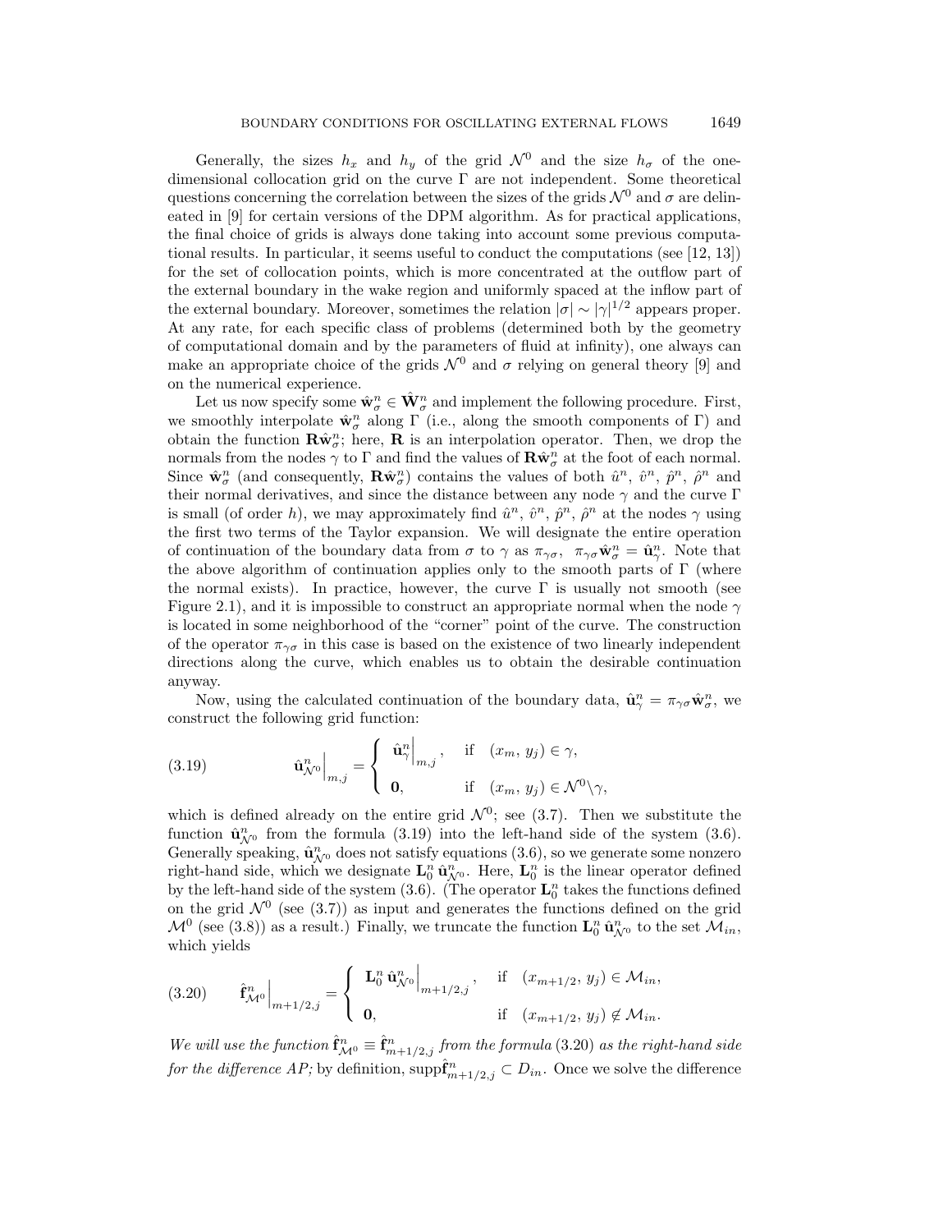Generally, the sizes $h_x$ and $h_y$ of the grid $\mathcal{N}^0$ and the size $h_\sigma$ of the one-dimensional collocation grid on the curve $\Gamma$ are not independent. Some theoretical questions concerning the correlation between the sizes of the grids $\mathcal{N}^0$ and $\sigma$ are delineated in [9] for certain versions of the DPM algorithm. As for practical applications, the final choice of grids is always done taking into account some previous computational results. In particular, it seems useful to conduct the computations (see [12, 13]) for the set of collocation points, which is more concentrated at the outflow part of the external boundary in the wake region and uniformly spaced at the inflow part of the external boundary. Moreover, sometimes the relation $|\sigma| \sim |\gamma|^{1/2}$ appears proper. At any rate, for each specific class of problems (determined both by the geometry of computational domain and by the parameters of fluid at infinity), one always can make an appropriate choice of the grids $\mathcal{N}^0$ and $\sigma$ relying on general theory [9] and on the numerical experience.

Let us now specify some $\hat{\mathbf{w}}_\sigma^n \in \hat{\mathbf{W}}_\sigma^n$ and implement the following procedure. First, we smoothly interpolate $\hat{\mathbf{w}}_\sigma^n$ along $\Gamma$ (i.e., along the smooth components of $\Gamma$) and obtain the function $\mathbf{R}\hat{\mathbf{w}}_\sigma^n$; here, $\mathbf{R}$ is an interpolation operator. Then, we drop the normals from the nodes $\gamma$ to $\Gamma$ and find the values of $\mathbf{R}\hat{\mathbf{w}}_\sigma^n$ at the foot of each normal. Since $\hat{\mathbf{w}}_\sigma^n$ (and consequently, $\mathbf{R}\hat{\mathbf{w}}_\sigma^n$) contains the values of both $\hat{u}^n$, $\hat{v}^n$, $\hat{p}^n$, $\hat{\rho}^n$ and their normal derivatives, and since the distance between any node $\gamma$ and the curve $\Gamma$ is small (of order $h$), we may approximately find $\hat{u}^n$, $\hat{v}^n$, $\hat{p}^n$, $\hat{\rho}^n$ at the nodes $\gamma$ using the first two terms of the Taylor expansion. We will designate the entire operation of continuation of the boundary data from $\sigma$ to $\gamma$ as $\pi_{\gamma\sigma}$, $\pi_{\gamma\sigma}\hat{\mathbf{w}}_\sigma^n = \hat{\mathbf{u}}_\gamma^n$. Note that the above algorithm of continuation applies only to the smooth parts of $\Gamma$ (where the normal exists). In practice, however, the curve $\Gamma$ is usually not smooth (see Figure 2.1), and it is impossible to construct an appropriate normal when the node $\gamma$ is located in some neighborhood of the "corner" point of the curve. The construction of the operator $\pi_{\gamma\sigma}$ in this case is based on the existence of two linearly independent directions along the curve, which enables us to obtain the desirable continuation anyway.

Now, using the calculated continuation of the boundary data, $\hat{\mathbf{u}}_\gamma^n = \pi_{\gamma\sigma}\hat{\mathbf{w}}_\sigma^n$, we construct the following grid function:

$$\hat{\mathbf{u}}_{\mathcal{N}^0}^n\Big|_{m,j} = \begin{cases} \hat{\mathbf{u}}_\gamma^n\Big|_{m,j}, & \text{if} \quad (x_m,\, y_j) \in \gamma, \\ \mathbf{0}, & \text{if} \quad (x_m,\, y_j) \in \mathcal{N}^0 \backslash \gamma, \end{cases} \tag{3.19}$$

which is defined already on the entire grid $\mathcal{N}^0$; see (3.7). Then we substitute the function $\hat{\mathbf{u}}_{\mathcal{N}^0}^n$ from the formula (3.19) into the left-hand side of the system (3.6). Generally speaking, $\hat{\mathbf{u}}_{\mathcal{N}^0}^n$ does not satisfy equations (3.6), so we generate some nonzero right-hand side, which we designate $\mathbf{L}_0^n\,\hat{\mathbf{u}}_{\mathcal{N}^0}^n$. Here, $\mathbf{L}_0^n$ is the linear operator defined by the left-hand side of the system (3.6). (The operator $\mathbf{L}_0^n$ takes the functions defined on the grid $\mathcal{N}^0$ (see (3.7)) as input and generates the functions defined on the grid $\mathcal{M}^0$ (see (3.8)) as a result.) Finally, we truncate the function $\mathbf{L}_0^n\,\hat{\mathbf{u}}_{\mathcal{N}^0}^n$ to the set $\mathcal{M}_{in}$, which yields

$$\hat{\mathbf{f}}_{\mathcal{M}^0}^n\Big|_{m+1/2,j} = \begin{cases} \mathbf{L}_0^n\,\hat{\mathbf{u}}_{\mathcal{N}^0}^n\Big|_{m+1/2,j}, & \text{if} \quad (x_{m+1/2},\, y_j) \in \mathcal{M}_{in}, \\ \mathbf{0}, & \text{if} \quad (x_{m+1/2},\, y_j) \notin \mathcal{M}_{in}. \end{cases} \tag{3.20}$$

*We will use the function $\hat{\mathbf{f}}_{\mathcal{M}^0}^n \equiv \hat{\mathbf{f}}_{m+1/2,j}^n$ from the formula (3.20) as the right-hand side for the difference AP;* by definition, $\operatorname{supp}\hat{\mathbf{f}}_{m+1/2,j}^n \subset D_{in}$. Once we solve the difference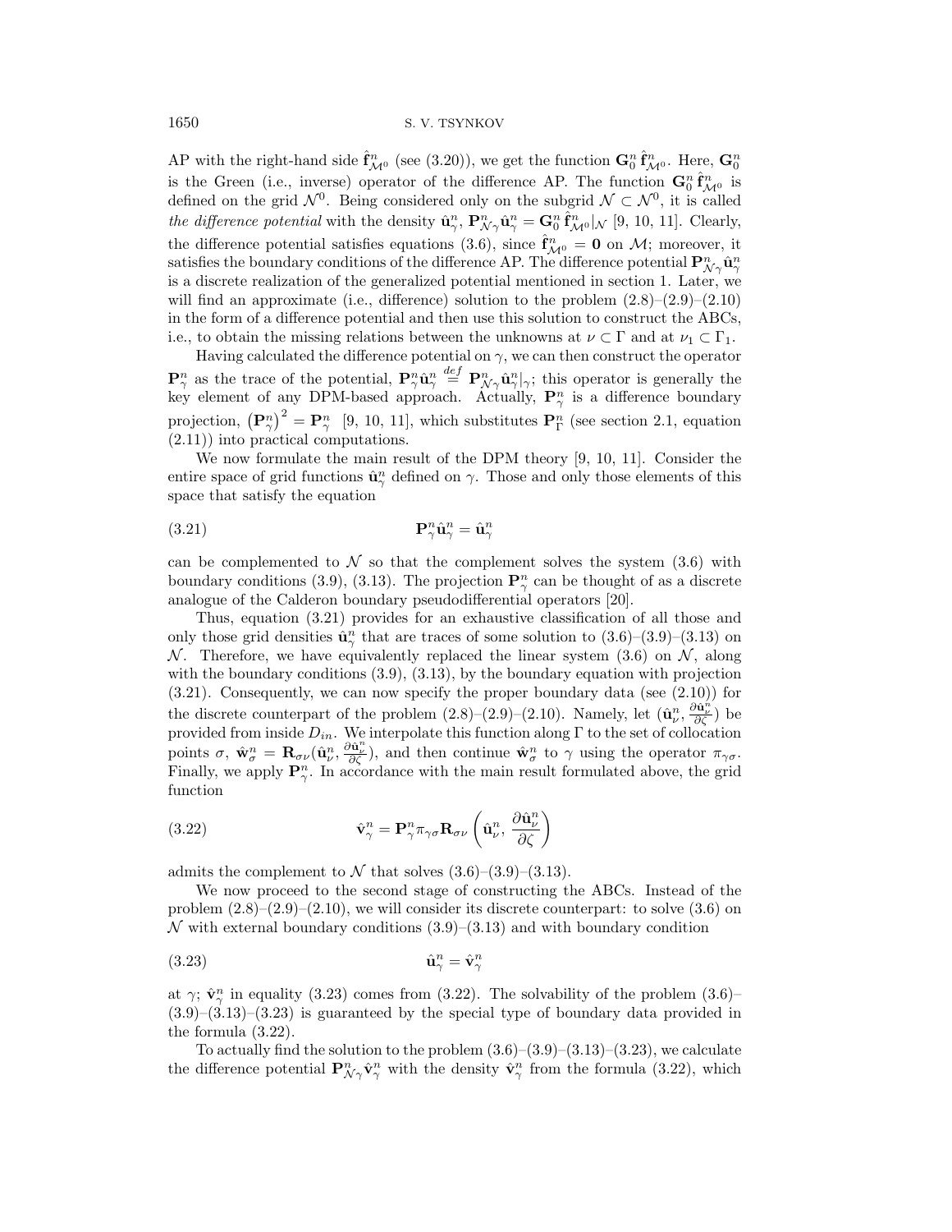AP with the right-hand side $\hat{\mathbf{f}}^n_{\mathcal{M}^0}$ (see (3.20)), we get the function $\mathbf{G}^n_0 \hat{\mathbf{f}}^n_{\mathcal{M}^0}$. Here, $\mathbf{G}^n_0$ is the Green (i.e., inverse) operator of the difference AP. The function $\mathbf{G}^n_0 \hat{\mathbf{f}}^n_{\mathcal{M}^0}$ is defined on the grid $\mathcal{N}^0$. Being considered only on the subgrid $\mathcal{N} \subset \mathcal{N}^0$, it is called *the difference potential* with the density $\hat{\mathbf{u}}^n_\gamma$, $\mathbf{P}^n_{\mathcal{N}\gamma}\hat{\mathbf{u}}^n_\gamma = \mathbf{G}^n_0 \hat{\mathbf{f}}^n_{\mathcal{M}^0}|_{\mathcal{N}}$ [9, 10, 11]. Clearly, the difference potential satisfies equations (3.6), since $\hat{\mathbf{f}}^n_{\mathcal{M}^0} = \mathbf{0}$ on $\mathcal{M}$; moreover, it satisfies the boundary conditions of the difference AP. The difference potential $\mathbf{P}^n_{\mathcal{N}\gamma}\hat{\mathbf{u}}^n_\gamma$ is a discrete realization of the generalized potential mentioned in section 1. Later, we will find an approximate (i.e., difference) solution to the problem (2.8)–(2.9)–(2.10) in the form of a difference potential and then use this solution to construct the ABCs, i.e., to obtain the missing relations between the unknowns at $\nu \subset \Gamma$ and at $\nu_1 \subset \Gamma_1$.

Having calculated the difference potential on $\gamma$, we can then construct the operator $\mathbf{P}^n_\gamma$ as the trace of the potential, $\mathbf{P}^n_\gamma \hat{\mathbf{u}}^n_\gamma \stackrel{def}{=} \mathbf{P}^n_{\mathcal{N}\gamma}\hat{\mathbf{u}}^n_\gamma|_\gamma$; this operator is generally the key element of any DPM-based approach. Actually, $\mathbf{P}^n_\gamma$ is a difference boundary projection, $\left(\mathbf{P}^n_\gamma\right)^2 = \mathbf{P}^n_\gamma$ [9, 10, 11], which substitutes $\mathbf{P}^n_\Gamma$ (see section 2.1, equation (2.11)) into practical computations.

We now formulate the main result of the DPM theory [9, 10, 11]. Consider the entire space of grid functions $\hat{\mathbf{u}}^n_\gamma$ defined on $\gamma$. Those and only those elements of this space that satisfy the equation

$$\mathbf{P}^n_\gamma \hat{\mathbf{u}}^n_\gamma = \hat{\mathbf{u}}^n_\gamma \tag{3.21}$$

can be complemented to $\mathcal{N}$ so that the complement solves the system (3.6) with boundary conditions (3.9), (3.13). The projection $\mathbf{P}^n_\gamma$ can be thought of as a discrete analogue of the Calderon boundary pseudodifferential operators [20].

Thus, equation (3.21) provides for an exhaustive classification of all those and only those grid densities $\hat{\mathbf{u}}^n_\gamma$ that are traces of some solution to (3.6)–(3.9)–(3.13) on $\mathcal{N}$. Therefore, we have equivalently replaced the linear system (3.6) on $\mathcal{N}$, along with the boundary conditions (3.9), (3.13), by the boundary equation with projection (3.21). Consequently, we can now specify the proper boundary data (see (2.10)) for the discrete counterpart of the problem (2.8)–(2.9)–(2.10). Namely, let $(\hat{\mathbf{u}}^n_\nu, \frac{\partial \hat{\mathbf{u}}^n_\nu}{\partial \zeta})$ be provided from inside $D_{in}$. We interpolate this function along $\Gamma$ to the set of collocation points $\sigma$, $\hat{\mathbf{w}}^n_\sigma = \mathbf{R}_{\sigma\nu}(\hat{\mathbf{u}}^n_\nu, \frac{\partial \hat{\mathbf{u}}^n_\nu}{\partial \zeta})$, and then continue $\hat{\mathbf{w}}^n_\sigma$ to $\gamma$ using the operator $\pi_{\gamma\sigma}$. Finally, we apply $\mathbf{P}^n_\gamma$. In accordance with the main result formulated above, the grid function

$$\hat{\mathbf{v}}^n_\gamma = \mathbf{P}^n_\gamma \pi_{\gamma\sigma} \mathbf{R}_{\sigma\nu}\left(\hat{\mathbf{u}}^n_\nu, \frac{\partial \hat{\mathbf{u}}^n_\nu}{\partial \zeta}\right) \tag{3.22}$$

admits the complement to $\mathcal{N}$ that solves (3.6)–(3.9)–(3.13).

We now proceed to the second stage of constructing the ABCs. Instead of the problem (2.8)–(2.9)–(2.10), we will consider its discrete counterpart: to solve (3.6) on $\mathcal{N}$ with external boundary conditions (3.9)–(3.13) and with boundary condition

$$\hat{\mathbf{u}}^n_\gamma = \hat{\mathbf{v}}^n_\gamma \tag{3.23}$$

at $\gamma$; $\hat{\mathbf{v}}^n_\gamma$ in equality (3.23) comes from (3.22). The solvability of the problem (3.6)–(3.9)–(3.13)–(3.23) is guaranteed by the special type of boundary data provided in the formula (3.22).

To actually find the solution to the problem (3.6)–(3.9)–(3.13)–(3.23), we calculate the difference potential $\mathbf{P}^n_{\mathcal{N}\gamma}\hat{\mathbf{v}}^n_\gamma$ with the density $\hat{\mathbf{v}}^n_\gamma$ from the formula (3.22), which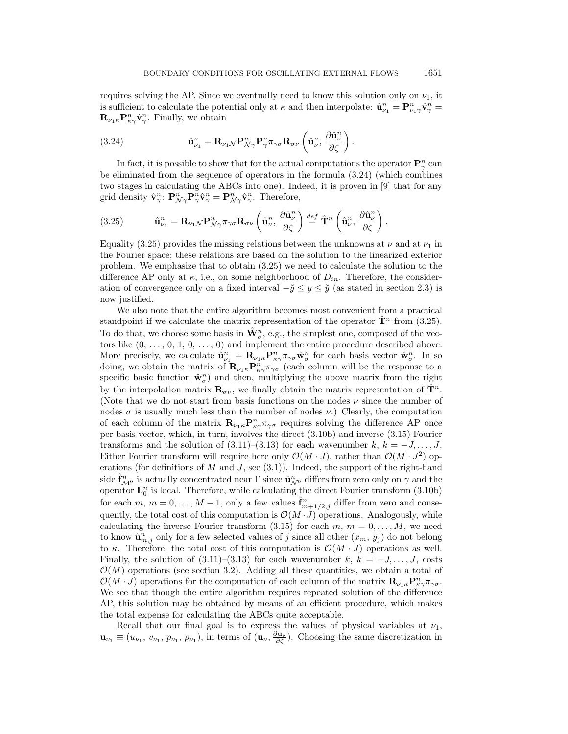requires solving the AP. Since we eventually need to know this solution only on $\nu_1$, it is sufficient to calculate the potential only at $\kappa$ and then interpolate: $\hat{\mathbf{u}}^n_{\nu_1} = \mathbf{P}^n_{\nu_1\gamma}\hat{\mathbf{v}}^n_\gamma = \mathbf{R}_{\nu_1\kappa}\mathbf{P}^n_{\kappa\gamma}\hat{\mathbf{v}}^n_\gamma$. Finally, we obtain

$$
\hat{\mathbf{u}}^n_{\nu_1} = \mathbf{R}_{\nu_1\mathcal{N}}\mathbf{P}^n_{\mathcal{N}\gamma}\mathbf{P}^n_\gamma\pi_{\gamma\sigma}\mathbf{R}_{\sigma\nu}\left(\hat{\mathbf{u}}^n_\nu,\, \frac{\partial\hat{\mathbf{u}}^n_\nu}{\partial\zeta}\right). \tag{3.24}
$$

In fact, it is possible to show that for the actual computations the operator $\mathbf{P}^n_\gamma$ can be eliminated from the sequence of operators in the formula (3.24) (which combines two stages in calculating the ABCs into one). Indeed, it is proven in [9] that for any grid density $\hat{\mathbf{v}}^n_\gamma$: $\mathbf{P}^n_{\mathcal{N}\gamma}\mathbf{P}^n_\gamma\hat{\mathbf{v}}^n_\gamma = \mathbf{P}^n_{\mathcal{N}\gamma}\hat{\mathbf{v}}^n_\gamma$. Therefore,

$$
\hat{\mathbf{u}}^n_{\nu_1} = \mathbf{R}_{\nu_1\mathcal{N}}\mathbf{P}^n_{\mathcal{N}\gamma}\pi_{\gamma\sigma}\mathbf{R}_{\sigma\nu}\left(\hat{\mathbf{u}}^n_\nu,\, \frac{\partial\hat{\mathbf{u}}^n_\nu}{\partial\zeta}\right) \stackrel{def}{=} \hat{\mathbf{T}}^n\left(\hat{\mathbf{u}}^n_\nu,\, \frac{\partial\hat{\mathbf{u}}^n_\nu}{\partial\zeta}\right). \tag{3.25}
$$

Equality (3.25) provides the missing relations between the unknowns at $\nu$ and at $\nu_1$ in the Fourier space; these relations are based on the solution to the linearized exterior problem. We emphasize that to obtain (3.25) we need to calculate the solution to the difference AP only at $\kappa$, i.e., on some neighborhood of $D_{in}$. Therefore, the consideration of convergence only on a fixed interval $-\breve{y} \le y \le \breve{y}$ (as stated in section 2.3) is now justified.

We also note that the entire algorithm becomes most convenient from a practical standpoint if we calculate the matrix representation of the operator $\hat{\mathbf{T}}^n$ from (3.25). To do that, we choose some basis in $\hat{\mathbf{W}}^n_\sigma$, e.g., the simplest one, composed of the vectors like $(0,\,\ldots,\,0,\,1,\,0,\,\ldots,\,0)$ and implement the entire procedure described above. More precisely, we calculate $\hat{\mathbf{u}}^n_{\nu_1} = \mathbf{R}_{\nu_1\kappa}\mathbf{P}^n_{\kappa\gamma}\pi_{\gamma\sigma}\hat{\mathbf{w}}^n_\sigma$ for each basis vector $\hat{\mathbf{w}}^n_\sigma$. In so doing, we obtain the matrix of $\mathbf{R}_{\nu_1\kappa}\mathbf{P}^n_{\kappa\gamma}\pi_{\gamma\sigma}$ (each column will be the response to a specific basic function $\hat{\mathbf{w}}^n_\sigma$) and then, multiplying the above matrix from the right by the interpolation matrix $\mathbf{R}_{\sigma\nu}$, we finally obtain the matrix representation of $\hat{\mathbf{T}}^n$. (Note that we do not start from basis functions on the nodes $\nu$ since the number of nodes $\sigma$ is usually much less than the number of nodes $\nu$.) Clearly, the computation of each column of the matrix $\mathbf{R}_{\nu_1\kappa}\mathbf{P}^n_{\kappa\gamma}\pi_{\gamma\sigma}$ requires solving the difference AP once per basis vector, which, in turn, involves the direct (3.10b) and inverse (3.15) Fourier transforms and the solution of (3.11)–(3.13) for each wavenumber $k$, $k = -J,\ldots,J$. Either Fourier transform will require here only $\mathcal{O}(M\cdot J)$, rather than $\mathcal{O}(M\cdot J^2)$ operations (for definitions of $M$ and $J$, see (3.1)). Indeed, the support of the right-hand side $\hat{\mathbf{f}}^n_{\mathcal{M}^0}$ is actually concentrated near $\Gamma$ since $\hat{\mathbf{u}}^n_{\mathcal{N}^0}$ differs from zero only on $\gamma$ and the operator $\mathbf{L}^n_0$ is local. Therefore, while calculating the direct Fourier transform (3.10b) for each $m$, $m = 0,\ldots,M-1$, only a few values $\hat{\mathbf{f}}^n_{m+1/2,j}$ differ from zero and consequently, the total cost of this computation is $\mathcal{O}(M\cdot J)$ operations. Analogously, while calculating the inverse Fourier transform (3.15) for each $m$, $m = 0,\ldots,M$, we need to know $\hat{\mathbf{u}}^n_{m,j}$ only for a few selected values of $j$ since all other $(x_m,\, y_j)$ do not belong to $\kappa$. Therefore, the total cost of this computation is $\mathcal{O}(M\cdot J)$ operations as well. Finally, the solution of (3.11)–(3.13) for each wavenumber $k$, $k = -J,\ldots,J$, costs $\mathcal{O}(M)$ operations (see section 3.2). Adding all these quantities, we obtain a total of $\mathcal{O}(M\cdot J)$ operations for the computation of each column of the matrix $\mathbf{R}_{\nu_1\kappa}\mathbf{P}^n_{\kappa\gamma}\pi_{\gamma\sigma}$. We see that though the entire algorithm requires repeated solution of the difference AP, this solution may be obtained by means of an efficient procedure, which makes the total expense for calculating the ABCs quite acceptable.

Recall that our final goal is to express the values of physical variables at $\nu_1$, $\mathbf{u}_{\nu_1} \equiv (u_{\nu_1},\, v_{\nu_1},\, p_{\nu_1},\, \rho_{\nu_1})$, in terms of $(\mathbf{u}_\nu,\, \frac{\partial\mathbf{u}_\nu}{\partial\zeta})$. Choosing the same discretization in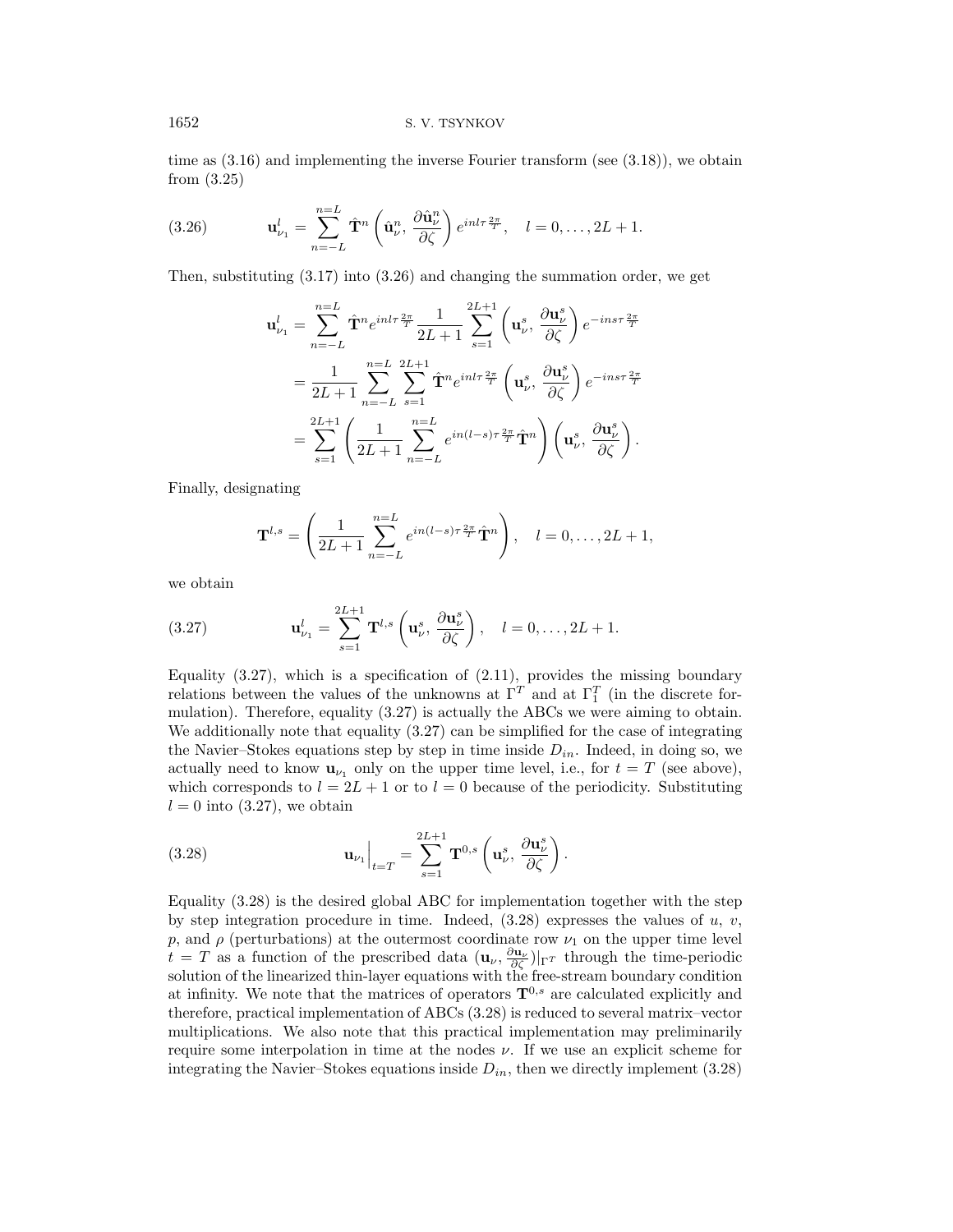time as (3.16) and implementing the inverse Fourier transform (see (3.18)), we obtain from (3.25)

$$\mathbf{u}_{\nu_1}^l = \sum_{n=-L}^{n=L} \hat{\mathbf{T}}^n \left( \hat{\mathbf{u}}_\nu^n, \frac{\partial \hat{\mathbf{u}}_\nu^n}{\partial \zeta} \right) e^{inl\tau \frac{2\pi}{T}}, \quad l = 0, \ldots, 2L+1. \tag{3.26}$$

Then, substituting (3.17) into (3.26) and changing the summation order, we get

$$\begin{aligned}
\mathbf{u}_{\nu_1}^l &= \sum_{n=-L}^{n=L} \hat{\mathbf{T}}^n e^{inl\tau \frac{2\pi}{T}} \frac{1}{2L+1} \sum_{s=1}^{2L+1} \left( \mathbf{u}_\nu^s, \frac{\partial \mathbf{u}_\nu^s}{\partial \zeta} \right) e^{-ins\tau \frac{2\pi}{T}} \\
&= \frac{1}{2L+1} \sum_{n=-L}^{n=L} \sum_{s=1}^{2L+1} \hat{\mathbf{T}}^n e^{inl\tau \frac{2\pi}{T}} \left( \mathbf{u}_\nu^s, \frac{\partial \mathbf{u}_\nu^s}{\partial \zeta} \right) e^{-ins\tau \frac{2\pi}{T}} \\
&= \sum_{s=1}^{2L+1} \left( \frac{1}{2L+1} \sum_{n=-L}^{n=L} e^{in(l-s)\tau \frac{2\pi}{T}} \hat{\mathbf{T}}^n \right) \left( \mathbf{u}_\nu^s, \frac{\partial \mathbf{u}_\nu^s}{\partial \zeta} \right).
\end{aligned}$$

Finally, designating

$$\mathbf{T}^{l,s} = \left( \frac{1}{2L+1} \sum_{n=-L}^{n=L} e^{in(l-s)\tau \frac{2\pi}{T}} \hat{\mathbf{T}}^n \right), \quad l = 0, \ldots, 2L+1,$$

we obtain

$$\mathbf{u}_{\nu_1}^l = \sum_{s=1}^{2L+1} \mathbf{T}^{l,s} \left( \mathbf{u}_\nu^s, \frac{\partial \mathbf{u}_\nu^s}{\partial \zeta} \right), \quad l = 0, \ldots, 2L+1. \tag{3.27}$$

Equality (3.27), which is a specification of (2.11), provides the missing boundary relations between the values of the unknowns at $\Gamma^T$ and at $\Gamma_1^T$ (in the discrete formulation). Therefore, equality (3.27) is actually the ABCs we were aiming to obtain. We additionally note that equality (3.27) can be simplified for the case of integrating the Navier–Stokes equations step by step in time inside $D_{in}$. Indeed, in doing so, we actually need to know $\mathbf{u}_{\nu_1}$ only on the upper time level, i.e., for $t = T$ (see above), which corresponds to $l = 2L + 1$ or to $l = 0$ because of the periodicity. Substituting $l = 0$ into (3.27), we obtain

$$\mathbf{u}_{\nu_1}\Big|_{t=T} = \sum_{s=1}^{2L+1} \mathbf{T}^{0,s} \left( \mathbf{u}_\nu^s, \frac{\partial \mathbf{u}_\nu^s}{\partial \zeta} \right). \tag{3.28}$$

Equality (3.28) is the desired global ABC for implementation together with the step by step integration procedure in time. Indeed, (3.28) expresses the values of $u$, $v$, $p$, and $\rho$ (perturbations) at the outermost coordinate row $\nu_1$ on the upper time level $t = T$ as a function of the prescribed data $(\mathbf{u}_\nu, \frac{\partial \mathbf{u}_\nu}{\partial \zeta})|_{\Gamma^T}$ through the time-periodic solution of the linearized thin-layer equations with the free-stream boundary condition at infinity. We note that the matrices of operators $\mathbf{T}^{0,s}$ are calculated explicitly and therefore, practical implementation of ABCs (3.28) is reduced to several matrix–vector multiplications. We also note that this practical implementation may preliminarily require some interpolation in time at the nodes $\nu$. If we use an explicit scheme for integrating the Navier–Stokes equations inside $D_{in}$, then we directly implement (3.28)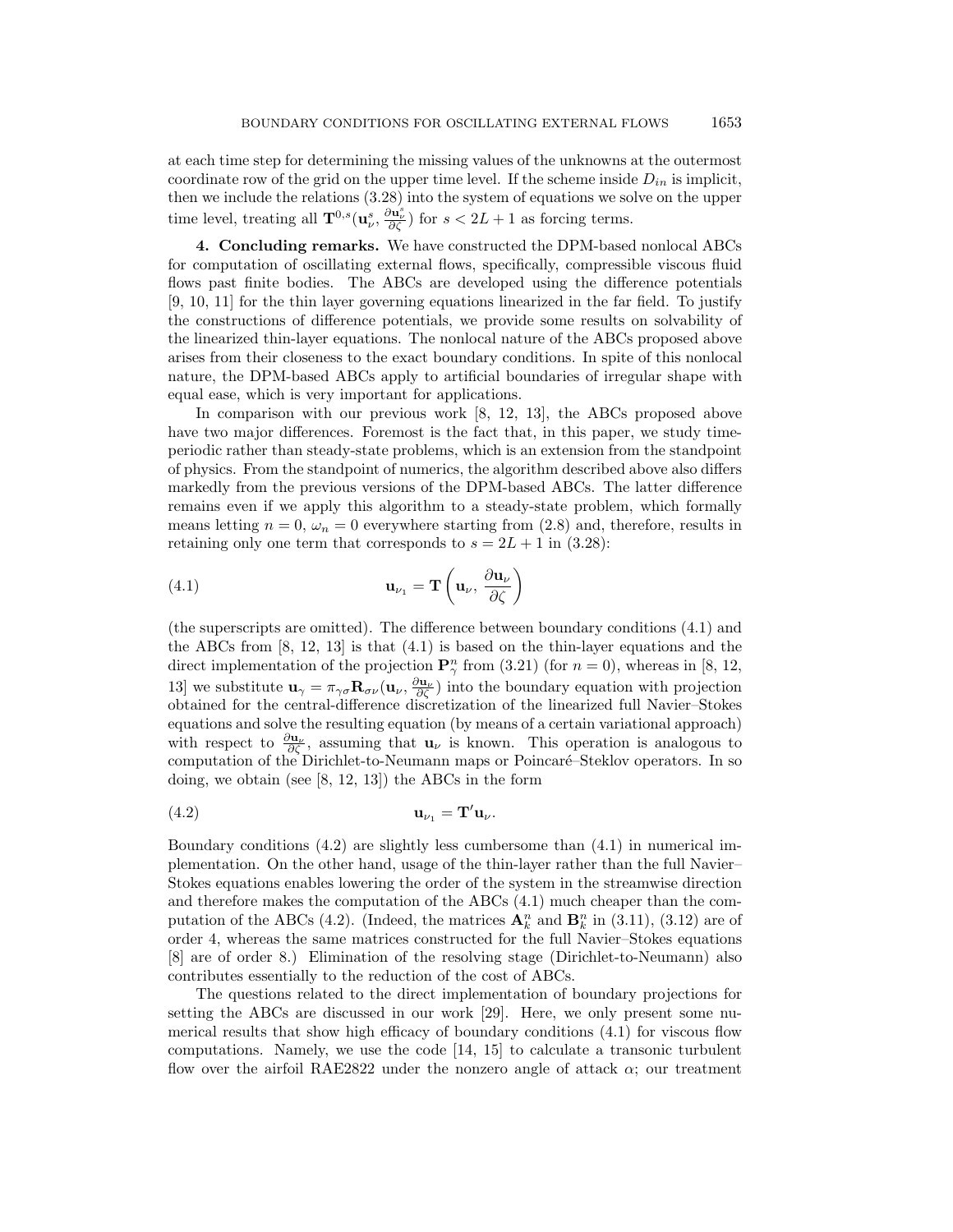at each time step for determining the missing values of the unknowns at the outermost coordinate row of the grid on the upper time level. If the scheme inside $D_{in}$ is implicit, then we include the relations (3.28) into the system of equations we solve on the upper time level, treating all $\mathbf{T}^{0,s}(\mathbf{u}_\nu^s, \frac{\partial \mathbf{u}_\nu^s}{\partial \zeta})$ for $s < 2L+1$ as forcing terms.

**4. Concluding remarks.** We have constructed the DPM-based nonlocal ABCs for computation of oscillating external flows, specifically, compressible viscous fluid flows past finite bodies. The ABCs are developed using the difference potentials [9, 10, 11] for the thin layer governing equations linearized in the far field. To justify the constructions of difference potentials, we provide some results on solvability of the linearized thin-layer equations. The nonlocal nature of the ABCs proposed above arises from their closeness to the exact boundary conditions. In spite of this nonlocal nature, the DPM-based ABCs apply to artificial boundaries of irregular shape with equal ease, which is very important for applications.

In comparison with our previous work [8, 12, 13], the ABCs proposed above have two major differences. Foremost is the fact that, in this paper, we study time-periodic rather than steady-state problems, which is an extension from the standpoint of physics. From the standpoint of numerics, the algorithm described above also differs markedly from the previous versions of the DPM-based ABCs. The latter difference remains even if we apply this algorithm to a steady-state problem, which formally means letting $n = 0$, $\omega_n = 0$ everywhere starting from (2.8) and, therefore, results in retaining only one term that corresponds to $s = 2L + 1$ in (3.28):

$$\mathbf{u}_{\nu_1} = \mathbf{T}\left(\mathbf{u}_\nu,\, \frac{\partial \mathbf{u}_\nu}{\partial \zeta}\right) \tag{4.1}$$

(the superscripts are omitted). The difference between boundary conditions (4.1) and the ABCs from [8, 12, 13] is that (4.1) is based on the thin-layer equations and the direct implementation of the projection $\mathbf{P}_\gamma^n$ from (3.21) (for $n = 0$), whereas in [8, 12, 13] we substitute $\mathbf{u}_\gamma = \pi_{\gamma\sigma}\mathbf{R}_{\sigma\nu}(\mathbf{u}_\nu, \frac{\partial \mathbf{u}_\nu}{\partial \zeta})$ into the boundary equation with projection obtained for the central-difference discretization of the linearized full Navier–Stokes equations and solve the resulting equation (by means of a certain variational approach) with respect to $\frac{\partial \mathbf{u}_\nu}{\partial \zeta}$, assuming that $\mathbf{u}_\nu$ is known. This operation is analogous to computation of the Dirichlet-to-Neumann maps or Poincaré–Steklov operators. In so doing, we obtain (see [8, 12, 13]) the ABCs in the form

$$\mathbf{u}_{\nu_1} = \mathbf{T}'\mathbf{u}_\nu. \tag{4.2}$$

Boundary conditions (4.2) are slightly less cumbersome than (4.1) in numerical implementation. On the other hand, usage of the thin-layer rather than the full Navier–Stokes equations enables lowering the order of the system in the streamwise direction and therefore makes the computation of the ABCs (4.1) much cheaper than the computation of the ABCs (4.2). (Indeed, the matrices $\mathbf{A}_k^n$ and $\mathbf{B}_k^n$ in (3.11), (3.12) are of order 4, whereas the same matrices constructed for the full Navier–Stokes equations [8] are of order 8.) Elimination of the resolving stage (Dirichlet-to-Neumann) also contributes essentially to the reduction of the cost of ABCs.

The questions related to the direct implementation of boundary projections for setting the ABCs are discussed in our work [29]. Here, we only present some numerical results that show high efficacy of boundary conditions (4.1) for viscous flow computations. Namely, we use the code [14, 15] to calculate a transonic turbulent flow over the airfoil RAE2822 under the nonzero angle of attack $\alpha$; our treatment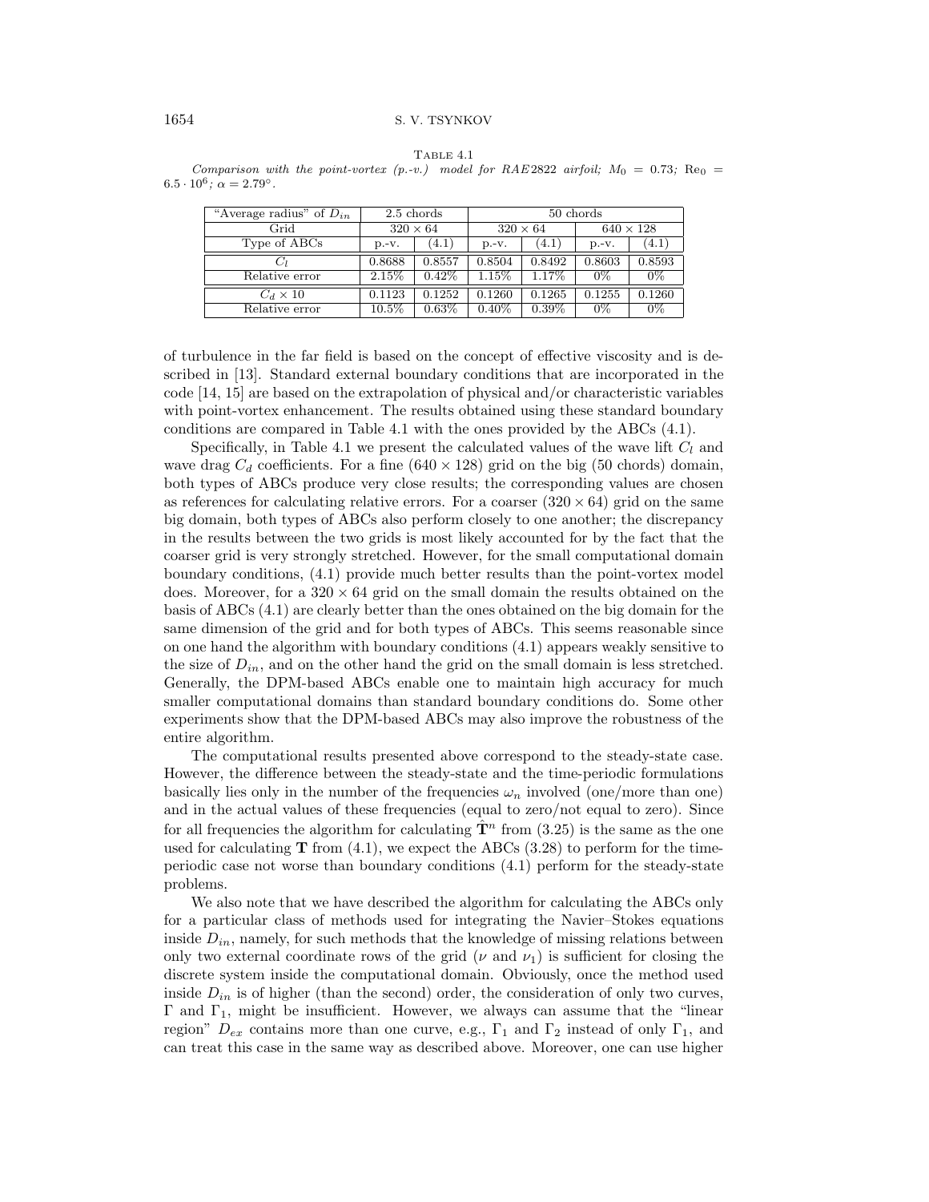TABLE 4.1

*Comparison with the point-vortex (p.-v.) model for RAE2822 airfoil;* $M_0 = 0.73$*;* $\text{Re}_0 = 6.5 \cdot 10^6$*;* $\alpha = 2.79^\circ$*.*

| "Average radius" of $D_{in}$ | 2.5 chords | | 50 chords | | | |
|---|---|---|---|---|---|---|
| Grid | $320 \times 64$ | | $320 \times 64$ | | $640 \times 128$ | |
| Type of ABCs | p.-v. | (4.1) | p.-v. | (4.1) | p.-v. | (4.1) |
| $C_l$ | 0.8688 | 0.8557 | 0.8504 | 0.8492 | 0.8603 | 0.8593 |
| Relative error | 2.15% | 0.42% | 1.15% | 1.17% | 0% | 0% |
| $C_d \times 10$ | 0.1123 | 0.1252 | 0.1260 | 0.1265 | 0.1255 | 0.1260 |
| Relative error | 10.5% | 0.63% | 0.40% | 0.39% | 0% | 0% |

of turbulence in the far field is based on the concept of effective viscosity and is described in [13]. Standard external boundary conditions that are incorporated in the code [14, 15] are based on the extrapolation of physical and/or characteristic variables with point-vortex enhancement. The results obtained using these standard boundary conditions are compared in Table 4.1 with the ones provided by the ABCs (4.1).

Specifically, in Table 4.1 we present the calculated values of the wave lift $C_l$ and wave drag $C_d$ coefficients. For a fine ($640 \times 128$) grid on the big (50 chords) domain, both types of ABCs produce very close results; the corresponding values are chosen as references for calculating relative errors. For a coarser ($320 \times 64$) grid on the same big domain, both types of ABCs also perform closely to one another; the discrepancy in the results between the two grids is most likely accounted for by the fact that the coarser grid is very strongly stretched. However, for the small computational domain boundary conditions, (4.1) provide much better results than the point-vortex model does. Moreover, for a $320 \times 64$ grid on the small domain the results obtained on the basis of ABCs (4.1) are clearly better than the ones obtained on the big domain for the same dimension of the grid and for both types of ABCs. This seems reasonable since on one hand the algorithm with boundary conditions (4.1) appears weakly sensitive to the size of $D_{in}$, and on the other hand the grid on the small domain is less stretched. Generally, the DPM-based ABCs enable one to maintain high accuracy for much smaller computational domains than standard boundary conditions do. Some other experiments show that the DPM-based ABCs may also improve the robustness of the entire algorithm.

The computational results presented above correspond to the steady-state case. However, the difference between the steady-state and the time-periodic formulations basically lies only in the number of the frequencies $\omega_n$ involved (one/more than one) and in the actual values of these frequencies (equal to zero/not equal to zero). Since for all frequencies the algorithm for calculating $\hat{\mathbf{T}}^n$ from (3.25) is the same as the one used for calculating $\mathbf{T}$ from (4.1), we expect the ABCs (3.28) to perform for the time-periodic case not worse than boundary conditions (4.1) perform for the steady-state problems.

We also note that we have described the algorithm for calculating the ABCs only for a particular class of methods used for integrating the Navier–Stokes equations inside $D_{in}$, namely, for such methods that the knowledge of missing relations between only two external coordinate rows of the grid ($\nu$ and $\nu_1$) is sufficient for closing the discrete system inside the computational domain. Obviously, once the method used inside $D_{in}$ is of higher (than the second) order, the consideration of only two curves, $\Gamma$ and $\Gamma_1$, might be insufficient. However, we always can assume that the "linear region" $D_{ex}$ contains more than one curve, e.g., $\Gamma_1$ and $\Gamma_2$ instead of only $\Gamma_1$, and can treat this case in the same way as described above. Moreover, one can use higher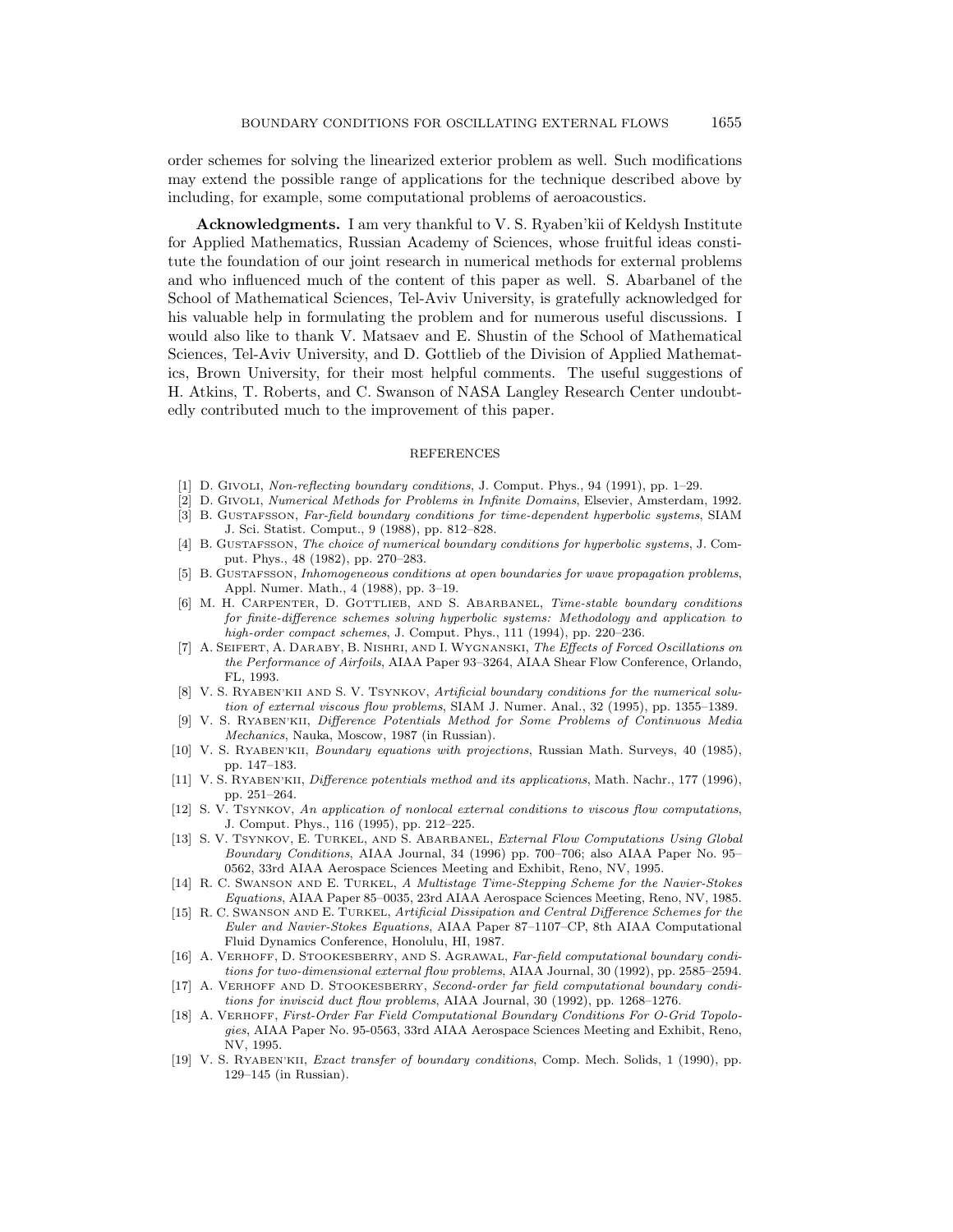order schemes for solving the linearized exterior problem as well. Such modifications may extend the possible range of applications for the technique described above by including, for example, some computational problems of aeroacoustics.

**Acknowledgments.** I am very thankful to V. S. Ryaben'kii of Keldysh Institute for Applied Mathematics, Russian Academy of Sciences, whose fruitful ideas constitute the foundation of our joint research in numerical methods for external problems and who influenced much of the content of this paper as well. S. Abarbanel of the School of Mathematical Sciences, Tel-Aviv University, is gratefully acknowledged for his valuable help in formulating the problem and for numerous useful discussions. I would also like to thank V. Matsaev and E. Shustin of the School of Mathematical Sciences, Tel-Aviv University, and D. Gottlieb of the Division of Applied Mathematics, Brown University, for their most helpful comments. The useful suggestions of H. Atkins, T. Roberts, and C. Swanson of NASA Langley Research Center undoubtedly contributed much to the improvement of this paper.

## REFERENCES

[1] D. Givoli, *Non-reflecting boundary conditions*, J. Comput. Phys., 94 (1991), pp. 1–29.

[2] D. Givoli, *Numerical Methods for Problems in Infinite Domains*, Elsevier, Amsterdam, 1992.

[3] B. Gustafsson, *Far-field boundary conditions for time-dependent hyperbolic systems*, SIAM J. Sci. Statist. Comput., 9 (1988), pp. 812–828.

[4] B. Gustafsson, *The choice of numerical boundary conditions for hyperbolic systems*, J. Comput. Phys., 48 (1982), pp. 270–283.

[5] B. Gustafsson, *Inhomogeneous conditions at open boundaries for wave propagation problems*, Appl. Numer. Math., 4 (1988), pp. 3–19.

[6] M. H. Carpenter, D. Gottlieb, and S. Abarbanel, *Time-stable boundary conditions for finite-difference schemes solving hyperbolic systems: Methodology and application to high-order compact schemes*, J. Comput. Phys., 111 (1994), pp. 220–236.

[7] A. Seifert, A. Daraby, B. Nishri, and I. Wygnanski, *The Effects of Forced Oscillations on the Performance of Airfoils*, AIAA Paper 93–3264, AIAA Shear Flow Conference, Orlando, FL, 1993.

[8] V. S. Ryaben'kii and S. V. Tsynkov, *Artificial boundary conditions for the numerical solution of external viscous flow problems*, SIAM J. Numer. Anal., 32 (1995), pp. 1355–1389.

[9] V. S. Ryaben'kii, *Difference Potentials Method for Some Problems of Continuous Media Mechanics*, Nauka, Moscow, 1987 (in Russian).

[10] V. S. Ryaben'kii, *Boundary equations with projections*, Russian Math. Surveys, 40 (1985), pp. 147–183.

[11] V. S. Ryaben'kii, *Difference potentials method and its applications*, Math. Nachr., 177 (1996), pp. 251–264.

[12] S. V. Tsynkov, *An application of nonlocal external conditions to viscous flow computations*, J. Comput. Phys., 116 (1995), pp. 212–225.

[13] S. V. Tsynkov, E. Turkel, and S. Abarbanel, *External Flow Computations Using Global Boundary Conditions*, AIAA Journal, 34 (1996) pp. 700–706; also AIAA Paper No. 95–0562, 33rd AIAA Aerospace Sciences Meeting and Exhibit, Reno, NV, 1995.

[14] R. C. Swanson and E. Turkel, *A Multistage Time-Stepping Scheme for the Navier-Stokes Equations*, AIAA Paper 85–0035, 23rd AIAA Aerospace Sciences Meeting, Reno, NV, 1985.

[15] R. C. Swanson and E. Turkel, *Artificial Dissipation and Central Difference Schemes for the Euler and Navier-Stokes Equations*, AIAA Paper 87–1107–CP, 8th AIAA Computational Fluid Dynamics Conference, Honolulu, HI, 1987.

[16] A. Verhoff, D. Stookesberry, and S. Agrawal, *Far-field computational boundary conditions for two-dimensional external flow problems*, AIAA Journal, 30 (1992), pp. 2585–2594.

[17] A. Verhoff and D. Stookesberry, *Second-order far field computational boundary conditions for inviscid duct flow problems*, AIAA Journal, 30 (1992), pp. 1268–1276.

[18] A. Verhoff, *First-Order Far Field Computational Boundary Conditions For O-Grid Topologies*, AIAA Paper No. 95-0563, 33rd AIAA Aerospace Sciences Meeting and Exhibit, Reno, NV, 1995.

[19] V. S. Ryaben'kii, *Exact transfer of boundary conditions*, Comp. Mech. Solids, 1 (1990), pp. 129–145 (in Russian).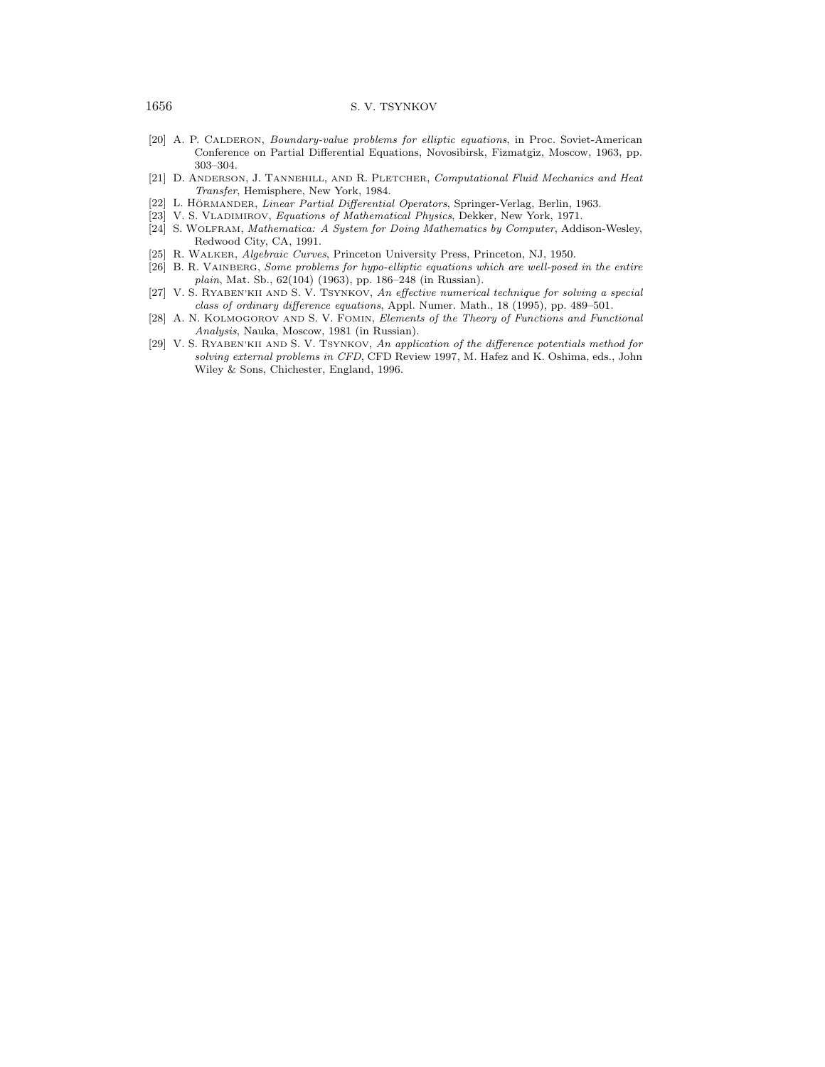[20] A. P. Calderon, *Boundary-value problems for elliptic equations*, in Proc. Soviet-American Conference on Partial Differential Equations, Novosibirsk, Fizmatgiz, Moscow, 1963, pp. 303–304.

[21] D. Anderson, J. Tannehill, and R. Pletcher, *Computational Fluid Mechanics and Heat Transfer*, Hemisphere, New York, 1984.

[22] L. Hörmander, *Linear Partial Differential Operators*, Springer-Verlag, Berlin, 1963.

[23] V. S. Vladimirov, *Equations of Mathematical Physics*, Dekker, New York, 1971.

[24] S. Wolfram, *Mathematica: A System for Doing Mathematics by Computer*, Addison-Wesley, Redwood City, CA, 1991.

[25] R. Walker, *Algebraic Curves*, Princeton University Press, Princeton, NJ, 1950.

[26] B. R. Vainberg, *Some problems for hypo-elliptic equations which are well-posed in the entire plain*, Mat. Sb., 62(104) (1963), pp. 186–248 (in Russian).

[27] V. S. Ryaben'kii and S. V. Tsynkov, *An effective numerical technique for solving a special class of ordinary difference equations*, Appl. Numer. Math., 18 (1995), pp. 489–501.

[28] A. N. Kolmogorov and S. V. Fomin, *Elements of the Theory of Functions and Functional Analysis*, Nauka, Moscow, 1981 (in Russian).

[29] V. S. Ryaben'kii and S. V. Tsynkov, *An application of the difference potentials method for solving external problems in CFD*, CFD Review 1997, M. Hafez and K. Oshima, eds., John Wiley & Sons, Chichester, England, 1996.